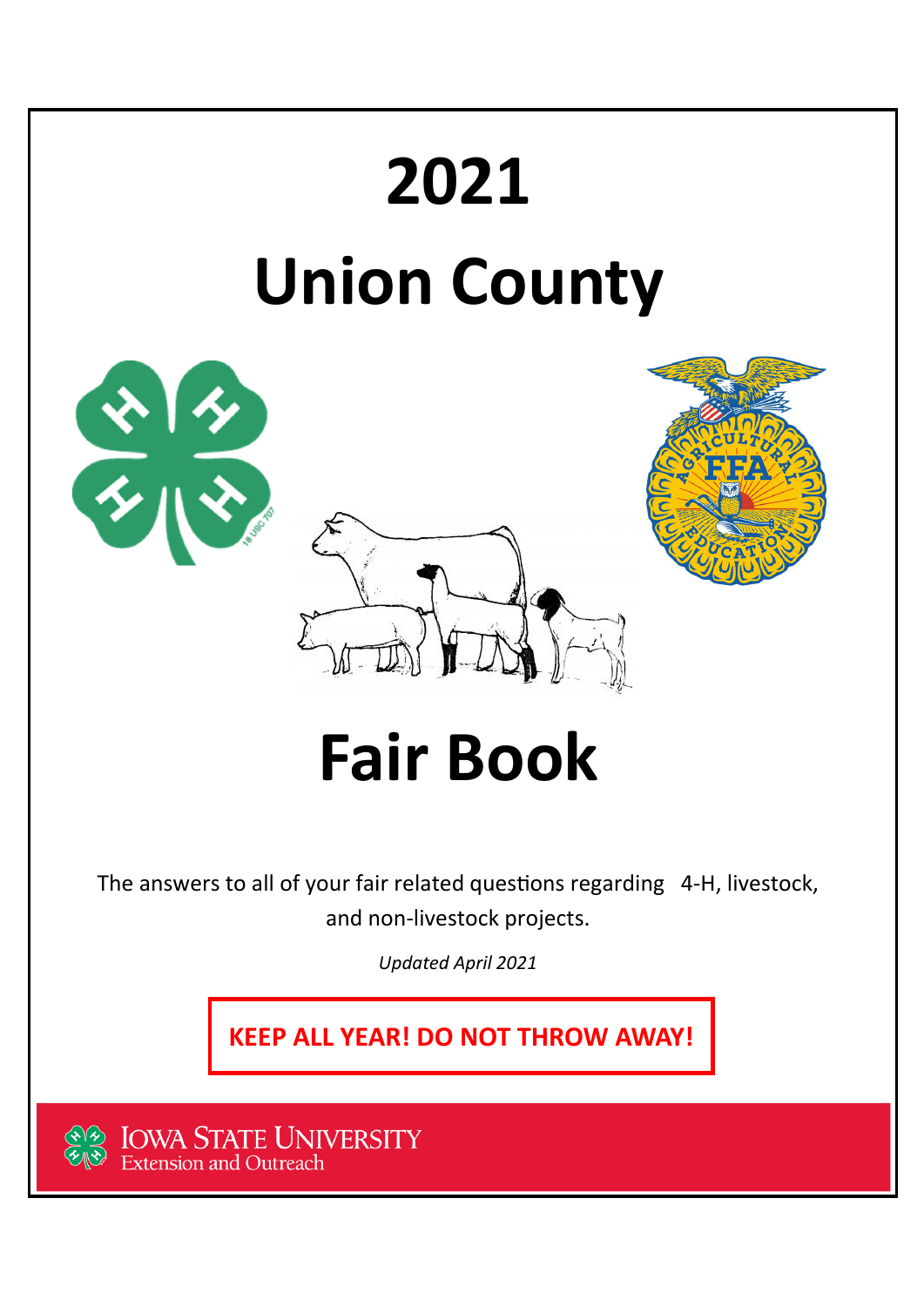# 2021

# Union County

# Fair Book

The answers to all of your fair related questions regarding 4-H, livestock, and non-livestock projects.

*Updated April 2021*

**KEEP ALL YEAR! DO NOT THROW AWAY!**

IOWA STATE UNIVERSITY
Extension and Outreach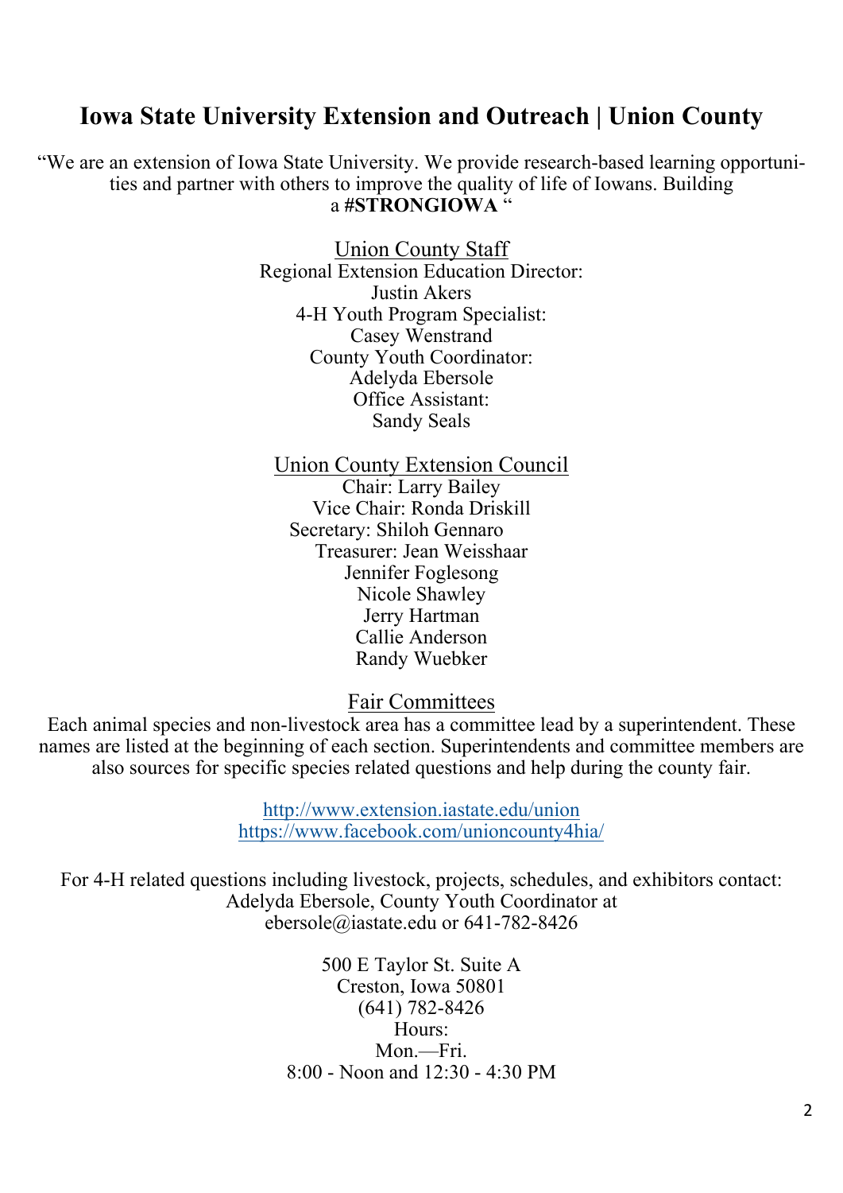# Iowa State University Extension and Outreach | Union County

"We are an extension of Iowa State University. We provide research-based learning opportunities and partner with others to improve the quality of life of Iowans. Building a **#STRONGIOWA** "

## Union County Staff

Regional Extension Education Director:
Justin Akers
4-H Youth Program Specialist:
Casey Wenstrand
County Youth Coordinator:
Adelyda Ebersole
Office Assistant:
Sandy Seals

## Union County Extension Council

Chair: Larry Bailey
Vice Chair: Ronda Driskill
Secretary: Shiloh Gennaro
Treasurer: Jean Weisshaar
Jennifer Foglesong
Nicole Shawley
Jerry Hartman
Callie Anderson
Randy Wuebker

## Fair Committees

Each animal species and non-livestock area has a committee lead by a superintendent. These names are listed at the beginning of each section. Superintendents and committee members are also sources for specific species related questions and help during the county fair.

http://www.extension.iastate.edu/union
https://www.facebook.com/unioncounty4hia/

For 4-H related questions including livestock, projects, schedules, and exhibitors contact:
Adelyda Ebersole, County Youth Coordinator at
ebersole@iastate.edu or 641-782-8426

500 E Taylor St. Suite A
Creston, Iowa 50801
(641) 782-8426
Hours:
Mon.—Fri.
8:00 - Noon and 12:30 - 4:30 PM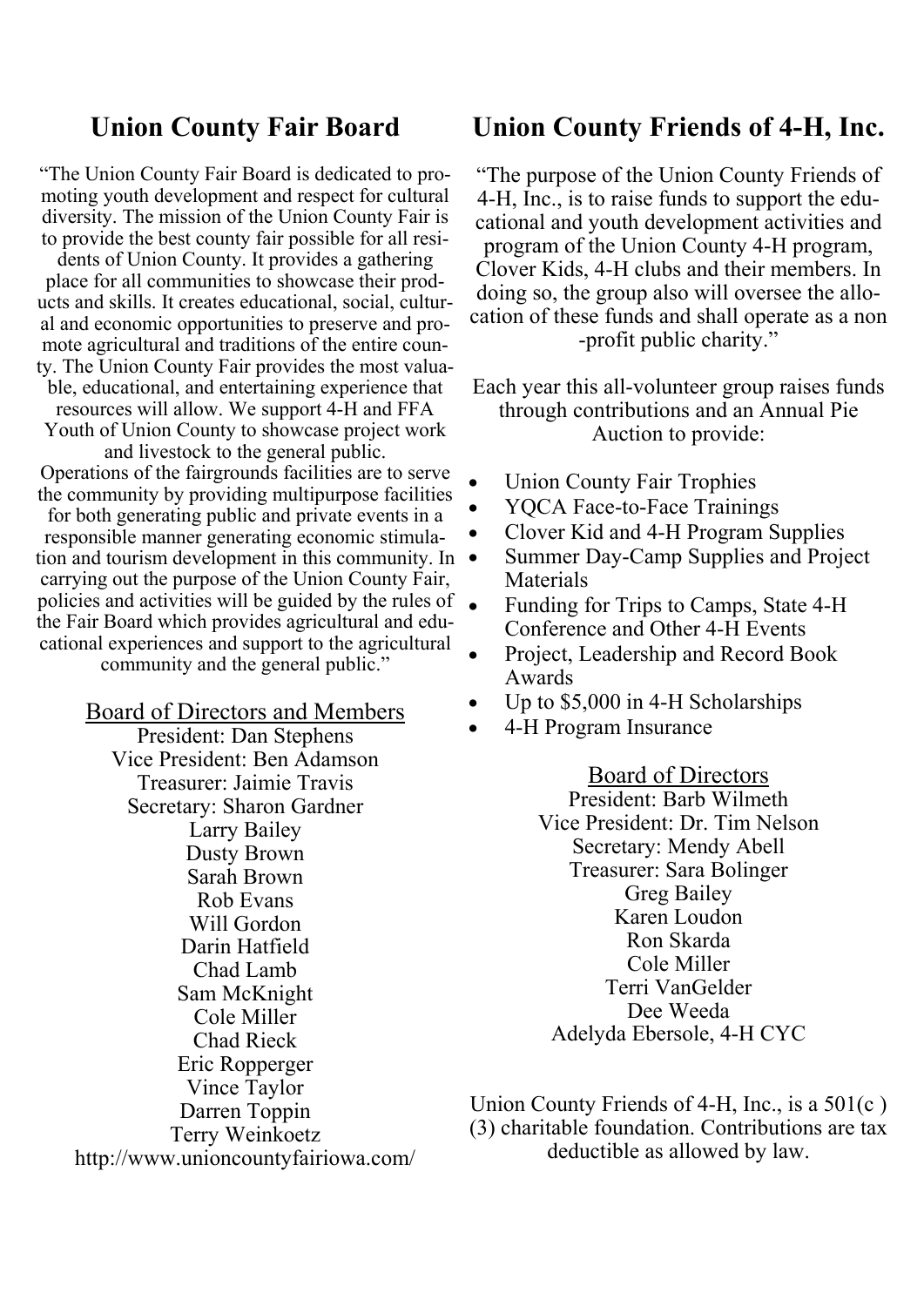## Union County Fair Board

"The Union County Fair Board is dedicated to promoting youth development and respect for cultural diversity. The mission of the Union County Fair is to provide the best county fair possible for all residents of Union County. It provides a gathering place for all communities to showcase their products and skills. It creates educational, social, cultural and economic opportunities to preserve and promote agricultural and traditions of the entire county. The Union County Fair provides the most valuable, educational, and entertaining experience that resources will allow. We support 4-H and FFA Youth of Union County to showcase project work and livestock to the general public. Operations of the fairgrounds facilities are to serve the community by providing multipurpose facilities for both generating public and private events in a responsible manner generating economic stimulation and tourism development in this community. In carrying out the purpose of the Union County Fair, policies and activities will be guided by the rules of the Fair Board which provides agricultural and educational experiences and support to the agricultural community and the general public."

Board of Directors and Members

President: Dan Stephens
Vice President: Ben Adamson
Treasurer: Jaimie Travis
Secretary: Sharon Gardner
Larry Bailey
Dusty Brown
Sarah Brown
Rob Evans
Will Gordon
Darin Hatfield
Chad Lamb
Sam McKnight
Cole Miller
Chad Rieck
Eric Ropperger
Vince Taylor
Darren Toppin
Terry Weinkoetz

http://www.unioncountyfairiowa.com/

## Union County Friends of 4-H, Inc.

"The purpose of the Union County Friends of 4-H, Inc., is to raise funds to support the educational and youth development activities and program of the Union County 4-H program, Clover Kids, 4-H clubs and their members. In doing so, the group also will oversee the allocation of these funds and shall operate as a non-profit public charity."

Each year this all-volunteer group raises funds through contributions and an Annual Pie Auction to provide:

- Union County Fair Trophies
- YQCA Face-to-Face Trainings
- Clover Kid and 4-H Program Supplies
- Summer Day-Camp Supplies and Project Materials
- Funding for Trips to Camps, State 4-H Conference and Other 4-H Events
- Project, Leadership and Record Book Awards
- Up to $5,000 in 4-H Scholarships
- 4-H Program Insurance

Board of Directors

President: Barb Wilmeth
Vice President: Dr. Tim Nelson
Secretary: Mendy Abell
Treasurer: Sara Bolinger
Greg Bailey
Karen Loudon
Ron Skarda
Cole Miller
Terri VanGelder
Dee Weeda
Adelyda Ebersole, 4-H CYC

Union County Friends of 4-H, Inc., is a 501(c ) (3) charitable foundation. Contributions are tax deductible as allowed by law.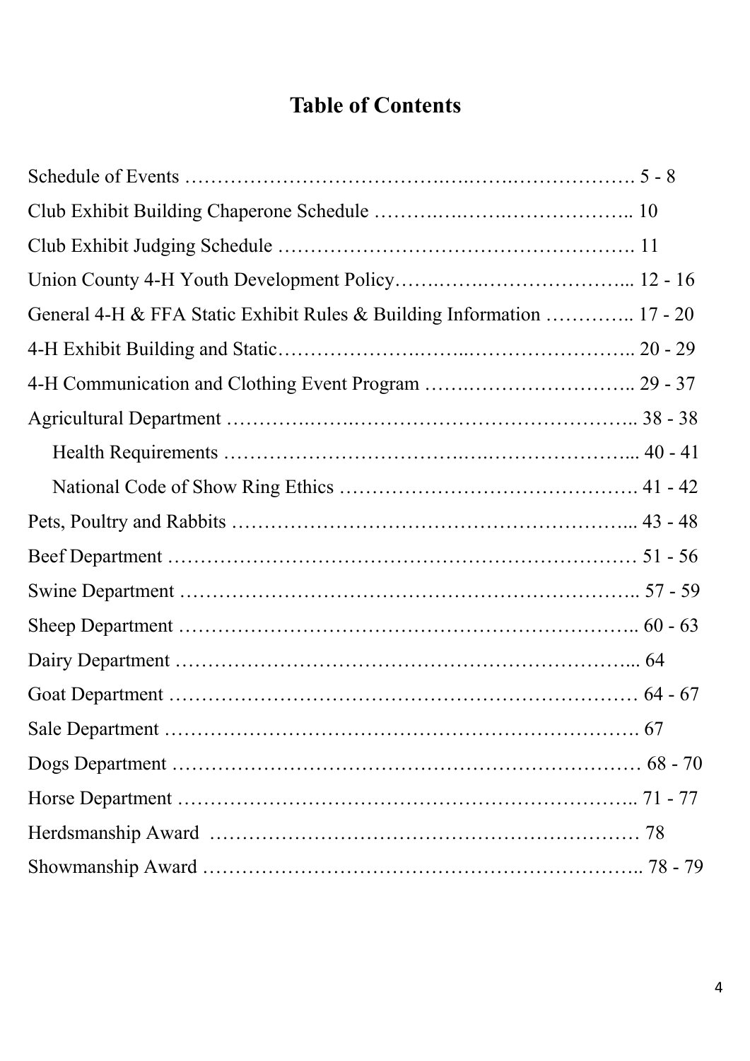# Table of Contents

Schedule of Events ………………………………….….….….……………. 5 - 8

Club Exhibit Building Chaperone Schedule ……….….….….……………….. 10

Club Exhibit Judging Schedule ………………………………………………. 11

Union County 4-H Youth Development Policy…….….….…………………... 12 - 16

General 4-H & FFA Static Exhibit Rules & Building Information ………….. 17 - 20

4-H Exhibit Building and Static…………………….……..…………………….. 20 - 29

4-H Communication and Clothing Event Program …….……………………….. 29 - 37

Agricultural Department ………….…….……………………………………….. 38 - 38

- Health Requirements ………………………………….….…………………... 40 - 41
- National Code of Show Ring Ethics ………………………………………. 41 - 42

Pets, Poultry and Rabbits …………………………………………………... 43 - 48

Beef Department ……………………………………………………………… 51 - 56

Swine Department …………………………………………………………….. 57 - 59

Sheep Department …………………………………………………………….. 60 - 63

Dairy Department ……………………………………………………………... 64

Goat Department ……………………………………………………………… 64 - 67

Sale Department ………………………………………………………………. 67

Dogs Department ……………………………………………………………… 68 - 70

Horse Department …………………………………………………………….. 71 - 77

Herdsmanship Award ………………………………………………………… 78

Showmanship Award ………………………………………………………….. 78 - 79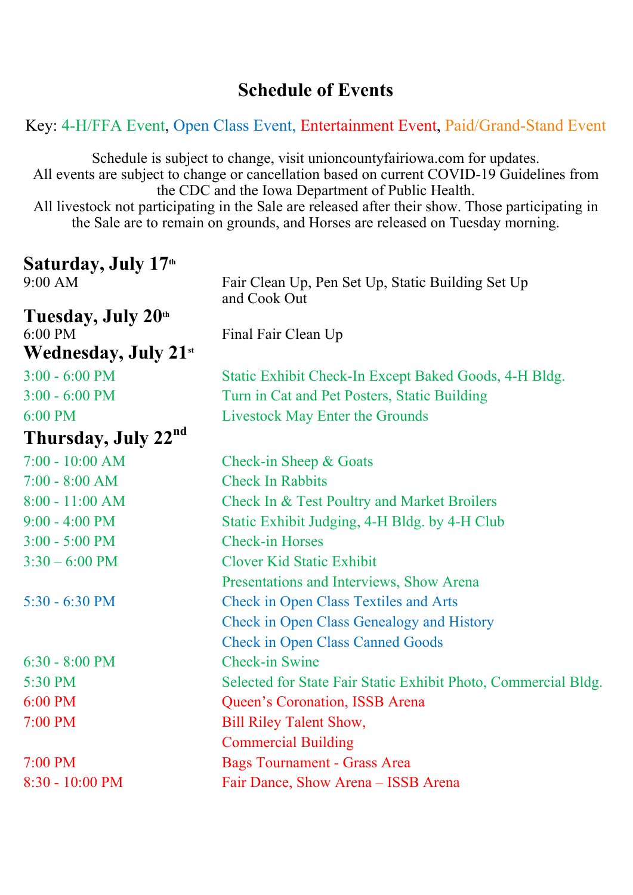# Schedule of Events

Key: 4-H/FFA Event, Open Class Event, Entertainment Event, Paid/Grand-Stand Event

Schedule is subject to change, visit unioncountyfairiowa.com for updates.
All events are subject to change or cancellation based on current COVID-19 Guidelines from the CDC and the Iowa Department of Public Health.
All livestock not participating in the Sale are released after their show. Those participating in the Sale are to remain on grounds, and Horses are released on Tuesday morning.

## Saturday, July 17th

| | |
|---|---|
| 9:00 AM | Fair Clean Up, Pen Set Up, Static Building Set Up and Cook Out |

## Tuesday, July 20th

| | |
|---|---|
| 6:00 PM | Final Fair Clean Up |

## Wednesday, July 21st

| | |
|---|---|
| 3:00 - 6:00 PM | Static Exhibit Check-In Except Baked Goods, 4-H Bldg. |
| 3:00 - 6:00 PM | Turn in Cat and Pet Posters, Static Building |
| 6:00 PM | Livestock May Enter the Grounds |

## Thursday, July 22nd

| | |
|---|---|
| 7:00 - 10:00 AM | Check-in Sheep & Goats |
| 7:00 - 8:00 AM | Check In Rabbits |
| 8:00 - 11:00 AM | Check In & Test Poultry and Market Broilers |
| 9:00 - 4:00 PM | Static Exhibit Judging, 4-H Bldg. by 4-H Club |
| 3:00 - 5:00 PM | Check-in Horses |
| 3:30 – 6:00 PM | Clover Kid Static Exhibit Presentations and Interviews, Show Arena |
| 5:30 - 6:30 PM | Check in Open Class Textiles and Arts<br>Check in Open Class Genealogy and History<br>Check in Open Class Canned Goods |
| 6:30 - 8:00 PM | Check-in Swine |
| 5:30 PM | Selected for State Fair Static Exhibit Photo, Commercial Bldg. |
| 6:00 PM | Queen's Coronation, ISSB Arena |
| 7:00 PM | Bill Riley Talent Show, Commercial Building |
| 7:00 PM | Bags Tournament - Grass Area |
| 8:30 - 10:00 PM | Fair Dance, Show Arena – ISSB Arena |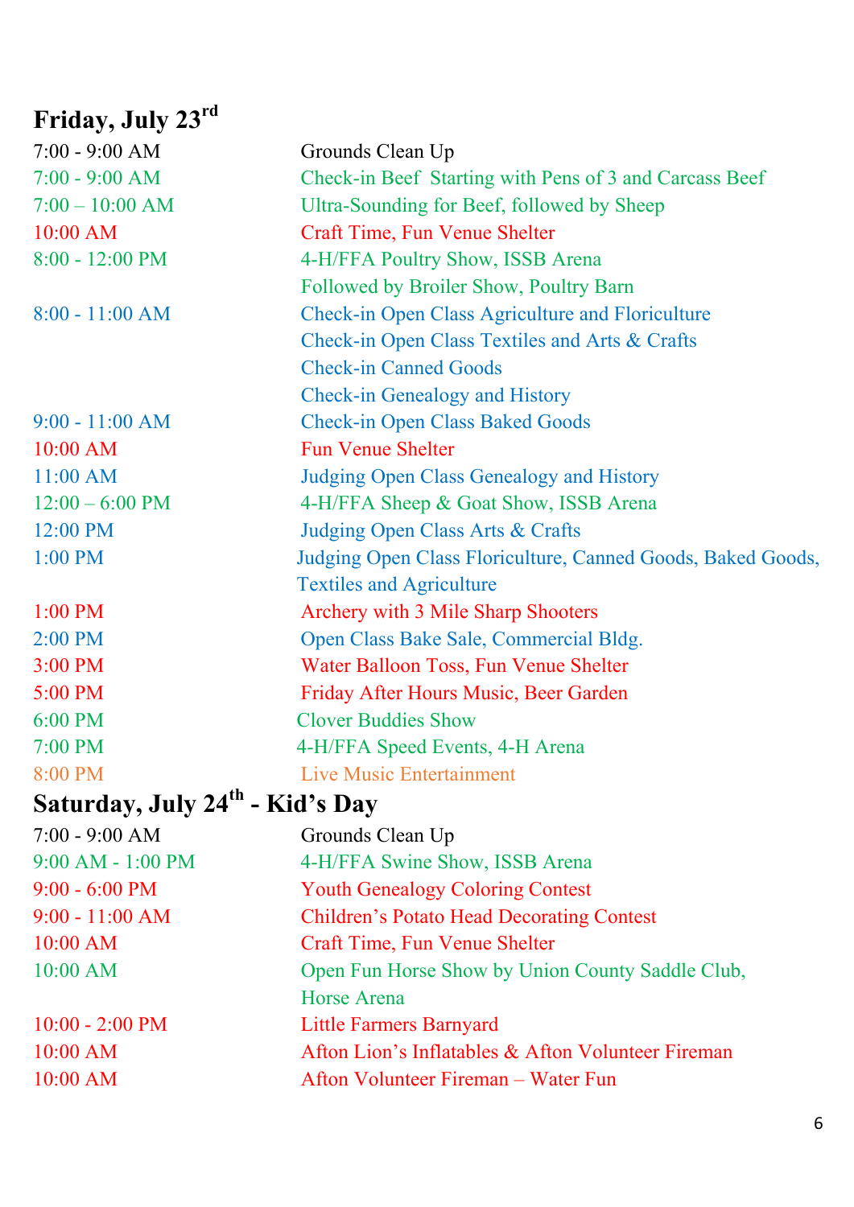## Friday, July 23rd

| | |
|---|---|
| 7:00 - 9:00 AM | Grounds Clean Up |
| 7:00 - 9:00 AM | Check-in Beef Starting with Pens of 3 and Carcass Beef |
| 7:00 – 10:00 AM | Ultra-Sounding for Beef, followed by Sheep |
| 10:00 AM | Craft Time, Fun Venue Shelter |
| 8:00 - 12:00 PM | 4-H/FFA Poultry Show, ISSB Arena<br>Followed by Broiler Show, Poultry Barn |
| 8:00 - 11:00 AM | Check-in Open Class Agriculture and Floriculture<br>Check-in Open Class Textiles and Arts & Crafts<br>Check-in Canned Goods<br>Check-in Genealogy and History |
| 9:00 - 11:00 AM | Check-in Open Class Baked Goods |
| 10:00 AM | Fun Venue Shelter |
| 11:00 AM | Judging Open Class Genealogy and History |
| 12:00 – 6:00 PM | 4-H/FFA Sheep & Goat Show, ISSB Arena |
| 12:00 PM | Judging Open Class Arts & Crafts |
| 1:00 PM | Judging Open Class Floriculture, Canned Goods, Baked Goods, Textiles and Agriculture |
| 1:00 PM | Archery with 3 Mile Sharp Shooters |
| 2:00 PM | Open Class Bake Sale, Commercial Bldg. |
| 3:00 PM | Water Balloon Toss, Fun Venue Shelter |
| 5:00 PM | Friday After Hours Music, Beer Garden |
| 6:00 PM | Clover Buddies Show |
| 7:00 PM | 4-H/FFA Speed Events, 4-H Arena |
| 8:00 PM | Live Music Entertainment |

## Saturday, July 24th - Kid's Day

| | |
|---|---|
| 7:00 - 9:00 AM | Grounds Clean Up |
| 9:00 AM - 1:00 PM | 4-H/FFA Swine Show, ISSB Arena |
| 9:00 - 6:00 PM | Youth Genealogy Coloring Contest |
| 9:00 - 11:00 AM | Children's Potato Head Decorating Contest |
| 10:00 AM | Craft Time, Fun Venue Shelter |
| 10:00 AM | Open Fun Horse Show by Union County Saddle Club, Horse Arena |
| 10:00 - 2:00 PM | Little Farmers Barnyard |
| 10:00 AM | Afton Lion's Inflatables & Afton Volunteer Fireman |
| 10:00 AM | Afton Volunteer Fireman – Water Fun |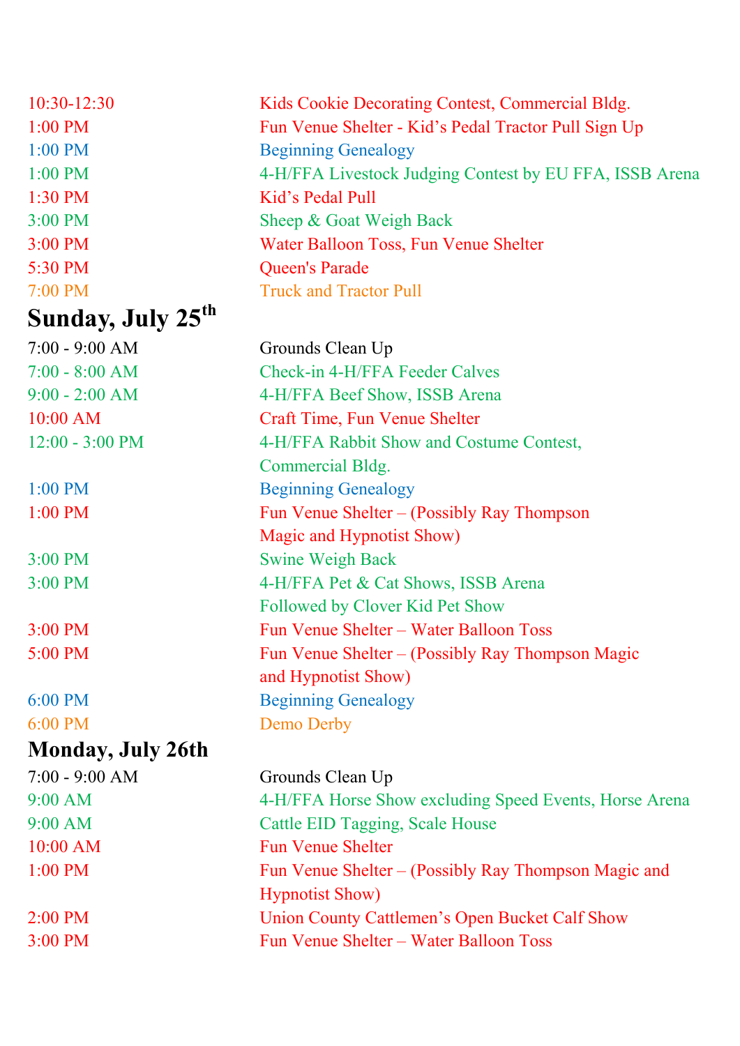| | |
|---|---|
| 10:30-12:30 | Kids Cookie Decorating Contest, Commercial Bldg. |
| 1:00 PM | Fun Venue Shelter - Kid's Pedal Tractor Pull Sign Up |
| 1:00 PM | Beginning Genealogy |
| 1:00 PM | 4-H/FFA Livestock Judging Contest by EU FFA, ISSB Arena |
| 1:30 PM | Kid's Pedal Pull |
| 3:00 PM | Sheep & Goat Weigh Back |
| 3:00 PM | Water Balloon Toss, Fun Venue Shelter |
| 5:30 PM | Queen's Parade |
| 7:00 PM | Truck and Tractor Pull |

## Sunday, July 25th

| | |
|---|---|
| 7:00 - 9:00 AM | Grounds Clean Up |
| 7:00 - 8:00 AM | Check-in 4-H/FFA Feeder Calves |
| 9:00 - 2:00 AM | 4-H/FFA Beef Show, ISSB Arena |
| 10:00 AM | Craft Time, Fun Venue Shelter |
| 12:00 - 3:00 PM | 4-H/FFA Rabbit Show and Costume Contest, Commercial Bldg. |
| 1:00 PM | Beginning Genealogy |
| 1:00 PM | Fun Venue Shelter – (Possibly Ray Thompson Magic and Hypnotist Show) |
| 3:00 PM | Swine Weigh Back |
| 3:00 PM | 4-H/FFA Pet & Cat Shows, ISSB Arena Followed by Clover Kid Pet Show |
| 3:00 PM | Fun Venue Shelter – Water Balloon Toss |
| 5:00 PM | Fun Venue Shelter – (Possibly Ray Thompson Magic and Hypnotist Show) |
| 6:00 PM | Beginning Genealogy |
| 6:00 PM | Demo Derby |

## Monday, July 26th

| | |
|---|---|
| 7:00 - 9:00 AM | Grounds Clean Up |
| 9:00 AM | 4-H/FFA Horse Show excluding Speed Events, Horse Arena |
| 9:00 AM | Cattle EID Tagging, Scale House |
| 10:00 AM | Fun Venue Shelter |
| 1:00 PM | Fun Venue Shelter – (Possibly Ray Thompson Magic and Hypnotist Show) |
| 2:00 PM | Union County Cattlemen's Open Bucket Calf Show |
| 3:00 PM | Fun Venue Shelter – Water Balloon Toss |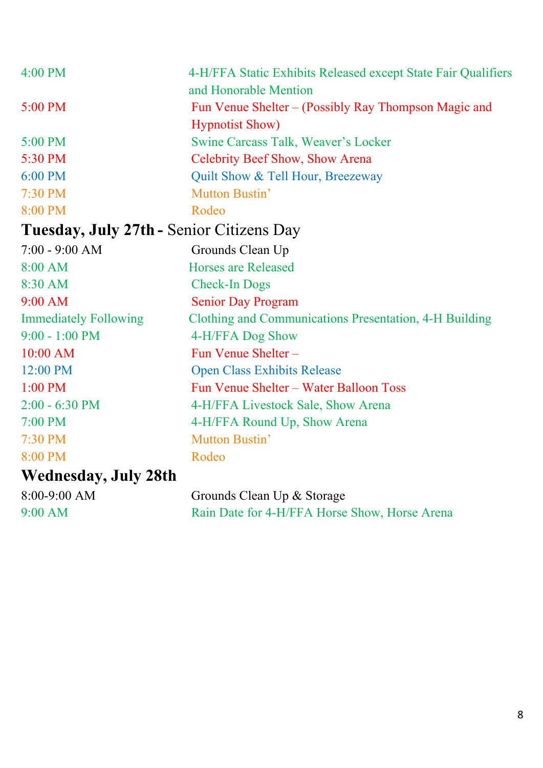| | |
|---|---|
| 4:00 PM | 4-H/FFA Static Exhibits Released except State Fair Qualifiers and Honorable Mention |
| 5:00 PM | Fun Venue Shelter – (Possibly Ray Thompson Magic and Hypnotist Show) |
| 5:00 PM | Swine Carcass Talk, Weaver's Locker |
| 5:30 PM | Celebrity Beef Show, Show Arena |
| 6:00 PM | Quilt Show & Tell Hour, Breezeway |
| 7:30 PM | Mutton Bustin' |
| 8:00 PM | Rodeo |

## **Tuesday, July 27th -** Senior Citizens Day

| | |
|---|---|
| 7:00 - 9:00 AM | Grounds Clean Up |
| 8:00 AM | Horses are Released |
| 8:30 AM | Check-In Dogs |
| 9:00 AM | Senior Day Program |
| Immediately Following | Clothing and Communications Presentation, 4-H Building |
| 9:00 - 1:00 PM | 4-H/FFA Dog Show |
| 10:00 AM | Fun Venue Shelter – |
| 12:00 PM | Open Class Exhibits Release |
| 1:00 PM | Fun Venue Shelter – Water Balloon Toss |
| 2:00 - 6:30 PM | 4-H/FFA Livestock Sale, Show Arena |
| 7:00 PM | 4-H/FFA Round Up, Show Arena |
| 7:30 PM | Mutton Bustin' |
| 8:00 PM | Rodeo |

## **Wednesday, July 28th**

| | |
|---|---|
| 8:00-9:00 AM | Grounds Clean Up & Storage |
| 9:00 AM | Rain Date for 4-H/FFA Horse Show, Horse Arena |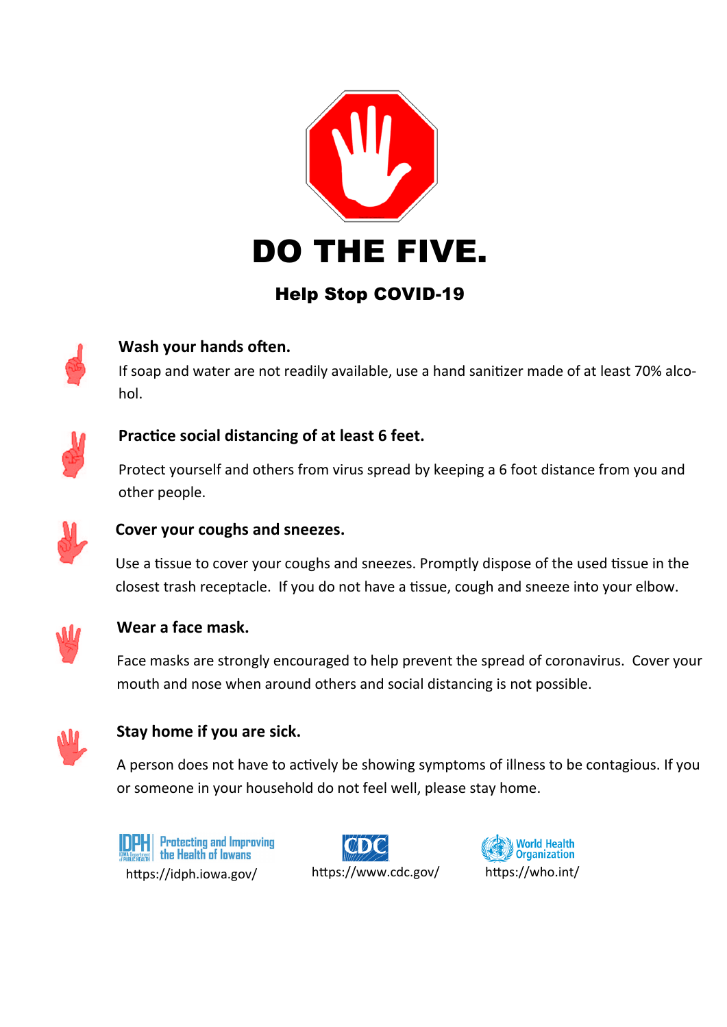# DO THE FIVE.

## Help Stop COVID-19

**Wash your hands often.**

If soap and water are not readily available, use a hand sanitizer made of at least 70% alcohol.

**Practice social distancing of at least 6 feet.**

Protect yourself and others from virus spread by keeping a 6 foot distance from you and other people.

**Cover your coughs and sneezes.**

Use a tissue to cover your coughs and sneezes. Promptly dispose of the used tissue in the closest trash receptacle. If you do not have a tissue, cough and sneeze into your elbow.

**Wear a face mask.**

Face masks are strongly encouraged to help prevent the spread of coronavirus. Cover your mouth and nose when around others and social distancing is not possible.

**Stay home if you are sick.**

A person does not have to actively be showing symptoms of illness to be contagious. If you or someone in your household do not feel well, please stay home.

IDPH Protecting and Improving the Health of Iowans https://idph.iowa.gov/

CDC https://www.cdc.gov/

World Health Organization https://who.int/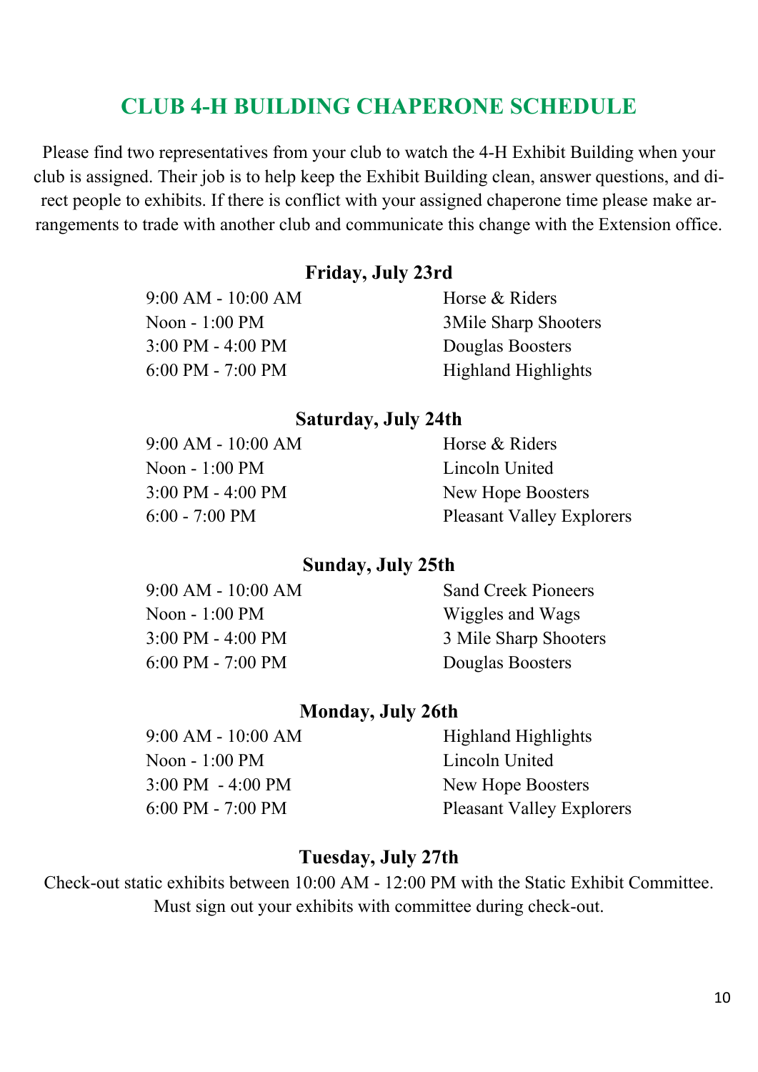# CLUB 4-H BUILDING CHAPERONE SCHEDULE

Please find two representatives from your club to watch the 4-H Exhibit Building when your club is assigned. Their job is to help keep the Exhibit Building clean, answer questions, and direct people to exhibits. If there is conflict with your assigned chaperone time please make arrangements to trade with another club and communicate this change with the Extension office.

### Friday, July 23rd

| | |
|---|---|
| 9:00 AM - 10:00 AM | Horse & Riders |
| Noon - 1:00 PM | 3Mile Sharp Shooters |
| 3:00 PM - 4:00 PM | Douglas Boosters |
| 6:00 PM - 7:00 PM | Highland Highlights |

### Saturday, July 24th

| | |
|---|---|
| 9:00 AM - 10:00 AM | Horse & Riders |
| Noon - 1:00 PM | Lincoln United |
| 3:00 PM - 4:00 PM | New Hope Boosters |
| 6:00 - 7:00 PM | Pleasant Valley Explorers |

### Sunday, July 25th

| | |
|---|---|
| 9:00 AM - 10:00 AM | Sand Creek Pioneers |
| Noon - 1:00 PM | Wiggles and Wags |
| 3:00 PM - 4:00 PM | 3 Mile Sharp Shooters |
| 6:00 PM - 7:00 PM | Douglas Boosters |

### Monday, July 26th

| | |
|---|---|
| 9:00 AM - 10:00 AM | Highland Highlights |
| Noon - 1:00 PM | Lincoln United |
| 3:00 PM - 4:00 PM | New Hope Boosters |
| 6:00 PM - 7:00 PM | Pleasant Valley Explorers |

### Tuesday, July 27th

Check-out static exhibits between 10:00 AM - 12:00 PM with the Static Exhibit Committee. Must sign out your exhibits with committee during check-out.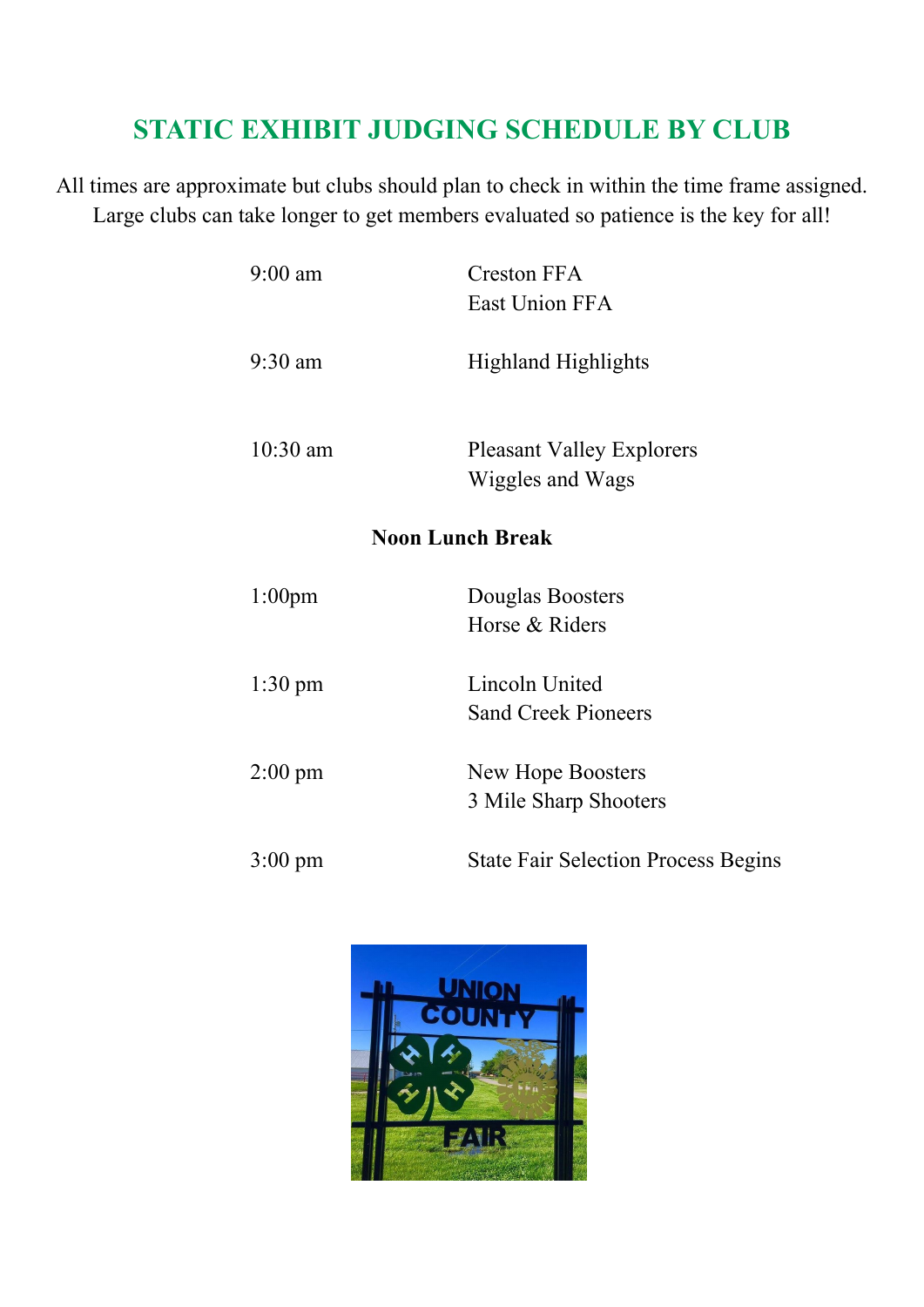# STATIC EXHIBIT JUDGING SCHEDULE BY CLUB

All times are approximate but clubs should plan to check in within the time frame assigned. Large clubs can take longer to get members evaluated so patience is the key for all!

| Time | Club |
| --- | --- |
| 9:00 am | Creston FFA<br>East Union FFA |
| 9:30 am | Highland Highlights |
| 10:30 am | Pleasant Valley Explorers<br>Wiggles and Wags |
| **Noon Lunch Break** | |
| 1:00pm | Douglas Boosters<br>Horse & Riders |
| 1:30 pm | Lincoln United<br>Sand Creek Pioneers |
| 2:00 pm | New Hope Boosters<br>3 Mile Sharp Shooters |
| 3:00 pm | State Fair Selection Process Begins |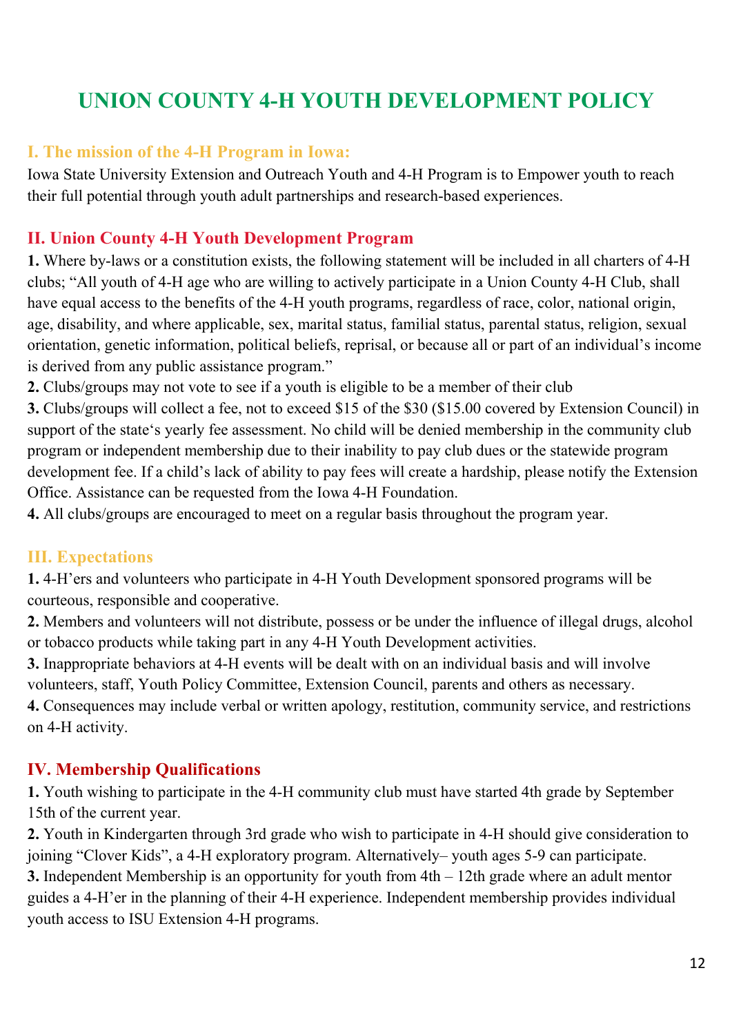# UNION COUNTY 4-H YOUTH DEVELOPMENT POLICY

## I. The mission of the 4-H Program in Iowa:

Iowa State University Extension and Outreach Youth and 4-H Program is to Empower youth to reach their full potential through youth adult partnerships and research-based experiences.

## II. Union County 4-H Youth Development Program

**1.** Where by-laws or a constitution exists, the following statement will be included in all charters of 4-H clubs; "All youth of 4-H age who are willing to actively participate in a Union County 4-H Club, shall have equal access to the benefits of the 4-H youth programs, regardless of race, color, national origin, age, disability, and where applicable, sex, marital status, familial status, parental status, religion, sexual orientation, genetic information, political beliefs, reprisal, or because all or part of an individual's income is derived from any public assistance program."

**2.** Clubs/groups may not vote to see if a youth is eligible to be a member of their club

**3.** Clubs/groups will collect a fee, not to exceed $15 of the $30 ($15.00 covered by Extension Council) in support of the state's yearly fee assessment. No child will be denied membership in the community club program or independent membership due to their inability to pay club dues or the statewide program development fee. If a child's lack of ability to pay fees will create a hardship, please notify the Extension Office. Assistance can be requested from the Iowa 4-H Foundation.

**4.** All clubs/groups are encouraged to meet on a regular basis throughout the program year.

## III. Expectations

**1.** 4-H'ers and volunteers who participate in 4-H Youth Development sponsored programs will be courteous, responsible and cooperative.

**2.** Members and volunteers will not distribute, possess or be under the influence of illegal drugs, alcohol or tobacco products while taking part in any 4-H Youth Development activities.

**3.** Inappropriate behaviors at 4-H events will be dealt with on an individual basis and will involve volunteers, staff, Youth Policy Committee, Extension Council, parents and others as necessary.

**4.** Consequences may include verbal or written apology, restitution, community service, and restrictions on 4-H activity.

## IV. Membership Qualifications

**1.** Youth wishing to participate in the 4-H community club must have started 4th grade by September 15th of the current year.

**2.** Youth in Kindergarten through 3rd grade who wish to participate in 4-H should give consideration to joining "Clover Kids", a 4-H exploratory program. Alternatively– youth ages 5-9 can participate.

**3.** Independent Membership is an opportunity for youth from 4th – 12th grade where an adult mentor guides a 4-H'er in the planning of their 4-H experience. Independent membership provides individual youth access to ISU Extension 4-H programs.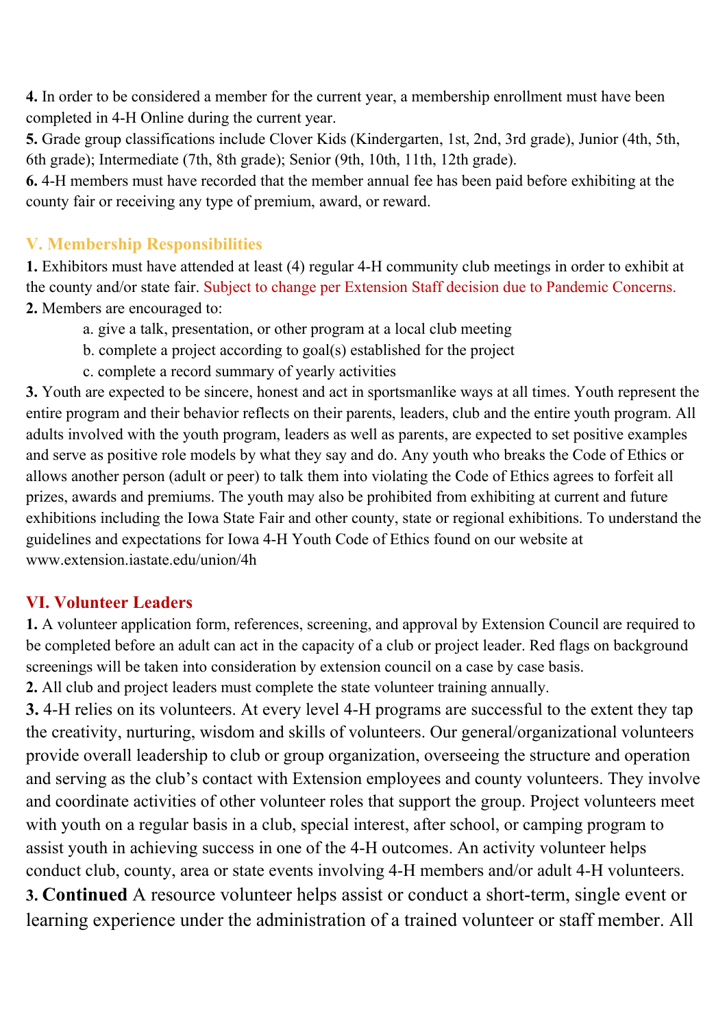**4.** In order to be considered a member for the current year, a membership enrollment must have been completed in 4-H Online during the current year.

**5.** Grade group classifications include Clover Kids (Kindergarten, 1st, 2nd, 3rd grade), Junior (4th, 5th, 6th grade); Intermediate (7th, 8th grade); Senior (9th, 10th, 11th, 12th grade).

**6.** 4-H members must have recorded that the member annual fee has been paid before exhibiting at the county fair or receiving any type of premium, award, or reward.

## V. Membership Responsibilities

**1.** Exhibitors must have attended at least (4) regular 4-H community club meetings in order to exhibit at the county and/or state fair. Subject to change per Extension Staff decision due to Pandemic Concerns.

**2.** Members are encouraged to:

a. give a talk, presentation, or other program at a local club meeting

b. complete a project according to goal(s) established for the project

c. complete a record summary of yearly activities

**3.** Youth are expected to be sincere, honest and act in sportsmanlike ways at all times. Youth represent the entire program and their behavior reflects on their parents, leaders, club and the entire youth program. All adults involved with the youth program, leaders as well as parents, are expected to set positive examples and serve as positive role models by what they say and do. Any youth who breaks the Code of Ethics or allows another person (adult or peer) to talk them into violating the Code of Ethics agrees to forfeit all prizes, awards and premiums. The youth may also be prohibited from exhibiting at current and future exhibitions including the Iowa State Fair and other county, state or regional exhibitions. To understand the guidelines and expectations for Iowa 4-H Youth Code of Ethics found on our website at www.extension.iastate.edu/union/4h

## VI. Volunteer Leaders

**1.** A volunteer application form, references, screening, and approval by Extension Council are required to be completed before an adult can act in the capacity of a club or project leader. Red flags on background screenings will be taken into consideration by extension council on a case by case basis.

**2.** All club and project leaders must complete the state volunteer training annually.

**3.** 4-H relies on its volunteers. At every level 4-H programs are successful to the extent they tap the creativity, nurturing, wisdom and skills of volunteers. Our general/organizational volunteers provide overall leadership to club or group organization, overseeing the structure and operation and serving as the club's contact with Extension employees and county volunteers. They involve and coordinate activities of other volunteer roles that support the group. Project volunteers meet with youth on a regular basis in a club, special interest, after school, or camping program to assist youth in achieving success in one of the 4-H outcomes. An activity volunteer helps conduct club, county, area or state events involving 4-H members and/or adult 4-H volunteers.

**3. Continued** A resource volunteer helps assist or conduct a short-term, single event or learning experience under the administration of a trained volunteer or staff member. All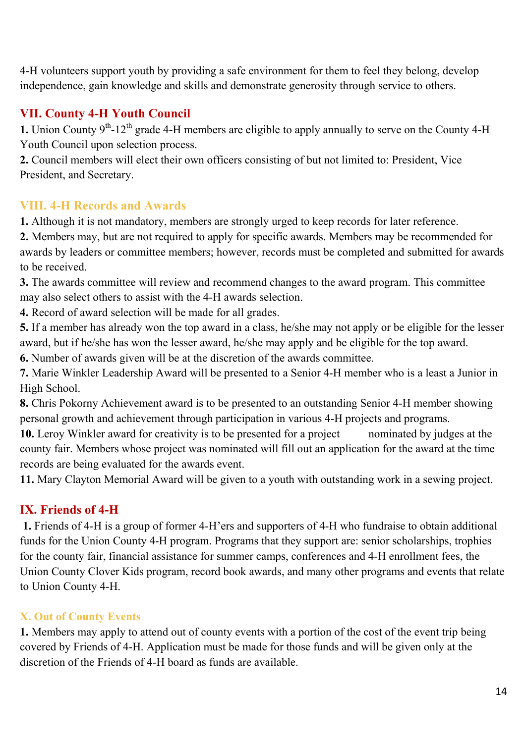4-H volunteers support youth by providing a safe environment for them to feel they belong, develop independence, gain knowledge and skills and demonstrate generosity through service to others.

## VII. County 4-H Youth Council

**1.** Union County 9th-12th grade 4-H members are eligible to apply annually to serve on the County 4-H Youth Council upon selection process.
**2.** Council members will elect their own officers consisting of but not limited to: President, Vice President, and Secretary.

## VIII. 4-H Records and Awards

**1.** Although it is not mandatory, members are strongly urged to keep records for later reference.
**2.** Members may, but are not required to apply for specific awards. Members may be recommended for awards by leaders or committee members; however, records must be completed and submitted for awards to be received.
**3.** The awards committee will review and recommend changes to the award program. This committee may also select others to assist with the 4-H awards selection.
**4.** Record of award selection will be made for all grades.
**5.** If a member has already won the top award in a class, he/she may not apply or be eligible for the lesser award, but if he/she has won the lesser award, he/she may apply and be eligible for the top award.
**6.** Number of awards given will be at the discretion of the awards committee.
**7.** Marie Winkler Leadership Award will be presented to a Senior 4-H member who is a least a Junior in High School.
**8.** Chris Pokorny Achievement award is to be presented to an outstanding Senior 4-H member showing personal growth and achievement through participation in various 4-H projects and programs.
**10.** Leroy Winkler award for creativity is to be presented for a project nominated by judges at the county fair. Members whose project was nominated will fill out an application for the award at the time records are being evaluated for the awards event.
**11.** Mary Clayton Memorial Award will be given to a youth with outstanding work in a sewing project.

## IX. Friends of 4-H

**1.** Friends of 4-H is a group of former 4-H'ers and supporters of 4-H who fundraise to obtain additional funds for the Union County 4-H program. Programs that they support are: senior scholarships, trophies for the county fair, financial assistance for summer camps, conferences and 4-H enrollment fees, the Union County Clover Kids program, record book awards, and many other programs and events that relate to Union County 4-H.

## X. Out of County Events

**1.** Members may apply to attend out of county events with a portion of the cost of the event trip being covered by Friends of 4-H. Application must be made for those funds and will be given only at the discretion of the Friends of 4-H board as funds are available.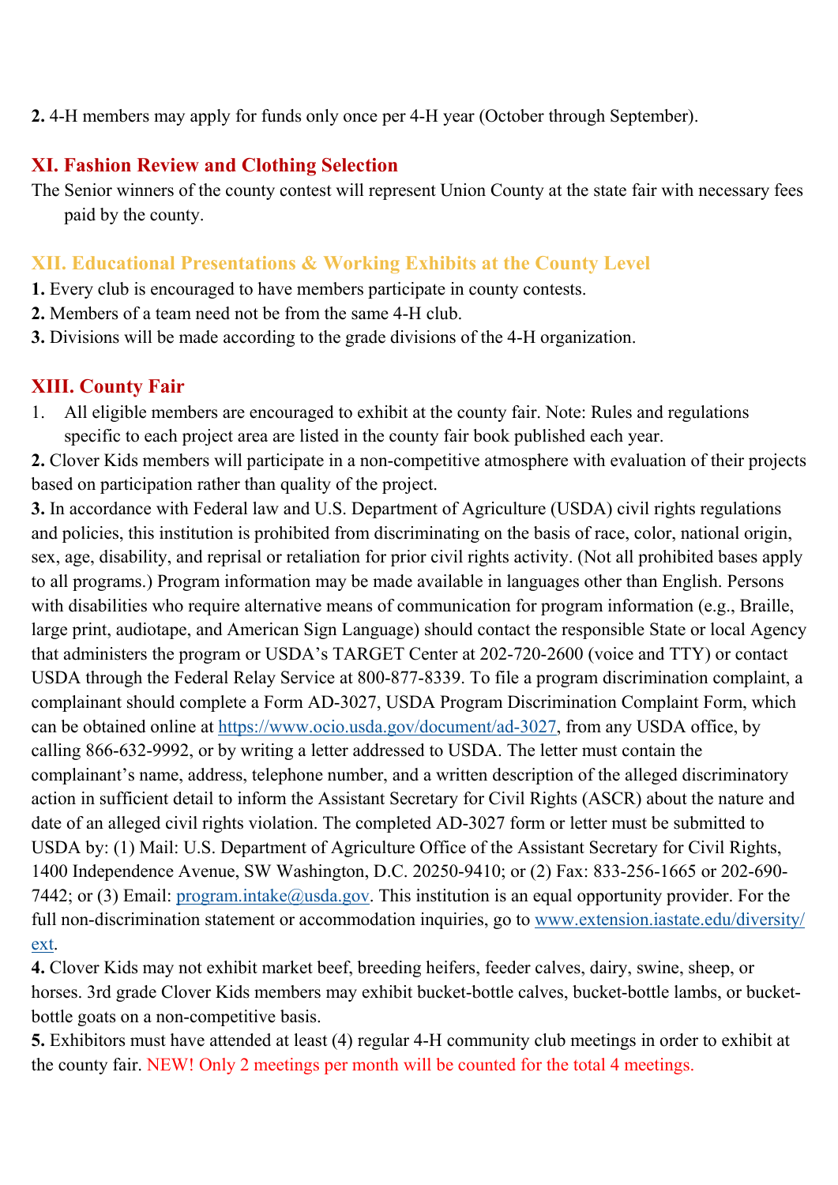**2.** 4-H members may apply for funds only once per 4-H year (October through September).

## XI. Fashion Review and Clothing Selection

The Senior winners of the county contest will represent Union County at the state fair with necessary fees paid by the county.

## XII. Educational Presentations & Working Exhibits at the County Level

**1.** Every club is encouraged to have members participate in county contests.
**2.** Members of a team need not be from the same 4-H club.
**3.** Divisions will be made according to the grade divisions of the 4-H organization.

## XIII. County Fair

1. All eligible members are encouraged to exhibit at the county fair. Note: Rules and regulations specific to each project area are listed in the county fair book published each year.

**2.** Clover Kids members will participate in a non-competitive atmosphere with evaluation of their projects based on participation rather than quality of the project.

**3.** In accordance with Federal law and U.S. Department of Agriculture (USDA) civil rights regulations and policies, this institution is prohibited from discriminating on the basis of race, color, national origin, sex, age, disability, and reprisal or retaliation for prior civil rights activity. (Not all prohibited bases apply to all programs.) Program information may be made available in languages other than English. Persons with disabilities who require alternative means of communication for program information (e.g., Braille, large print, audiotape, and American Sign Language) should contact the responsible State or local Agency that administers the program or USDA's TARGET Center at 202-720-2600 (voice and TTY) or contact USDA through the Federal Relay Service at 800-877-8339. To file a program discrimination complaint, a complainant should complete a Form AD-3027, USDA Program Discrimination Complaint Form, which can be obtained online at https://www.ocio.usda.gov/document/ad-3027, from any USDA office, by calling 866-632-9992, or by writing a letter addressed to USDA. The letter must contain the complainant's name, address, telephone number, and a written description of the alleged discriminatory action in sufficient detail to inform the Assistant Secretary for Civil Rights (ASCR) about the nature and date of an alleged civil rights violation. The completed AD-3027 form or letter must be submitted to USDA by: (1) Mail: U.S. Department of Agriculture Office of the Assistant Secretary for Civil Rights, 1400 Independence Avenue, SW Washington, D.C. 20250-9410; or (2) Fax: 833-256-1665 or 202-690-7442; or (3) Email: program.intake@usda.gov. This institution is an equal opportunity provider. For the full non-discrimination statement or accommodation inquiries, go to www.extension.iastate.edu/diversity/ext.

**4.** Clover Kids may not exhibit market beef, breeding heifers, feeder calves, dairy, swine, sheep, or horses. 3rd grade Clover Kids members may exhibit bucket-bottle calves, bucket-bottle lambs, or bucket-bottle goats on a non-competitive basis.

**5.** Exhibitors must have attended at least (4) regular 4-H community club meetings in order to exhibit at the county fair. NEW! Only 2 meetings per month will be counted for the total 4 meetings.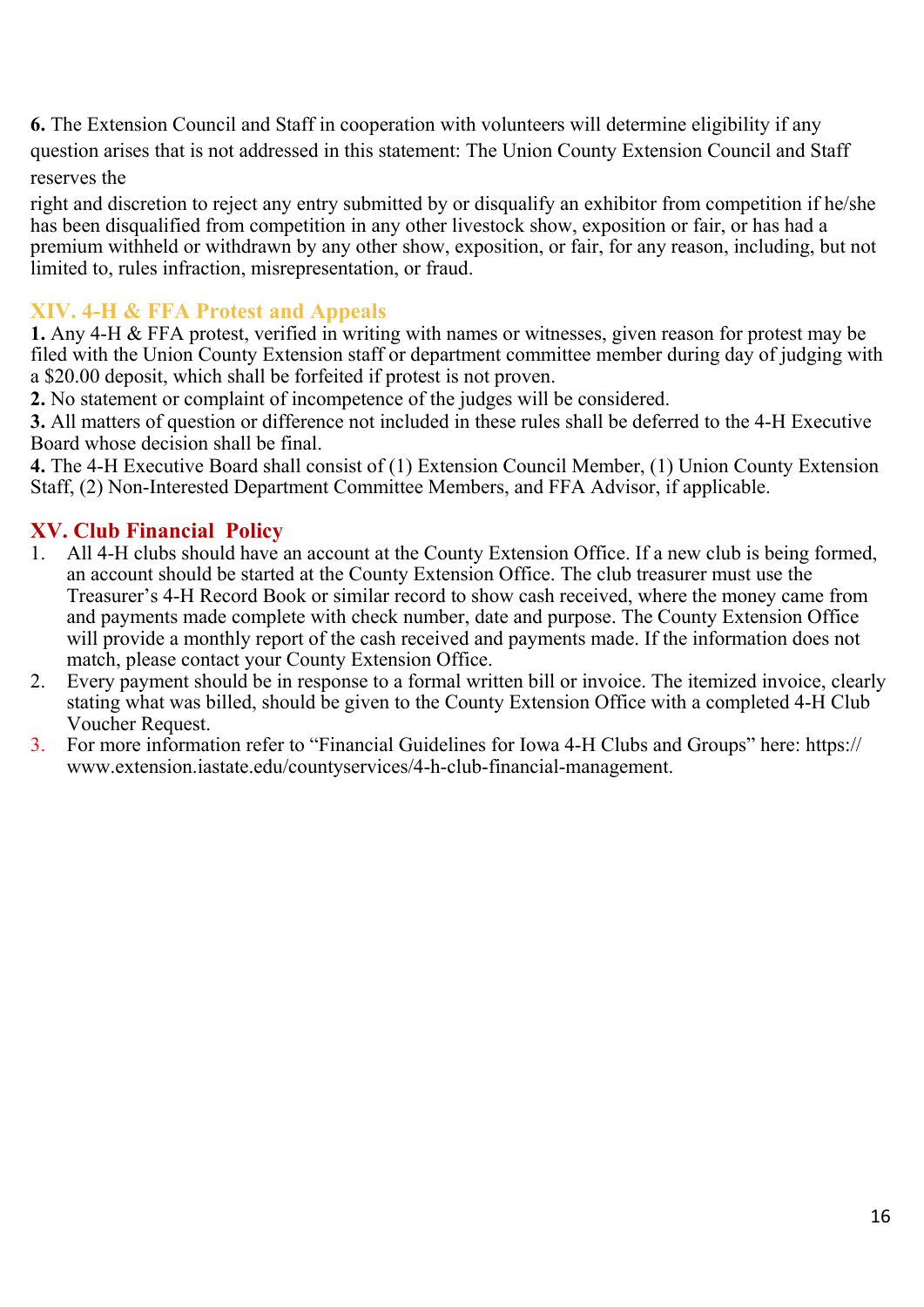**6.** The Extension Council and Staff in cooperation with volunteers will determine eligibility if any question arises that is not addressed in this statement: The Union County Extension Council and Staff reserves the right and discretion to reject any entry submitted by or disqualify an exhibitor from competition if he/she has been disqualified from competition in any other livestock show, exposition or fair, or has had a premium withheld or withdrawn by any other show, exposition, or fair, for any reason, including, but not limited to, rules infraction, misrepresentation, or fraud.

## XIV. 4-H & FFA Protest and Appeals

**1.** Any 4-H & FFA protest, verified in writing with names or witnesses, given reason for protest may be filed with the Union County Extension staff or department committee member during day of judging with a $20.00 deposit, which shall be forfeited if protest is not proven.
**2.** No statement or complaint of incompetence of the judges will be considered.
**3.** All matters of question or difference not included in these rules shall be deferred to the 4-H Executive Board whose decision shall be final.
**4.** The 4-H Executive Board shall consist of (1) Extension Council Member, (1) Union County Extension Staff, (2) Non-Interested Department Committee Members, and FFA Advisor, if applicable.

## XV. Club Financial Policy

1. All 4-H clubs should have an account at the County Extension Office. If a new club is being formed, an account should be started at the County Extension Office. The club treasurer must use the Treasurer's 4-H Record Book or similar record to show cash received, where the money came from and payments made complete with check number, date and purpose. The County Extension Office will provide a monthly report of the cash received and payments made. If the information does not match, please contact your County Extension Office.
2. Every payment should be in response to a formal written bill or invoice. The itemized invoice, clearly stating what was billed, should be given to the County Extension Office with a completed 4-H Club Voucher Request.
3. For more information refer to "Financial Guidelines for Iowa 4-H Clubs and Groups" here: https://www.extension.iastate.edu/countyservices/4-h-club-financial-management.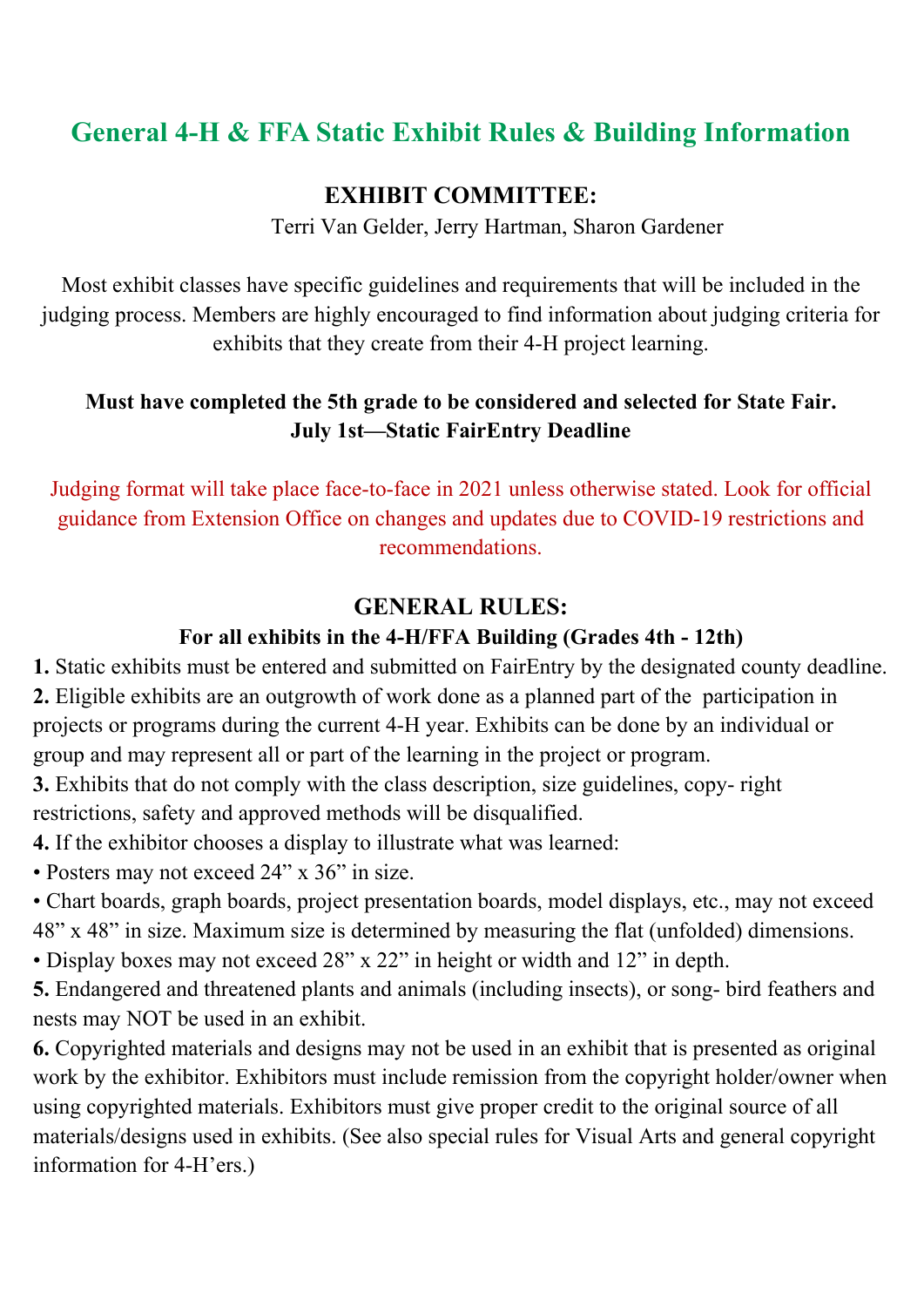# General 4-H & FFA Static Exhibit Rules & Building Information

## EXHIBIT COMMITTEE:

Terri Van Gelder, Jerry Hartman, Sharon Gardener

Most exhibit classes have specific guidelines and requirements that will be included in the judging process. Members are highly encouraged to find information about judging criteria for exhibits that they create from their 4-H project learning.

**Must have completed the 5th grade to be considered and selected for State Fair.**
**July 1st—Static FairEntry Deadline**

Judging format will take place face-to-face in 2021 unless otherwise stated. Look for official guidance from Extension Office on changes and updates due to COVID-19 restrictions and recommendations.

## GENERAL RULES:

### For all exhibits in the 4-H/FFA Building (Grades 4th - 12th)

**1.** Static exhibits must be entered and submitted on FairEntry by the designated county deadline.

**2.** Eligible exhibits are an outgrowth of work done as a planned part of the participation in projects or programs during the current 4-H year. Exhibits can be done by an individual or group and may represent all or part of the learning in the project or program.

**3.** Exhibits that do not comply with the class description, size guidelines, copy- right restrictions, safety and approved methods will be disqualified.

**4.** If the exhibitor chooses a display to illustrate what was learned:

- Posters may not exceed 24" x 36" in size.
- Chart boards, graph boards, project presentation boards, model displays, etc., may not exceed 48" x 48" in size. Maximum size is determined by measuring the flat (unfolded) dimensions.
- Display boxes may not exceed 28" x 22" in height or width and 12" in depth.

**5.** Endangered and threatened plants and animals (including insects), or song- bird feathers and nests may NOT be used in an exhibit.

**6.** Copyrighted materials and designs may not be used in an exhibit that is presented as original work by the exhibitor. Exhibitors must include remission from the copyright holder/owner when using copyrighted materials. Exhibitors must give proper credit to the original source of all materials/designs used in exhibits. (See also special rules for Visual Arts and general copyright information for 4-H'ers.)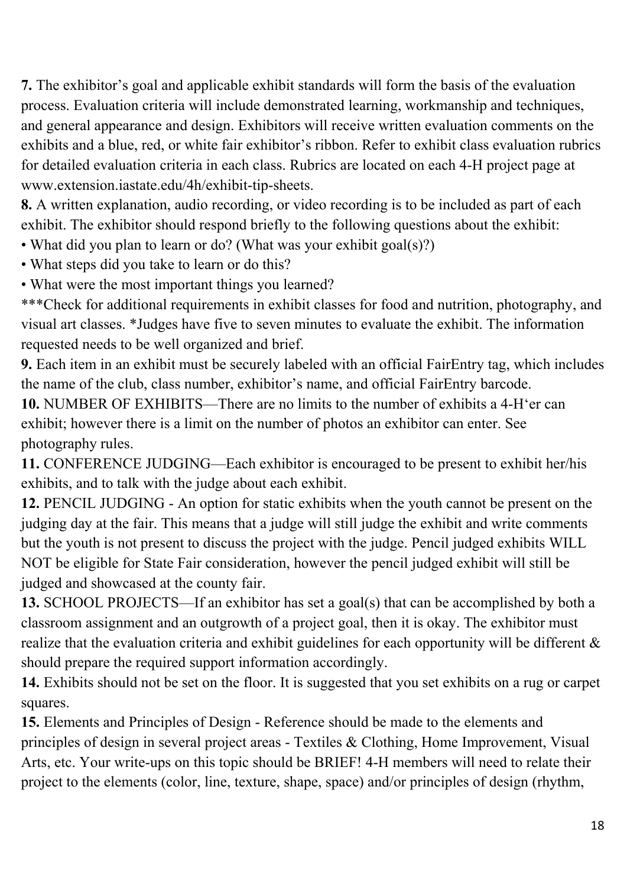**7.** The exhibitor's goal and applicable exhibit standards will form the basis of the evaluation process. Evaluation criteria will include demonstrated learning, workmanship and techniques, and general appearance and design. Exhibitors will receive written evaluation comments on the exhibits and a blue, red, or white fair exhibitor's ribbon. Refer to exhibit class evaluation rubrics for detailed evaluation criteria in each class. Rubrics are located on each 4-H project page at www.extension.iastate.edu/4h/exhibit-tip-sheets.

**8.** A written explanation, audio recording, or video recording is to be included as part of each exhibit. The exhibitor should respond briefly to the following questions about the exhibit:

- What did you plan to learn or do? (What was your exhibit goal(s)?)
- What steps did you take to learn or do this?
- What were the most important things you learned?

***Check for additional requirements in exhibit classes for food and nutrition, photography, and visual art classes. *Judges have five to seven minutes to evaluate the exhibit. The information requested needs to be well organized and brief.

**9.** Each item in an exhibit must be securely labeled with an official FairEntry tag, which includes the name of the club, class number, exhibitor's name, and official FairEntry barcode.

**10.** NUMBER OF EXHIBITS—There are no limits to the number of exhibits a 4-H'er can exhibit; however there is a limit on the number of photos an exhibitor can enter. See photography rules.

**11.** CONFERENCE JUDGING—Each exhibitor is encouraged to be present to exhibit her/his exhibits, and to talk with the judge about each exhibit.

**12.** PENCIL JUDGING - An option for static exhibits when the youth cannot be present on the judging day at the fair. This means that a judge will still judge the exhibit and write comments but the youth is not present to discuss the project with the judge. Pencil judged exhibits WILL NOT be eligible for State Fair consideration, however the pencil judged exhibit will still be judged and showcased at the county fair.

**13.** SCHOOL PROJECTS—If an exhibitor has set a goal(s) that can be accomplished by both a classroom assignment and an outgrowth of a project goal, then it is okay. The exhibitor must realize that the evaluation criteria and exhibit guidelines for each opportunity will be different & should prepare the required support information accordingly.

**14.** Exhibits should not be set on the floor. It is suggested that you set exhibits on a rug or carpet squares.

**15.** Elements and Principles of Design - Reference should be made to the elements and principles of design in several project areas - Textiles & Clothing, Home Improvement, Visual Arts, etc. Your write-ups on this topic should be BRIEF! 4-H members will need to relate their project to the elements (color, line, texture, shape, space) and/or principles of design (rhythm,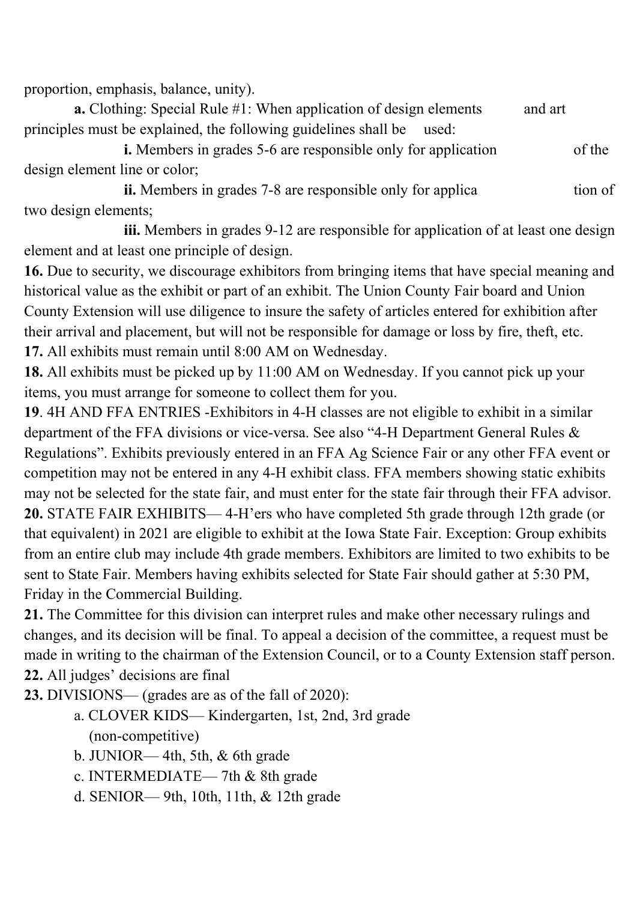proportion, emphasis, balance, unity).

**a.** Clothing: Special Rule #1: When application of design elements and art principles must be explained, the following guidelines shall be used:

**i.** Members in grades 5-6 are responsible only for application of the design element line or color;

**ii.** Members in grades 7-8 are responsible only for application of two design elements;

**iii.** Members in grades 9-12 are responsible for application of at least one design element and at least one principle of design.

**16.** Due to security, we discourage exhibitors from bringing items that have special meaning and historical value as the exhibit or part of an exhibit. The Union County Fair board and Union County Extension will use diligence to insure the safety of articles entered for exhibition after their arrival and placement, but will not be responsible for damage or loss by fire, theft, etc.

**17.** All exhibits must remain until 8:00 AM on Wednesday.

**18.** All exhibits must be picked up by 11:00 AM on Wednesday. If you cannot pick up your items, you must arrange for someone to collect them for you.

**19**. 4H AND FFA ENTRIES -Exhibitors in 4-H classes are not eligible to exhibit in a similar department of the FFA divisions or vice-versa. See also "4-H Department General Rules & Regulations". Exhibits previously entered in an FFA Ag Science Fair or any other FFA event or competition may not be entered in any 4-H exhibit class. FFA members showing static exhibits may not be selected for the state fair, and must enter for the state fair through their FFA advisor.

**20.** STATE FAIR EXHIBITS— 4-H'ers who have completed 5th grade through 12th grade (or that equivalent) in 2021 are eligible to exhibit at the Iowa State Fair. Exception: Group exhibits from an entire club may include 4th grade members. Exhibitors are limited to two exhibits to be sent to State Fair. Members having exhibits selected for State Fair should gather at 5:30 PM, Friday in the Commercial Building.

**21.** The Committee for this division can interpret rules and make other necessary rulings and changes, and its decision will be final. To appeal a decision of the committee, a request must be made in writing to the chairman of the Extension Council, or to a County Extension staff person.

**22.** All judges' decisions are final

**23.** DIVISIONS— (grades are as of the fall of 2020):

a. CLOVER KIDS— Kindergarten, 1st, 2nd, 3rd grade (non-competitive)

b. JUNIOR— 4th, 5th, & 6th grade

c. INTERMEDIATE— 7th & 8th grade

d. SENIOR— 9th, 10th, 11th, & 12th grade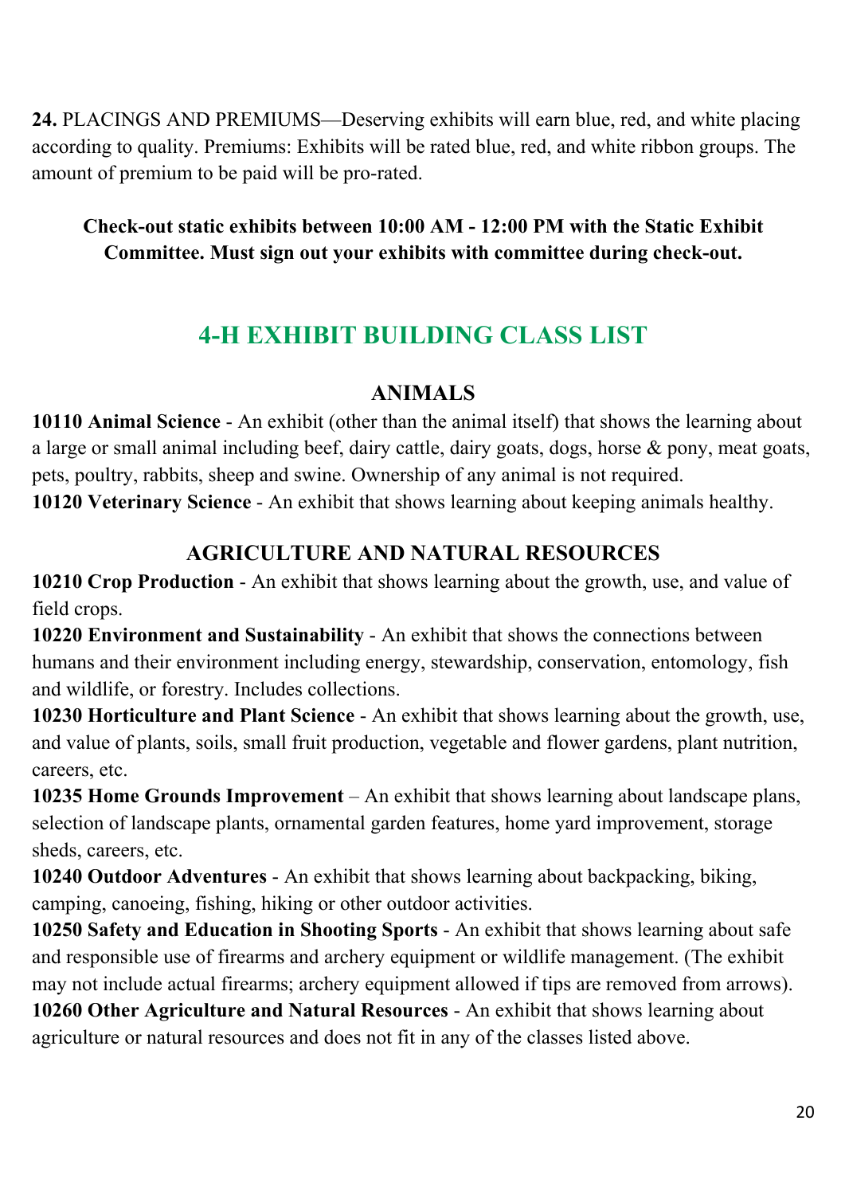**24.** PLACINGS AND PREMIUMS—Deserving exhibits will earn blue, red, and white placing according to quality. Premiums: Exhibits will be rated blue, red, and white ribbon groups. The amount of premium to be paid will be pro-rated.

**Check-out static exhibits between 10:00 AM - 12:00 PM with the Static Exhibit Committee. Must sign out your exhibits with committee during check-out.**

# 4-H EXHIBIT BUILDING CLASS LIST

## ANIMALS

**10110 Animal Science** - An exhibit (other than the animal itself) that shows the learning about a large or small animal including beef, dairy cattle, dairy goats, dogs, horse & pony, meat goats, pets, poultry, rabbits, sheep and swine. Ownership of any animal is not required.

**10120 Veterinary Science** - An exhibit that shows learning about keeping animals healthy.

## AGRICULTURE AND NATURAL RESOURCES

**10210 Crop Production** - An exhibit that shows learning about the growth, use, and value of field crops.

**10220 Environment and Sustainability** - An exhibit that shows the connections between humans and their environment including energy, stewardship, conservation, entomology, fish and wildlife, or forestry. Includes collections.

**10230 Horticulture and Plant Science** - An exhibit that shows learning about the growth, use, and value of plants, soils, small fruit production, vegetable and flower gardens, plant nutrition, careers, etc.

**10235 Home Grounds Improvement** – An exhibit that shows learning about landscape plans, selection of landscape plants, ornamental garden features, home yard improvement, storage sheds, careers, etc.

**10240 Outdoor Adventures** - An exhibit that shows learning about backpacking, biking, camping, canoeing, fishing, hiking or other outdoor activities.

**10250 Safety and Education in Shooting Sports** - An exhibit that shows learning about safe and responsible use of firearms and archery equipment or wildlife management. (The exhibit may not include actual firearms; archery equipment allowed if tips are removed from arrows).

**10260 Other Agriculture and Natural Resources** - An exhibit that shows learning about agriculture or natural resources and does not fit in any of the classes listed above.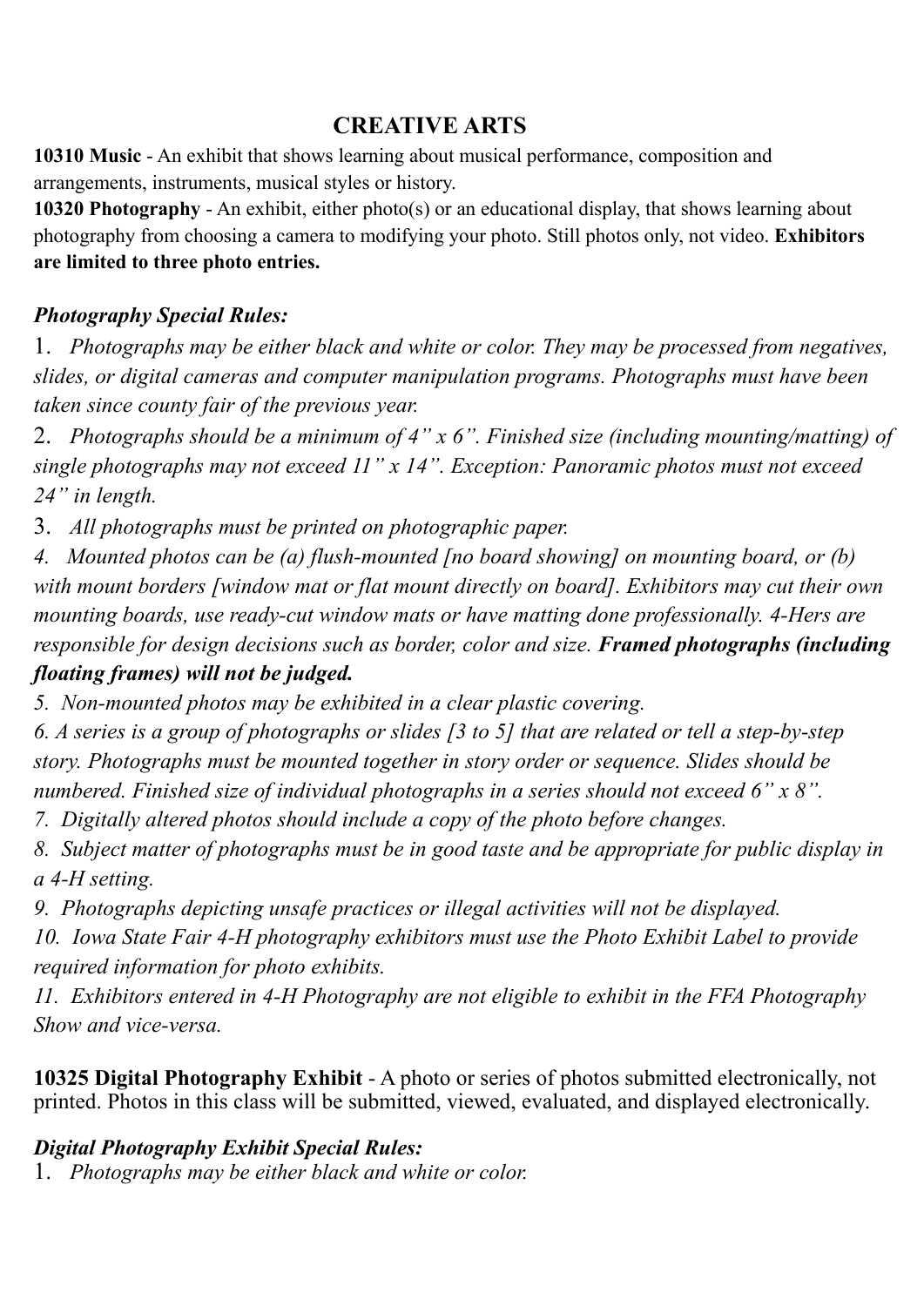# CREATIVE ARTS

**10310 Music** - An exhibit that shows learning about musical performance, composition and arrangements, instruments, musical styles or history.

**10320 Photography** - An exhibit, either photo(s) or an educational display, that shows learning about photography from choosing a camera to modifying your photo. Still photos only, not video. **Exhibitors are limited to three photo entries.**

### *Photography Special Rules:*

1. *Photographs may be either black and white or color. They may be processed from negatives, slides, or digital cameras and computer manipulation programs. Photographs must have been taken since county fair of the previous year.*
2. *Photographs should be a minimum of 4" x 6". Finished size (including mounting/matting) of single photographs may not exceed 11" x 14". Exception: Panoramic photos must not exceed 24" in length.*
3. *All photographs must be printed on photographic paper.*
4. *Mounted photos can be (a) flush-mounted [no board showing] on mounting board, or (b) with mount borders [window mat or flat mount directly on board]. Exhibitors may cut their own mounting boards, use ready-cut window mats or have matting done professionally. 4-Hers are responsible for design decisions such as border, color and size.* ***Framed photographs (including floating frames) will not be judged.***
5. *Non-mounted photos may be exhibited in a clear plastic covering.*
6. *A series is a group of photographs or slides [3 to 5] that are related or tell a step-by-step story. Photographs must be mounted together in story order or sequence. Slides should be numbered. Finished size of individual photographs in a series should not exceed 6" x 8".*
7. *Digitally altered photos should include a copy of the photo before changes.*
8. *Subject matter of photographs must be in good taste and be appropriate for public display in a 4-H setting.*
9. *Photographs depicting unsafe practices or illegal activities will not be displayed.*
10. *Iowa State Fair 4-H photography exhibitors must use the Photo Exhibit Label to provide required information for photo exhibits.*
11. *Exhibitors entered in 4-H Photography are not eligible to exhibit in the FFA Photography Show and vice-versa.*

**10325 Digital Photography Exhibit** - A photo or series of photos submitted electronically, not printed. Photos in this class will be submitted, viewed, evaluated, and displayed electronically.

### *Digital Photography Exhibit Special Rules:*

1. *Photographs may be either black and white or color.*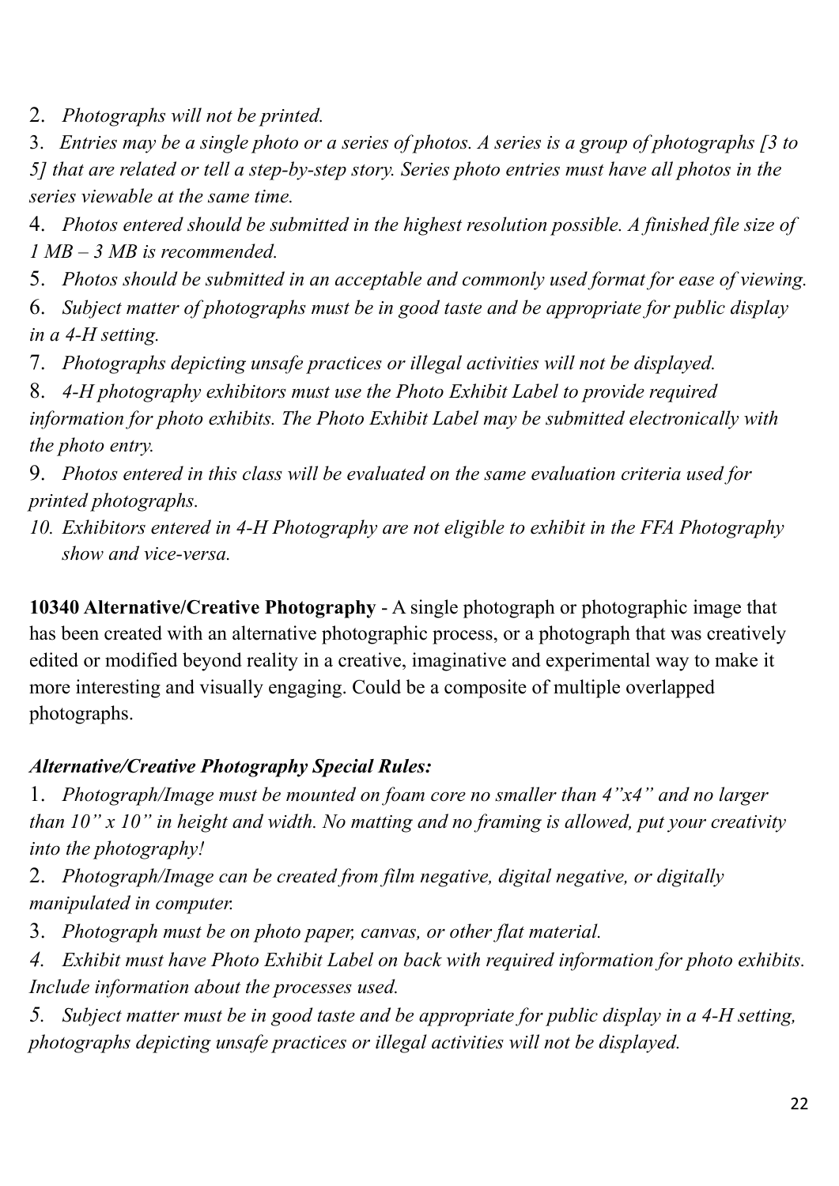2. *Photographs will not be printed.*
3. *Entries may be a single photo or a series of photos. A series is a group of photographs [3 to 5] that are related or tell a step-by-step story. Series photo entries must have all photos in the series viewable at the same time.*
4. *Photos entered should be submitted in the highest resolution possible. A finished file size of 1 MB – 3 MB is recommended.*
5. *Photos should be submitted in an acceptable and commonly used format for ease of viewing.*
6. *Subject matter of photographs must be in good taste and be appropriate for public display in a 4-H setting.*
7. *Photographs depicting unsafe practices or illegal activities will not be displayed.*
8. *4-H photography exhibitors must use the Photo Exhibit Label to provide required information for photo exhibits. The Photo Exhibit Label may be submitted electronically with the photo entry.*
9. *Photos entered in this class will be evaluated on the same evaluation criteria used for printed photographs.*
10. *Exhibitors entered in 4-H Photography are not eligible to exhibit in the FFA Photography show and vice-versa.*

**10340 Alternative/Creative Photography** - A single photograph or photographic image that has been created with an alternative photographic process, or a photograph that was creatively edited or modified beyond reality in a creative, imaginative and experimental way to make it more interesting and visually engaging. Could be a composite of multiple overlapped photographs.

***Alternative/Creative Photography Special Rules:***

1. *Photograph/Image must be mounted on foam core no smaller than 4"x4" and no larger than 10" x 10" in height and width. No matting and no framing is allowed, put your creativity into the photography!*
2. *Photograph/Image can be created from film negative, digital negative, or digitally manipulated in computer.*
3. *Photograph must be on photo paper, canvas, or other flat material.*
4. *Exhibit must have Photo Exhibit Label on back with required information for photo exhibits. Include information about the processes used.*
5. *Subject matter must be in good taste and be appropriate for public display in a 4-H setting, photographs depicting unsafe practices or illegal activities will not be displayed.*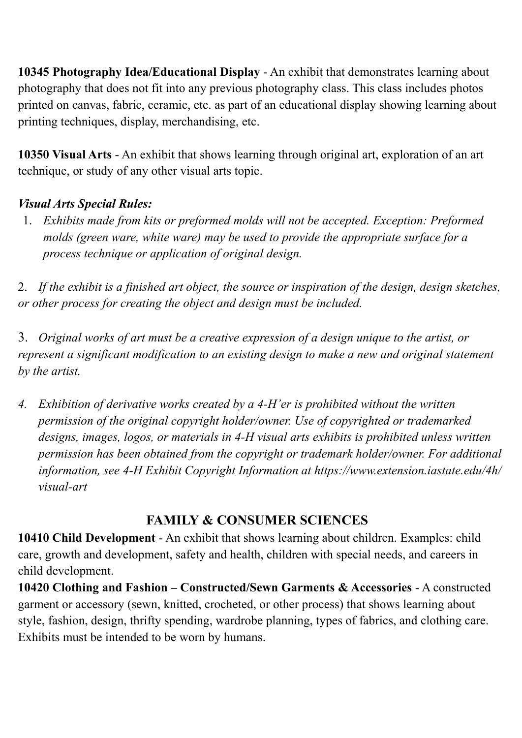**10345 Photography Idea/Educational Display** - An exhibit that demonstrates learning about photography that does not fit into any previous photography class. This class includes photos printed on canvas, fabric, ceramic, etc. as part of an educational display showing learning about printing techniques, display, merchandising, etc.

**10350 Visual Arts** - An exhibit that shows learning through original art, exploration of an art technique, or study of any other visual arts topic.

***Visual Arts Special Rules:***

1. *Exhibits made from kits or preformed molds will not be accepted. Exception: Preformed molds (green ware, white ware) may be used to provide the appropriate surface for a process technique or application of original design.*

2. *If the exhibit is a finished art object, the source or inspiration of the design, design sketches, or other process for creating the object and design must be included.*

3. *Original works of art must be a creative expression of a design unique to the artist, or represent a significant modification to an existing design to make a new and original statement by the artist.*

4. *Exhibition of derivative works created by a 4-H'er is prohibited without the written permission of the original copyright holder/owner. Use of copyrighted or trademarked designs, images, logos, or materials in 4-H visual arts exhibits is prohibited unless written permission has been obtained from the copyright or trademark holder/owner. For additional information, see 4-H Exhibit Copyright Information at https://www.extension.iastate.edu/4h/visual-art*

## FAMILY & CONSUMER SCIENCES

**10410 Child Development** - An exhibit that shows learning about children. Examples: child care, growth and development, safety and health, children with special needs, and careers in child development.

**10420 Clothing and Fashion – Constructed/Sewn Garments & Accessories** - A constructed garment or accessory (sewn, knitted, crocheted, or other process) that shows learning about style, fashion, design, thrifty spending, wardrobe planning, types of fabrics, and clothing care. Exhibits must be intended to be worn by humans.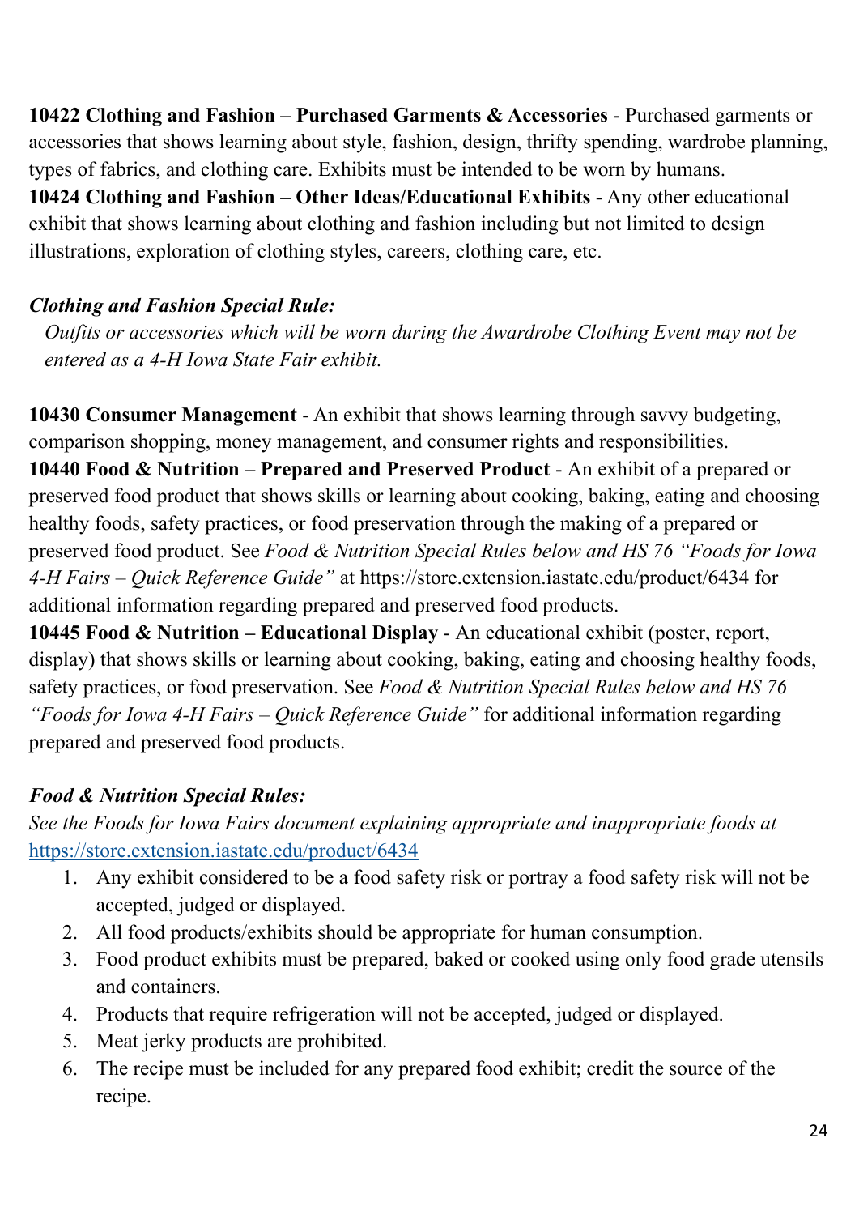**10422 Clothing and Fashion – Purchased Garments & Accessories** - Purchased garments or accessories that shows learning about style, fashion, design, thrifty spending, wardrobe planning, types of fabrics, and clothing care. Exhibits must be intended to be worn by humans.

**10424 Clothing and Fashion – Other Ideas/Educational Exhibits** - Any other educational exhibit that shows learning about clothing and fashion including but not limited to design illustrations, exploration of clothing styles, careers, clothing care, etc.

***Clothing and Fashion Special Rule:***

*Outfits or accessories which will be worn during the Awardrobe Clothing Event may not be entered as a 4-H Iowa State Fair exhibit.*

**10430 Consumer Management** - An exhibit that shows learning through savvy budgeting, comparison shopping, money management, and consumer rights and responsibilities.

**10440 Food & Nutrition – Prepared and Preserved Product** - An exhibit of a prepared or preserved food product that shows skills or learning about cooking, baking, eating and choosing healthy foods, safety practices, or food preservation through the making of a prepared or preserved food product. See *Food & Nutrition Special Rules below and HS 76 "Foods for Iowa 4-H Fairs – Quick Reference Guide"* at https://store.extension.iastate.edu/product/6434 for additional information regarding prepared and preserved food products.

**10445 Food & Nutrition – Educational Display** - An educational exhibit (poster, report, display) that shows skills or learning about cooking, baking, eating and choosing healthy foods, safety practices, or food preservation. See *Food & Nutrition Special Rules below and HS 76 "Foods for Iowa 4-H Fairs – Quick Reference Guide"* for additional information regarding prepared and preserved food products.

***Food & Nutrition Special Rules:***

*See the Foods for Iowa Fairs document explaining appropriate and inappropriate foods at* https://store.extension.iastate.edu/product/6434

1. Any exhibit considered to be a food safety risk or portray a food safety risk will not be accepted, judged or displayed.
2. All food products/exhibits should be appropriate for human consumption.
3. Food product exhibits must be prepared, baked or cooked using only food grade utensils and containers.
4. Products that require refrigeration will not be accepted, judged or displayed.
5. Meat jerky products are prohibited.
6. The recipe must be included for any prepared food exhibit; credit the source of the recipe.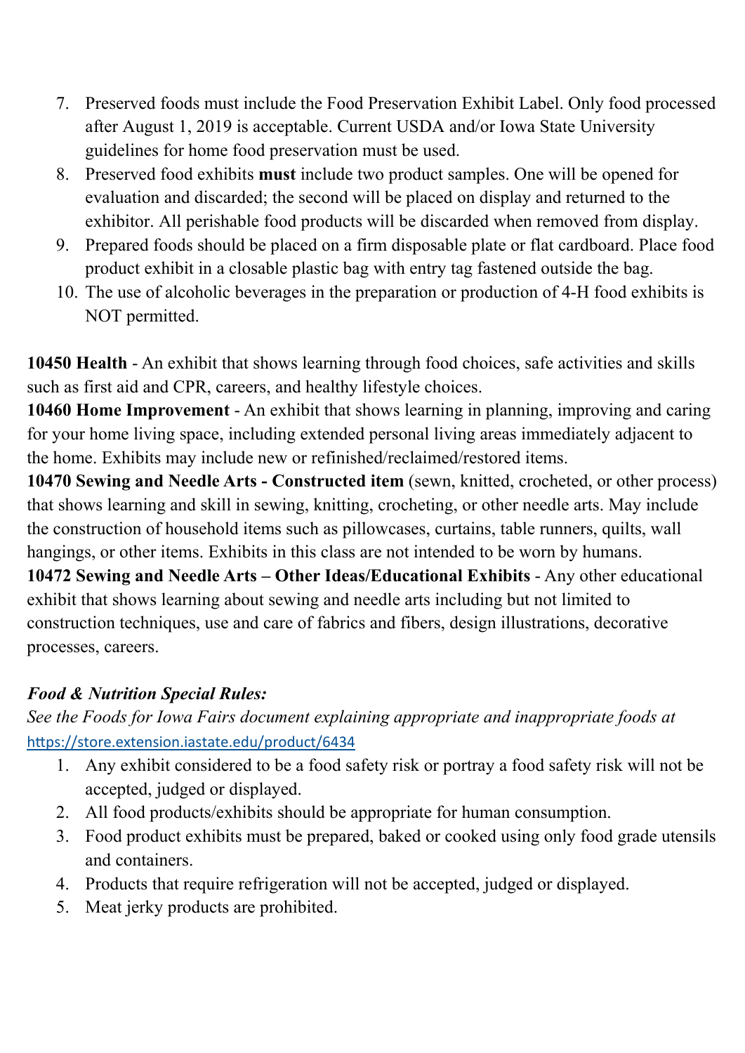7. Preserved foods must include the Food Preservation Exhibit Label. Only food processed after August 1, 2019 is acceptable. Current USDA and/or Iowa State University guidelines for home food preservation must be used.
8. Preserved food exhibits **must** include two product samples. One will be opened for evaluation and discarded; the second will be placed on display and returned to the exhibitor. All perishable food products will be discarded when removed from display.
9. Prepared foods should be placed on a firm disposable plate or flat cardboard. Place food product exhibit in a closable plastic bag with entry tag fastened outside the bag.
10. The use of alcoholic beverages in the preparation or production of 4-H food exhibits is NOT permitted.

**10450 Health** - An exhibit that shows learning through food choices, safe activities and skills such as first aid and CPR, careers, and healthy lifestyle choices.
**10460 Home Improvement** - An exhibit that shows learning in planning, improving and caring for your home living space, including extended personal living areas immediately adjacent to the home. Exhibits may include new or refinished/reclaimed/restored items.
**10470 Sewing and Needle Arts - Constructed item** (sewn, knitted, crocheted, or other process) that shows learning and skill in sewing, knitting, crocheting, or other needle arts. May include the construction of household items such as pillowcases, curtains, table runners, quilts, wall hangings, or other items. Exhibits in this class are not intended to be worn by humans.
**10472 Sewing and Needle Arts – Other Ideas/Educational Exhibits** - Any other educational exhibit that shows learning about sewing and needle arts including but not limited to construction techniques, use and care of fabrics and fibers, design illustrations, decorative processes, careers.

***Food & Nutrition Special Rules:***

*See the Foods for Iowa Fairs document explaining appropriate and inappropriate foods at* https://store.extension.iastate.edu/product/6434

1. Any exhibit considered to be a food safety risk or portray a food safety risk will not be accepted, judged or displayed.
2. All food products/exhibits should be appropriate for human consumption.
3. Food product exhibits must be prepared, baked or cooked using only food grade utensils and containers.
4. Products that require refrigeration will not be accepted, judged or displayed.
5. Meat jerky products are prohibited.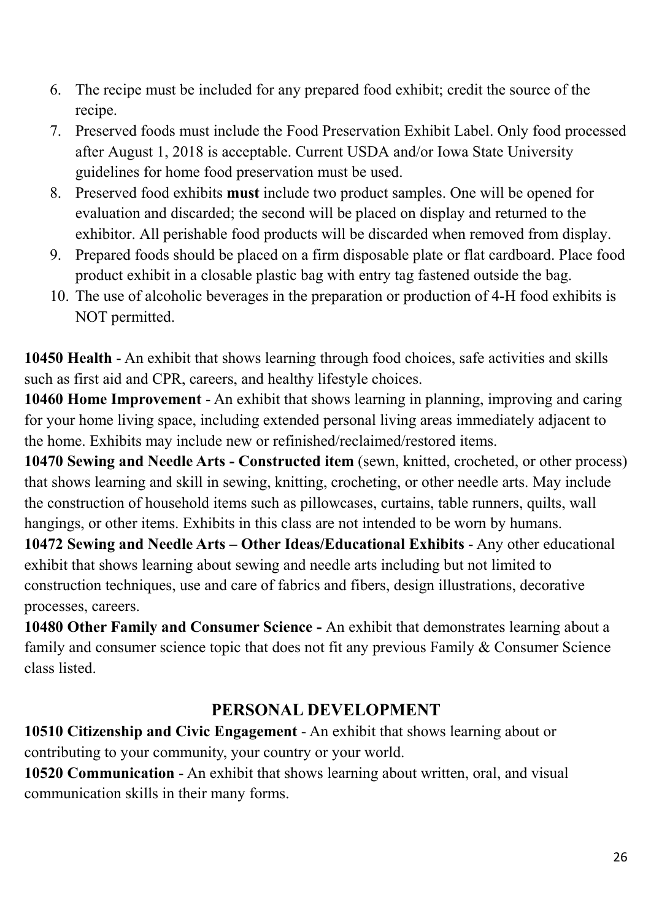6. The recipe must be included for any prepared food exhibit; credit the source of the recipe.
7. Preserved foods must include the Food Preservation Exhibit Label. Only food processed after August 1, 2018 is acceptable. Current USDA and/or Iowa State University guidelines for home food preservation must be used.
8. Preserved food exhibits **must** include two product samples. One will be opened for evaluation and discarded; the second will be placed on display and returned to the exhibitor. All perishable food products will be discarded when removed from display.
9. Prepared foods should be placed on a firm disposable plate or flat cardboard. Place food product exhibit in a closable plastic bag with entry tag fastened outside the bag.
10. The use of alcoholic beverages in the preparation or production of 4-H food exhibits is NOT permitted.

**10450 Health** - An exhibit that shows learning through food choices, safe activities and skills such as first aid and CPR, careers, and healthy lifestyle choices.

**10460 Home Improvement** - An exhibit that shows learning in planning, improving and caring for your home living space, including extended personal living areas immediately adjacent to the home. Exhibits may include new or refinished/reclaimed/restored items.

**10470 Sewing and Needle Arts - Constructed item** (sewn, knitted, crocheted, or other process) that shows learning and skill in sewing, knitting, crocheting, or other needle arts. May include the construction of household items such as pillowcases, curtains, table runners, quilts, wall hangings, or other items. Exhibits in this class are not intended to be worn by humans.

**10472 Sewing and Needle Arts – Other Ideas/Educational Exhibits** - Any other educational exhibit that shows learning about sewing and needle arts including but not limited to construction techniques, use and care of fabrics and fibers, design illustrations, decorative processes, careers.

**10480 Other Family and Consumer Science -** An exhibit that demonstrates learning about a family and consumer science topic that does not fit any previous Family & Consumer Science class listed.

## PERSONAL DEVELOPMENT

**10510 Citizenship and Civic Engagement** - An exhibit that shows learning about or contributing to your community, your country or your world.

**10520 Communication** - An exhibit that shows learning about written, oral, and visual communication skills in their many forms.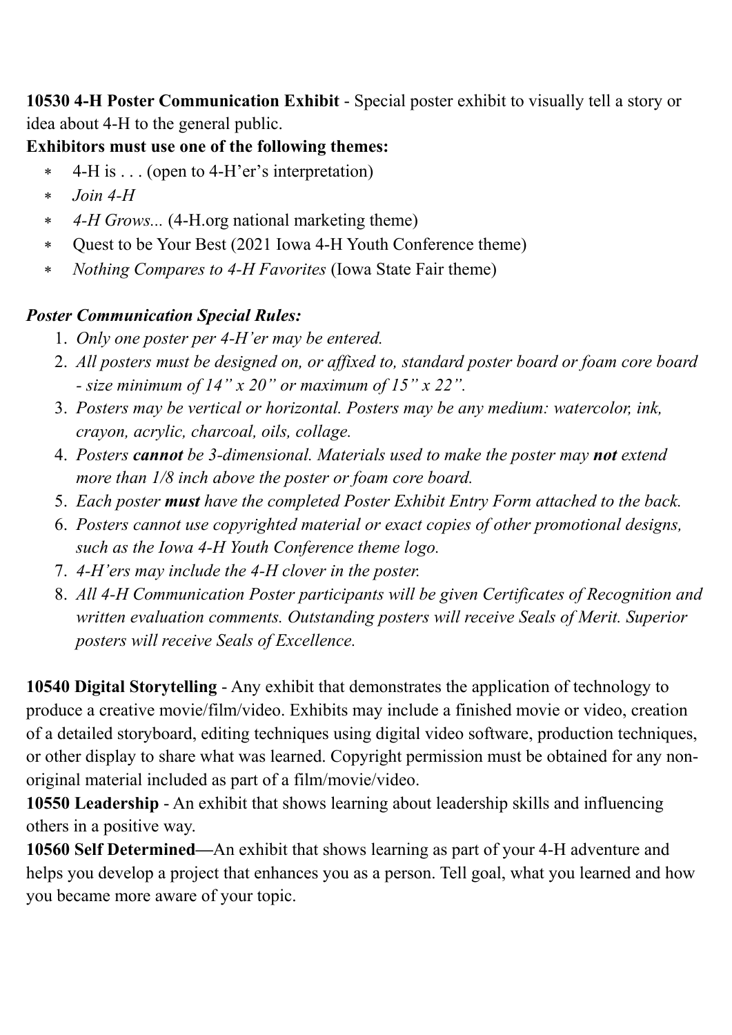**10530 4-H Poster Communication Exhibit** - Special poster exhibit to visually tell a story or idea about 4-H to the general public.

**Exhibitors must use one of the following themes:**

- 4-H is . . . (open to 4-H'er's interpretation)
- *Join 4-H*
- *4-H Grows...* (4-H.org national marketing theme)
- Quest to be Your Best (2021 Iowa 4-H Youth Conference theme)
- *Nothing Compares to 4-H Favorites* (Iowa State Fair theme)

***Poster Communication Special Rules:***

1. *Only one poster per 4-H'er may be entered.*
2. *All posters must be designed on, or affixed to, standard poster board or foam core board - size minimum of 14" x 20" or maximum of 15" x 22".*
3. *Posters may be vertical or horizontal. Posters may be any medium: watercolor, ink, crayon, acrylic, charcoal, oils, collage.*
4. *Posters **cannot** be 3-dimensional. Materials used to make the poster may **not** extend more than 1/8 inch above the poster or foam core board.*
5. *Each poster **must** have the completed Poster Exhibit Entry Form attached to the back.*
6. *Posters cannot use copyrighted material or exact copies of other promotional designs, such as the Iowa 4-H Youth Conference theme logo.*
7. *4-H'ers may include the 4-H clover in the poster.*
8. *All 4-H Communication Poster participants will be given Certificates of Recognition and written evaluation comments. Outstanding posters will receive Seals of Merit. Superior posters will receive Seals of Excellence.*

**10540 Digital Storytelling** - Any exhibit that demonstrates the application of technology to produce a creative movie/film/video. Exhibits may include a finished movie or video, creation of a detailed storyboard, editing techniques using digital video software, production techniques, or other display to share what was learned. Copyright permission must be obtained for any non-original material included as part of a film/movie/video.

**10550 Leadership** - An exhibit that shows learning about leadership skills and influencing others in a positive way.

**10560 Self Determined—**An exhibit that shows learning as part of your 4-H adventure and helps you develop a project that enhances you as a person. Tell goal, what you learned and how you became more aware of your topic.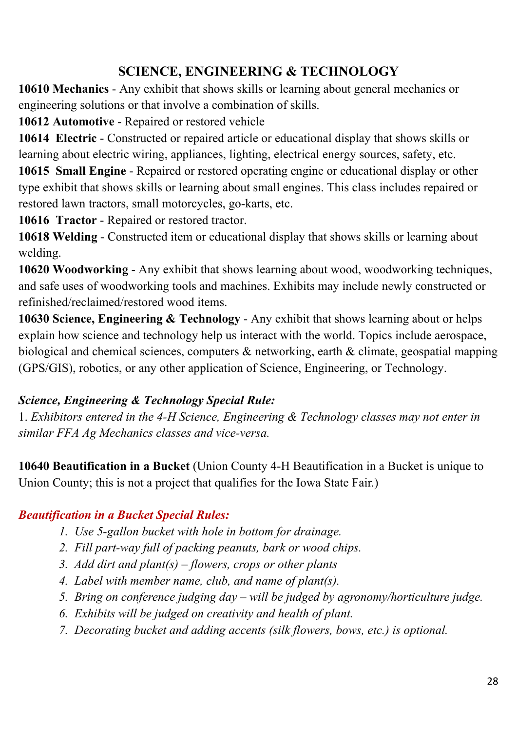## SCIENCE, ENGINEERING & TECHNOLOGY

**10610 Mechanics** - Any exhibit that shows skills or learning about general mechanics or engineering solutions or that involve a combination of skills.

**10612 Automotive** - Repaired or restored vehicle

**10614 Electric** - Constructed or repaired article or educational display that shows skills or learning about electric wiring, appliances, lighting, electrical energy sources, safety, etc.

**10615 Small Engine** - Repaired or restored operating engine or educational display or other type exhibit that shows skills or learning about small engines. This class includes repaired or restored lawn tractors, small motorcycles, go-karts, etc.

**10616 Tractor** - Repaired or restored tractor.

**10618 Welding** - Constructed item or educational display that shows skills or learning about welding.

**10620 Woodworking** - Any exhibit that shows learning about wood, woodworking techniques, and safe uses of woodworking tools and machines. Exhibits may include newly constructed or refinished/reclaimed/restored wood items.

**10630 Science, Engineering & Technology** - Any exhibit that shows learning about or helps explain how science and technology help us interact with the world. Topics include aerospace, biological and chemical sciences, computers & networking, earth & climate, geospatial mapping (GPS/GIS), robotics, or any other application of Science, Engineering, or Technology.

***Science, Engineering & Technology Special Rule:***

1. *Exhibitors entered in the 4-H Science, Engineering & Technology classes may not enter in similar FFA Ag Mechanics classes and vice-versa.*

**10640 Beautification in a Bucket** (Union County 4-H Beautification in a Bucket is unique to Union County; this is not a project that qualifies for the Iowa State Fair.)

***Beautification in a Bucket Special Rules:***

1. *Use 5-gallon bucket with hole in bottom for drainage.*
2. *Fill part-way full of packing peanuts, bark or wood chips.*
3. *Add dirt and plant(s) – flowers, crops or other plants*
4. *Label with member name, club, and name of plant(s).*
5. *Bring on conference judging day – will be judged by agronomy/horticulture judge.*
6. *Exhibits will be judged on creativity and health of plant.*
7. *Decorating bucket and adding accents (silk flowers, bows, etc.) is optional.*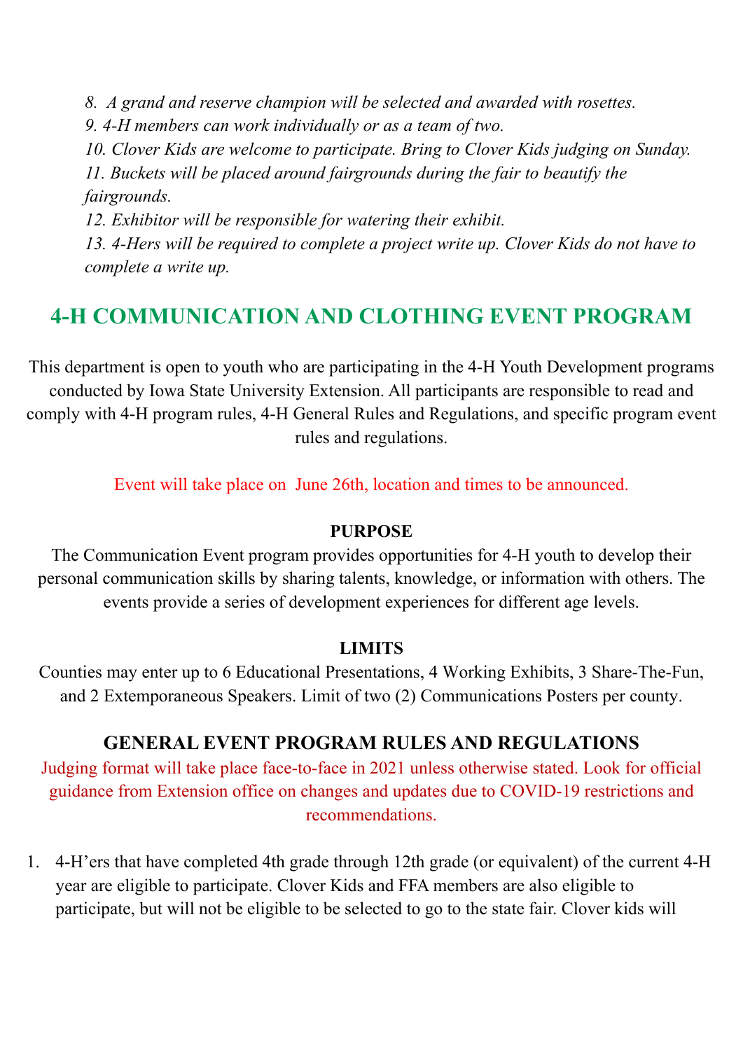*8. A grand and reserve champion will be selected and awarded with rosettes.*
*9. 4-H members can work individually or as a team of two.*
*10. Clover Kids are welcome to participate. Bring to Clover Kids judging on Sunday.*
*11. Buckets will be placed around fairgrounds during the fair to beautify the fairgrounds.*
*12. Exhibitor will be responsible for watering their exhibit.*
*13. 4-Hers will be required to complete a project write up. Clover Kids do not have to complete a write up.*

## 4-H COMMUNICATION AND CLOTHING EVENT PROGRAM

This department is open to youth who are participating in the 4-H Youth Development programs conducted by Iowa State University Extension. All participants are responsible to read and comply with 4-H program rules, 4-H General Rules and Regulations, and specific program event rules and regulations.

Event will take place on June 26th, location and times to be announced.

### PURPOSE

The Communication Event program provides opportunities for 4-H youth to develop their personal communication skills by sharing talents, knowledge, or information with others. The events provide a series of development experiences for different age levels.

### LIMITS

Counties may enter up to 6 Educational Presentations, 4 Working Exhibits, 3 Share-The-Fun, and 2 Extemporaneous Speakers. Limit of two (2) Communications Posters per county.

### GENERAL EVENT PROGRAM RULES AND REGULATIONS

Judging format will take place face-to-face in 2021 unless otherwise stated. Look for official guidance from Extension office on changes and updates due to COVID-19 restrictions and recommendations.

1. 4-H'ers that have completed 4th grade through 12th grade (or equivalent) of the current 4-H year are eligible to participate. Clover Kids and FFA members are also eligible to participate, but will not be eligible to be selected to go to the state fair. Clover kids will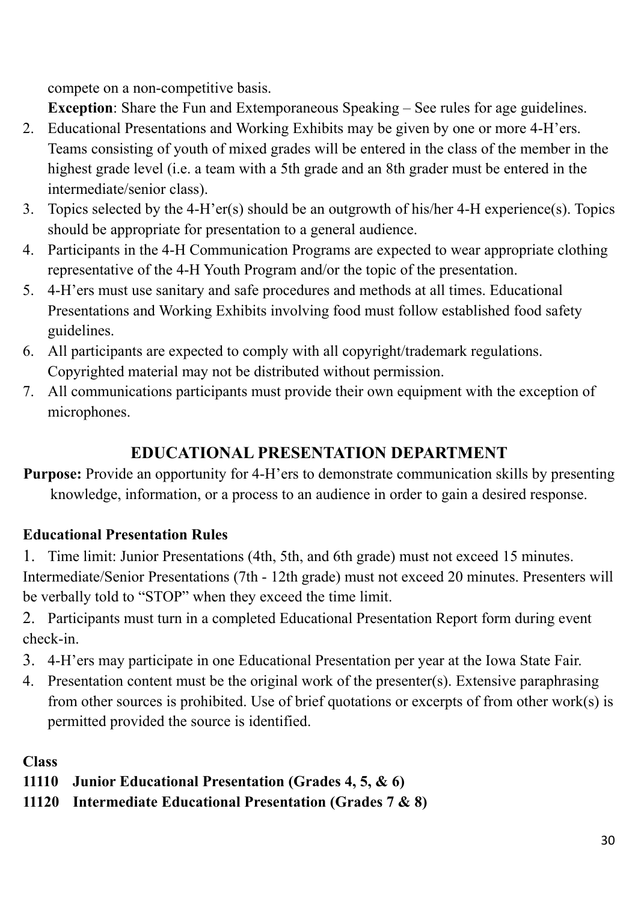compete on a non-competitive basis.

**Exception**: Share the Fun and Extemporaneous Speaking – See rules for age guidelines.

2. Educational Presentations and Working Exhibits may be given by one or more 4-H'ers. Teams consisting of youth of mixed grades will be entered in the class of the member in the highest grade level (i.e. a team with a 5th grade and an 8th grader must be entered in the intermediate/senior class).
3. Topics selected by the 4-H'er(s) should be an outgrowth of his/her 4-H experience(s). Topics should be appropriate for presentation to a general audience.
4. Participants in the 4-H Communication Programs are expected to wear appropriate clothing representative of the 4-H Youth Program and/or the topic of the presentation.
5. 4-H'ers must use sanitary and safe procedures and methods at all times. Educational Presentations and Working Exhibits involving food must follow established food safety guidelines.
6. All participants are expected to comply with all copyright/trademark regulations. Copyrighted material may not be distributed without permission.
7. All communications participants must provide their own equipment with the exception of microphones.

## EDUCATIONAL PRESENTATION DEPARTMENT

**Purpose:** Provide an opportunity for 4-H'ers to demonstrate communication skills by presenting knowledge, information, or a process to an audience in order to gain a desired response.

### Educational Presentation Rules

1. Time limit: Junior Presentations (4th, 5th, and 6th grade) must not exceed 15 minutes. Intermediate/Senior Presentations (7th - 12th grade) must not exceed 20 minutes. Presenters will be verbally told to "STOP" when they exceed the time limit.
2. Participants must turn in a completed Educational Presentation Report form during event check-in.
3. 4-H'ers may participate in one Educational Presentation per year at the Iowa State Fair.
4. Presentation content must be the original work of the presenter(s). Extensive paraphrasing from other sources is prohibited. Use of brief quotations or excerpts of from other work(s) is permitted provided the source is identified.

**Class**

**11110 Junior Educational Presentation (Grades 4, 5, & 6)**

**11120 Intermediate Educational Presentation (Grades 7 & 8)**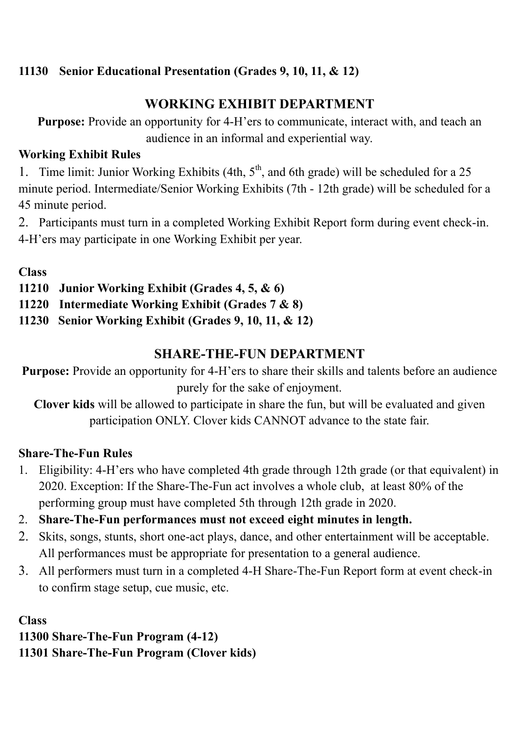**11130 Senior Educational Presentation (Grades 9, 10, 11, & 12)**

## WORKING EXHIBIT DEPARTMENT

**Purpose:** Provide an opportunity for 4-H'ers to communicate, interact with, and teach an audience in an informal and experiential way.

**Working Exhibit Rules**

1. Time limit: Junior Working Exhibits (4th, 5th, and 6th grade) will be scheduled for a 25 minute period. Intermediate/Senior Working Exhibits (7th - 12th grade) will be scheduled for a 45 minute period.
2. Participants must turn in a completed Working Exhibit Report form during event check-in. 4-H'ers may participate in one Working Exhibit per year.

**Class**

**11210 Junior Working Exhibit (Grades 4, 5, & 6)**
**11220 Intermediate Working Exhibit (Grades 7 & 8)**
**11230 Senior Working Exhibit (Grades 9, 10, 11, & 12)**

## SHARE-THE-FUN DEPARTMENT

**Purpose:** Provide an opportunity for 4-H'ers to share their skills and talents before an audience purely for the sake of enjoyment.

**Clover kids** will be allowed to participate in share the fun, but will be evaluated and given participation ONLY. Clover kids CANNOT advance to the state fair.

**Share-The-Fun Rules**

1. Eligibility: 4-H'ers who have completed 4th grade through 12th grade (or that equivalent) in 2020. Exception: If the Share-The-Fun act involves a whole club, at least 80% of the performing group must have completed 5th through 12th grade in 2020.
2. **Share-The-Fun performances must not exceed eight minutes in length.**
2. Skits, songs, stunts, short one-act plays, dance, and other entertainment will be acceptable. All performances must be appropriate for presentation to a general audience.
3. All performers must turn in a completed 4-H Share-The-Fun Report form at event check-in to confirm stage setup, cue music, etc.

**Class**

**11300 Share-The-Fun Program (4-12)**
**11301 Share-The-Fun Program (Clover kids)**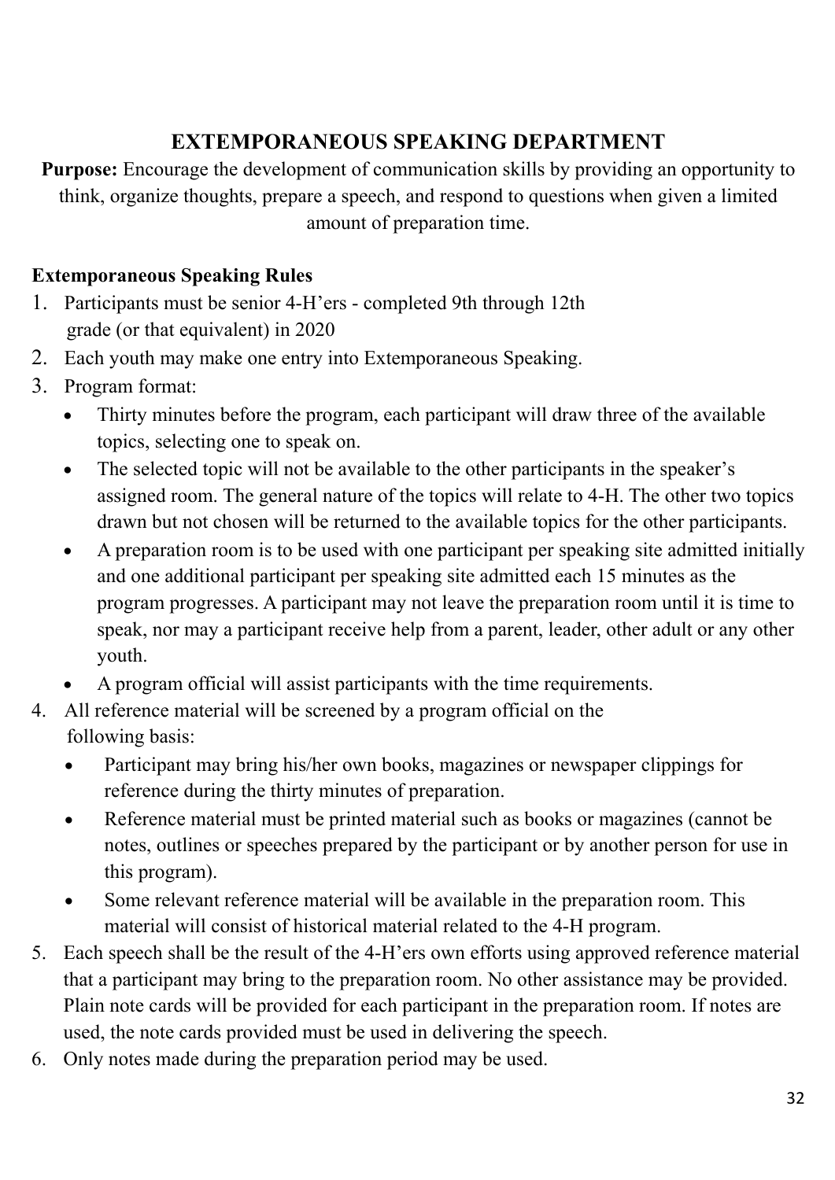## EXTEMPORANEOUS SPEAKING DEPARTMENT

**Purpose:** Encourage the development of communication skills by providing an opportunity to think, organize thoughts, prepare a speech, and respond to questions when given a limited amount of preparation time.

**Extemporaneous Speaking Rules**

1. Participants must be senior 4-H'ers - completed 9th through 12th grade (or that equivalent) in 2020
2. Each youth may make one entry into Extemporaneous Speaking.
3. Program format:
   - Thirty minutes before the program, each participant will draw three of the available topics, selecting one to speak on.
   - The selected topic will not be available to the other participants in the speaker's assigned room. The general nature of the topics will relate to 4-H. The other two topics drawn but not chosen will be returned to the available topics for the other participants.
   - A preparation room is to be used with one participant per speaking site admitted initially and one additional participant per speaking site admitted each 15 minutes as the program progresses. A participant may not leave the preparation room until it is time to speak, nor may a participant receive help from a parent, leader, other adult or any other youth.
   - A program official will assist participants with the time requirements.
4. All reference material will be screened by a program official on the following basis:
   - Participant may bring his/her own books, magazines or newspaper clippings for reference during the thirty minutes of preparation.
   - Reference material must be printed material such as books or magazines (cannot be notes, outlines or speeches prepared by the participant or by another person for use in this program).
   - Some relevant reference material will be available in the preparation room. This material will consist of historical material related to the 4-H program.
5. Each speech shall be the result of the 4-H'ers own efforts using approved reference material that a participant may bring to the preparation room. No other assistance may be provided. Plain note cards will be provided for each participant in the preparation room. If notes are used, the note cards provided must be used in delivering the speech.
6. Only notes made during the preparation period may be used.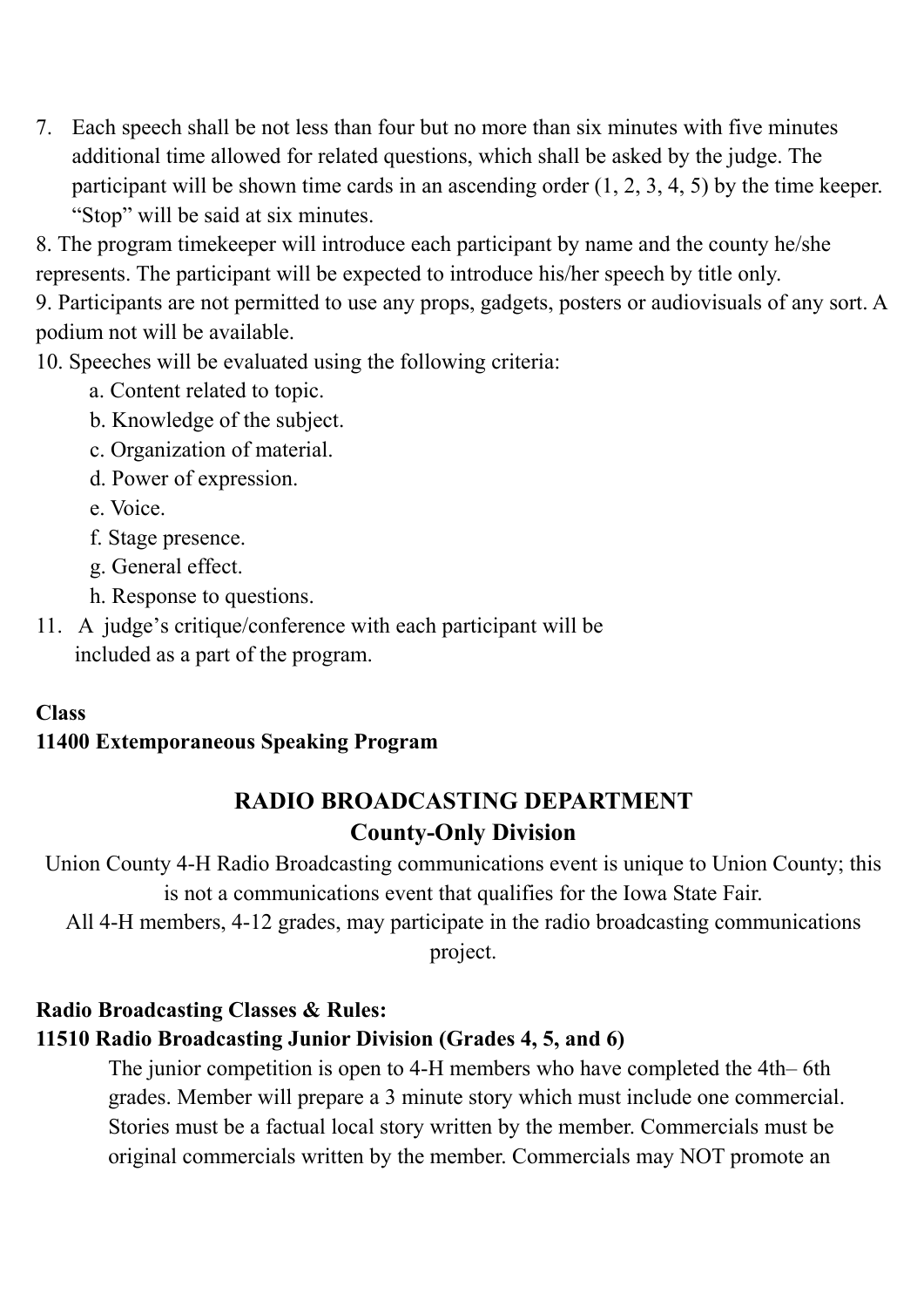7. Each speech shall be not less than four but no more than six minutes with five minutes additional time allowed for related questions, which shall be asked by the judge. The participant will be shown time cards in an ascending order (1, 2, 3, 4, 5) by the time keeper. "Stop" will be said at six minutes.
8. The program timekeeper will introduce each participant by name and the county he/she represents. The participant will be expected to introduce his/her speech by title only.
9. Participants are not permitted to use any props, gadgets, posters or audiovisuals of any sort. A podium not will be available.
10. Speeches will be evaluated using the following criteria:
    a. Content related to topic.
    b. Knowledge of the subject.
    c. Organization of material.
    d. Power of expression.
    e. Voice.
    f. Stage presence.
    g. General effect.
    h. Response to questions.
11. A judge's critique/conference with each participant will be included as a part of the program.

**Class**
**11400 Extemporaneous Speaking Program**

## RADIO BROADCASTING DEPARTMENT
### County-Only Division

Union County 4-H Radio Broadcasting communications event is unique to Union County; this is not a communications event that qualifies for the Iowa State Fair.
All 4-H members, 4-12 grades, may participate in the radio broadcasting communications project.

**Radio Broadcasting Classes & Rules:**
**11510 Radio Broadcasting Junior Division (Grades 4, 5, and 6)**

The junior competition is open to 4-H members who have completed the 4th– 6th grades. Member will prepare a 3 minute story which must include one commercial. Stories must be a factual local story written by the member. Commercials must be original commercials written by the member. Commercials may NOT promote an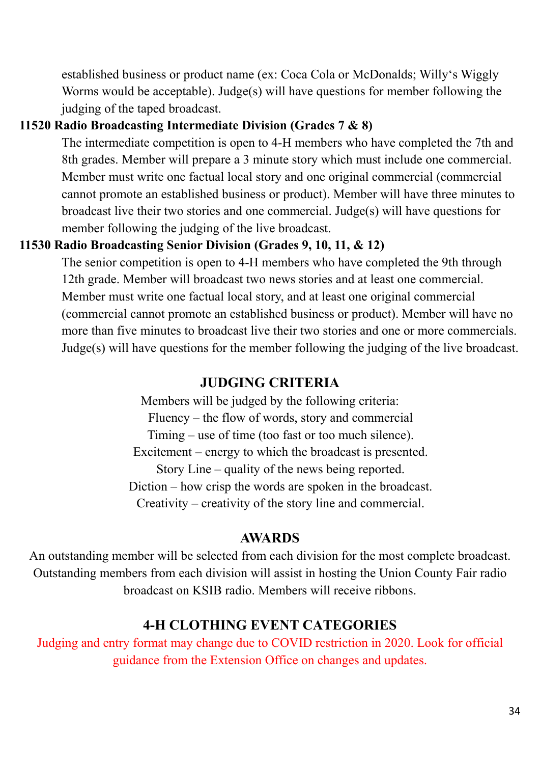established business or product name (ex: Coca Cola or McDonalds; Willy's Wiggly Worms would be acceptable). Judge(s) will have questions for member following the judging of the taped broadcast.

**11520 Radio Broadcasting Intermediate Division (Grades 7 & 8)**

The intermediate competition is open to 4-H members who have completed the 7th and 8th grades. Member will prepare a 3 minute story which must include one commercial. Member must write one factual local story and one original commercial (commercial cannot promote an established business or product). Member will have three minutes to broadcast live their two stories and one commercial. Judge(s) will have questions for member following the judging of the live broadcast.

**11530 Radio Broadcasting Senior Division (Grades 9, 10, 11, & 12)**

The senior competition is open to 4-H members who have completed the 9th through 12th grade. Member will broadcast two news stories and at least one commercial. Member must write one factual local story, and at least one original commercial (commercial cannot promote an established business or product). Member will have no more than five minutes to broadcast live their two stories and one or more commercials. Judge(s) will have questions for the member following the judging of the live broadcast.

## JUDGING CRITERIA

Members will be judged by the following criteria:

Fluency – the flow of words, story and commercial

Timing – use of time (too fast or too much silence).

Excitement – energy to which the broadcast is presented.

Story Line – quality of the news being reported.

Diction – how crisp the words are spoken in the broadcast.

Creativity – creativity of the story line and commercial.

## AWARDS

An outstanding member will be selected from each division for the most complete broadcast. Outstanding members from each division will assist in hosting the Union County Fair radio broadcast on KSIB radio. Members will receive ribbons.

## 4-H CLOTHING EVENT CATEGORIES

Judging and entry format may change due to COVID restriction in 2020. Look for official guidance from the Extension Office on changes and updates.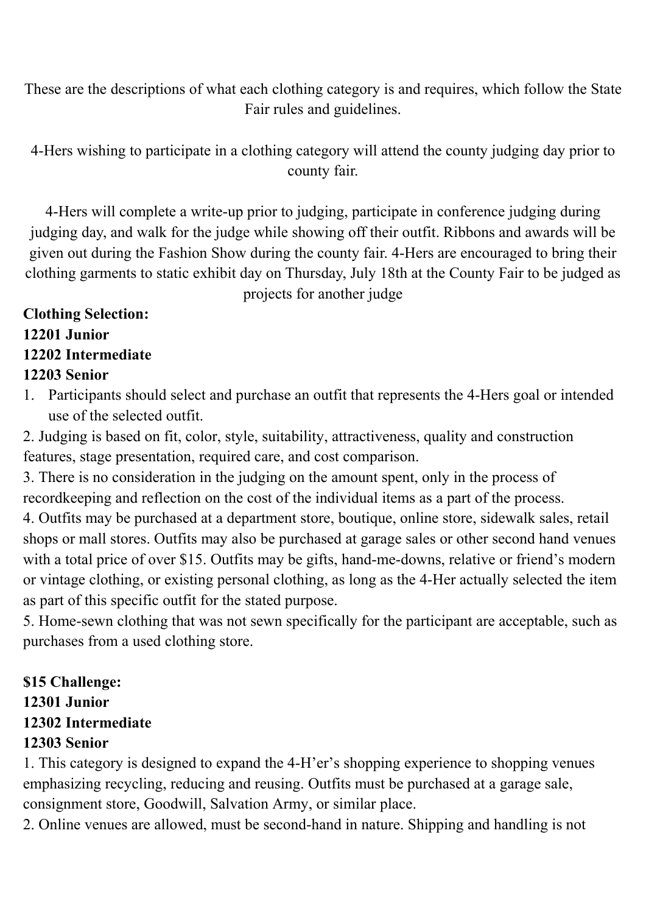These are the descriptions of what each clothing category is and requires, which follow the State Fair rules and guidelines.

4-Hers wishing to participate in a clothing category will attend the county judging day prior to county fair.

4-Hers will complete a write-up prior to judging, participate in conference judging during judging day, and walk for the judge while showing off their outfit. Ribbons and awards will be given out during the Fashion Show during the county fair. 4-Hers are encouraged to bring their clothing garments to static exhibit day on Thursday, July 18th at the County Fair to be judged as projects for another judge

**Clothing Selection:**
**12201 Junior**
**12202 Intermediate**
**12203 Senior**

1. Participants should select and purchase an outfit that represents the 4-Hers goal or intended use of the selected outfit.
2. Judging is based on fit, color, style, suitability, attractiveness, quality and construction features, stage presentation, required care, and cost comparison.
3. There is no consideration in the judging on the amount spent, only in the process of recordkeeping and reflection on the cost of the individual items as a part of the process.
4. Outfits may be purchased at a department store, boutique, online store, sidewalk sales, retail shops or mall stores. Outfits may also be purchased at garage sales or other second hand venues with a total price of over $15. Outfits may be gifts, hand-me-downs, relative or friend's modern or vintage clothing, or existing personal clothing, as long as the 4-Her actually selected the item as part of this specific outfit for the stated purpose.
5. Home-sewn clothing that was not sewn specifically for the participant are acceptable, such as purchases from a used clothing store.

**$15 Challenge:**
**12301 Junior**
**12302 Intermediate**
**12303 Senior**

1. This category is designed to expand the 4-H'er's shopping experience to shopping venues emphasizing recycling, reducing and reusing. Outfits must be purchased at a garage sale, consignment store, Goodwill, Salvation Army, or similar place.
2. Online venues are allowed, must be second-hand in nature. Shipping and handling is not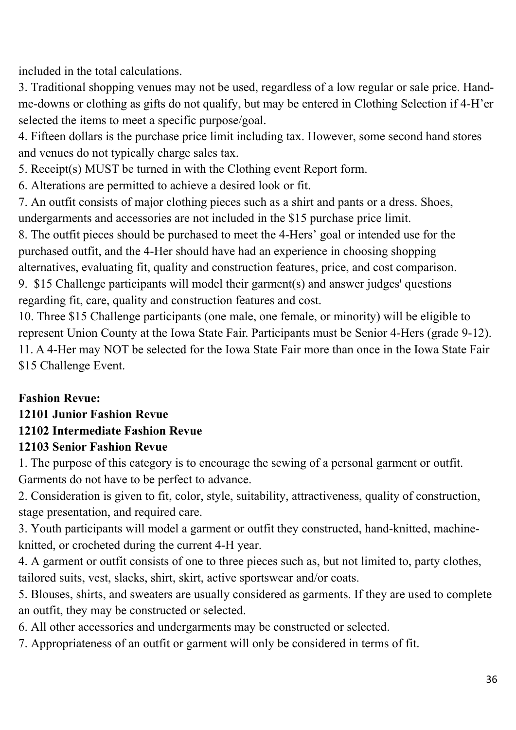included in the total calculations.

3. Traditional shopping venues may not be used, regardless of a low regular or sale price. Hand-me-downs or clothing as gifts do not qualify, but may be entered in Clothing Selection if 4-H'er selected the items to meet a specific purpose/goal.
4. Fifteen dollars is the purchase price limit including tax. However, some second hand stores and venues do not typically charge sales tax.
5. Receipt(s) MUST be turned in with the Clothing event Report form.
6. Alterations are permitted to achieve a desired look or fit.
7. An outfit consists of major clothing pieces such as a shirt and pants or a dress. Shoes, undergarments and accessories are not included in the $15 purchase price limit.
8. The outfit pieces should be purchased to meet the 4-Hers' goal or intended use for the purchased outfit, and the 4-Her should have had an experience in choosing shopping alternatives, evaluating fit, quality and construction features, price, and cost comparison.
9. $15 Challenge participants will model their garment(s) and answer judges' questions regarding fit, care, quality and construction features and cost.
10. Three $15 Challenge participants (one male, one female, or minority) will be eligible to represent Union County at the Iowa State Fair. Participants must be Senior 4-Hers (grade 9-12).
11. A 4-Her may NOT be selected for the Iowa State Fair more than once in the Iowa State Fair $15 Challenge Event.

**Fashion Revue:**

**12101 Junior Fashion Revue**

**12102 Intermediate Fashion Revue**

**12103 Senior Fashion Revue**

1. The purpose of this category is to encourage the sewing of a personal garment or outfit. Garments do not have to be perfect to advance.
2. Consideration is given to fit, color, style, suitability, attractiveness, quality of construction, stage presentation, and required care.
3. Youth participants will model a garment or outfit they constructed, hand-knitted, machine-knitted, or crocheted during the current 4-H year.
4. A garment or outfit consists of one to three pieces such as, but not limited to, party clothes, tailored suits, vest, slacks, shirt, skirt, active sportswear and/or coats.
5. Blouses, shirts, and sweaters are usually considered as garments. If they are used to complete an outfit, they may be constructed or selected.
6. All other accessories and undergarments may be constructed or selected.
7. Appropriateness of an outfit or garment will only be considered in terms of fit.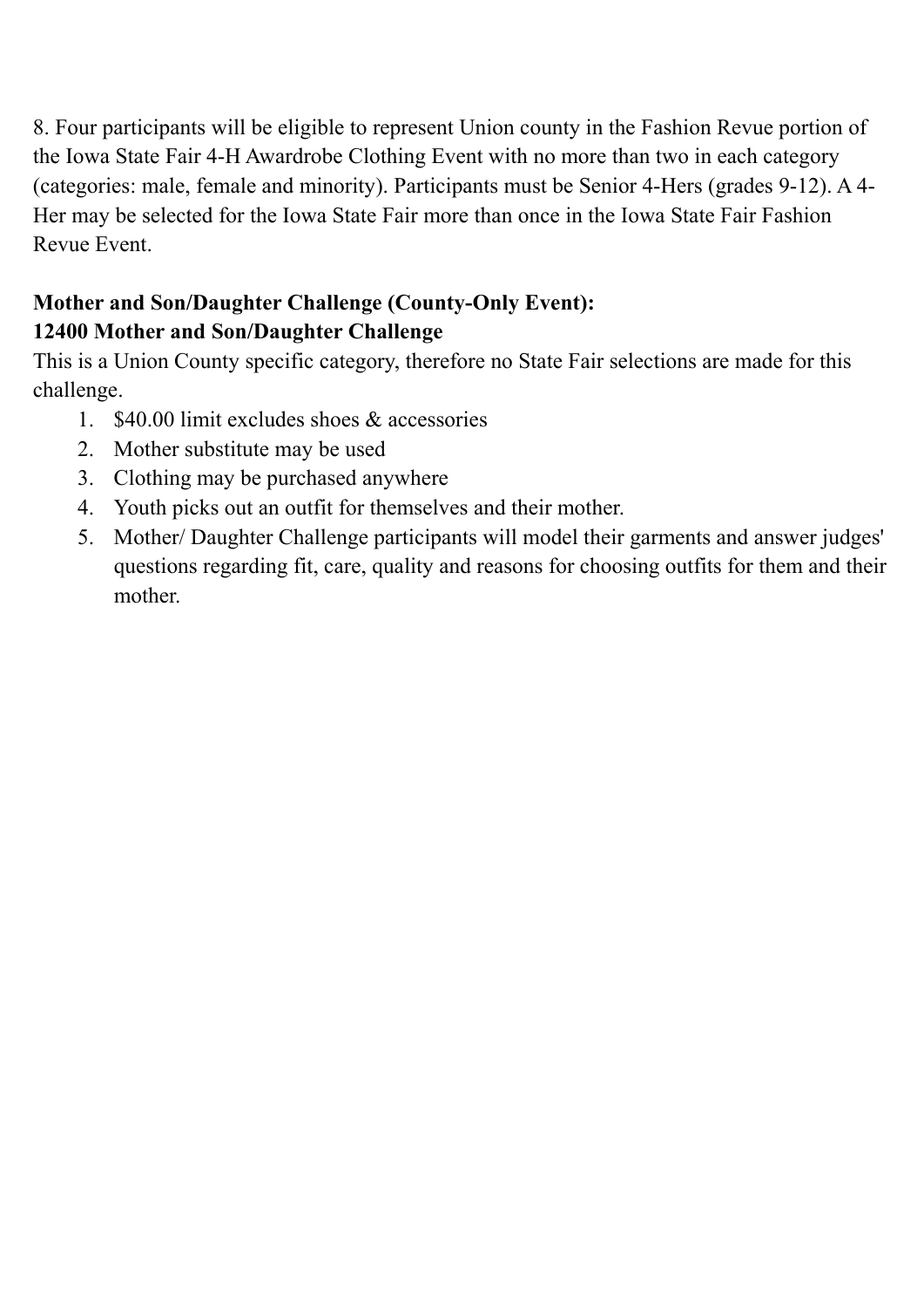8. Four participants will be eligible to represent Union county in the Fashion Revue portion of the Iowa State Fair 4-H Awardrobe Clothing Event with no more than two in each category (categories: male, female and minority). Participants must be Senior 4-Hers (grades 9-12). A 4-Her may be selected for the Iowa State Fair more than once in the Iowa State Fair Fashion Revue Event.

**Mother and Son/Daughter Challenge (County-Only Event):**
**12400 Mother and Son/Daughter Challenge**

This is a Union County specific category, therefore no State Fair selections are made for this challenge.

1. $40.00 limit excludes shoes & accessories
2. Mother substitute may be used
3. Clothing may be purchased anywhere
4. Youth picks out an outfit for themselves and their mother.
5. Mother/ Daughter Challenge participants will model their garments and answer judges' questions regarding fit, care, quality and reasons for choosing outfits for them and their mother.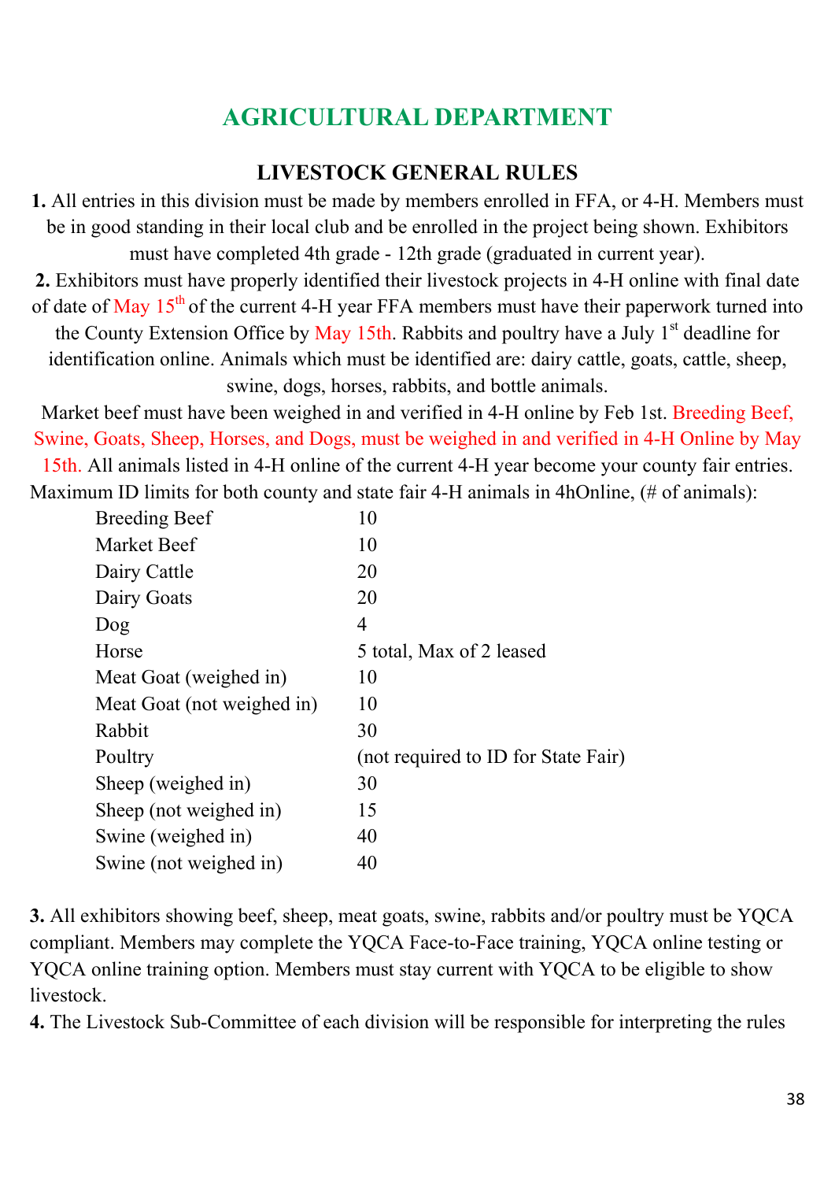# AGRICULTURAL DEPARTMENT

## LIVESTOCK GENERAL RULES

**1.** All entries in this division must be made by members enrolled in FFA, or 4-H. Members must be in good standing in their local club and be enrolled in the project being shown. Exhibitors must have completed 4th grade - 12th grade (graduated in current year).

**2.** Exhibitors must have properly identified their livestock projects in 4-H online with final date of date of May 15th of the current 4-H year FFA members must have their paperwork turned into the County Extension Office by May 15th. Rabbits and poultry have a July 1st deadline for identification online. Animals which must be identified are: dairy cattle, goats, cattle, sheep, swine, dogs, horses, rabbits, and bottle animals.

Market beef must have been weighed in and verified in 4-H online by Feb 1st. Breeding Beef, Swine, Goats, Sheep, Horses, and Dogs, must be weighed in and verified in 4-H Online by May 15th. All animals listed in 4-H online of the current 4-H year become your county fair entries.

Maximum ID limits for both county and state fair 4-H animals in 4hOnline, (# of animals):

| | |
|---|---|
| Breeding Beef | 10 |
| Market Beef | 10 |
| Dairy Cattle | 20 |
| Dairy Goats | 20 |
| Dog | 4 |
| Horse | 5 total, Max of 2 leased |
| Meat Goat (weighed in) | 10 |
| Meat Goat (not weighed in) | 10 |
| Rabbit | 30 |
| Poultry | (not required to ID for State Fair) |
| Sheep (weighed in) | 30 |
| Sheep (not weighed in) | 15 |
| Swine (weighed in) | 40 |
| Swine (not weighed in) | 40 |

**3.** All exhibitors showing beef, sheep, meat goats, swine, rabbits and/or poultry must be YQCA compliant. Members may complete the YQCA Face-to-Face training, YQCA online testing or YQCA online training option. Members must stay current with YQCA to be eligible to show livestock.

**4.** The Livestock Sub-Committee of each division will be responsible for interpreting the rules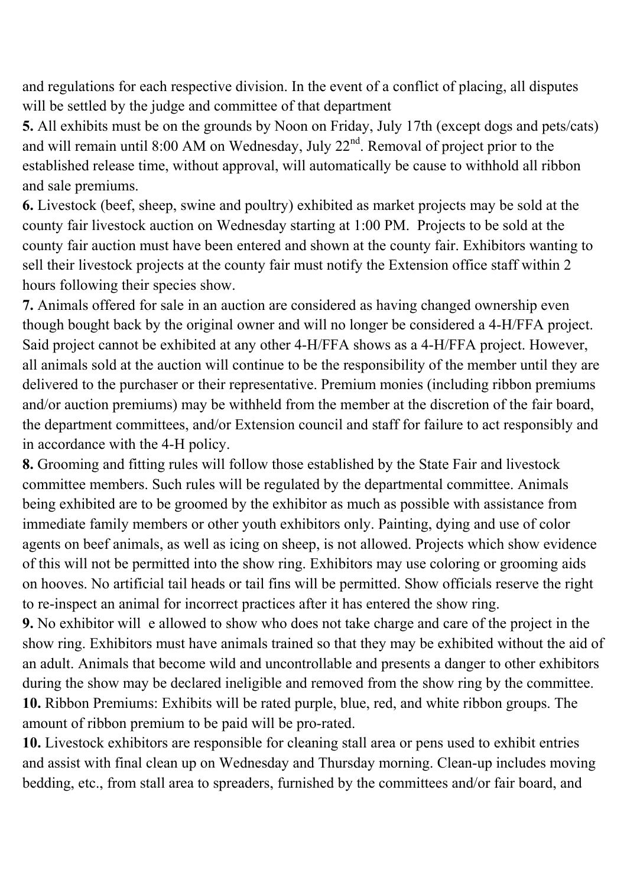and regulations for each respective division. In the event of a conflict of placing, all disputes will be settled by the judge and committee of that department

**5.** All exhibits must be on the grounds by Noon on Friday, July 17th (except dogs and pets/cats) and will remain until 8:00 AM on Wednesday, July 22nd. Removal of project prior to the established release time, without approval, will automatically be cause to withhold all ribbon and sale premiums.

**6.** Livestock (beef, sheep, swine and poultry) exhibited as market projects may be sold at the county fair livestock auction on Wednesday starting at 1:00 PM. Projects to be sold at the county fair auction must have been entered and shown at the county fair. Exhibitors wanting to sell their livestock projects at the county fair must notify the Extension office staff within 2 hours following their species show.

**7.** Animals offered for sale in an auction are considered as having changed ownership even though bought back by the original owner and will no longer be considered a 4-H/FFA project. Said project cannot be exhibited at any other 4-H/FFA shows as a 4-H/FFA project. However, all animals sold at the auction will continue to be the responsibility of the member until they are delivered to the purchaser or their representative. Premium monies (including ribbon premiums and/or auction premiums) may be withheld from the member at the discretion of the fair board, the department committees, and/or Extension council and staff for failure to act responsibly and in accordance with the 4-H policy.

**8.** Grooming and fitting rules will follow those established by the State Fair and livestock committee members. Such rules will be regulated by the departmental committee. Animals being exhibited are to be groomed by the exhibitor as much as possible with assistance from immediate family members or other youth exhibitors only. Painting, dying and use of color agents on beef animals, as well as icing on sheep, is not allowed. Projects which show evidence of this will not be permitted into the show ring. Exhibitors may use coloring or grooming aids on hooves. No artificial tail heads or tail fins will be permitted. Show officials reserve the right to re-inspect an animal for incorrect practices after it has entered the show ring.

**9.** No exhibitor will e allowed to show who does not take charge and care of the project in the show ring. Exhibitors must have animals trained so that they may be exhibited without the aid of an adult. Animals that become wild and uncontrollable and presents a danger to other exhibitors during the show may be declared ineligible and removed from the show ring by the committee.

**10.** Ribbon Premiums: Exhibits will be rated purple, blue, red, and white ribbon groups. The amount of ribbon premium to be paid will be pro-rated.

**10.** Livestock exhibitors are responsible for cleaning stall area or pens used to exhibit entries and assist with final clean up on Wednesday and Thursday morning. Clean-up includes moving bedding, etc., from stall area to spreaders, furnished by the committees and/or fair board, and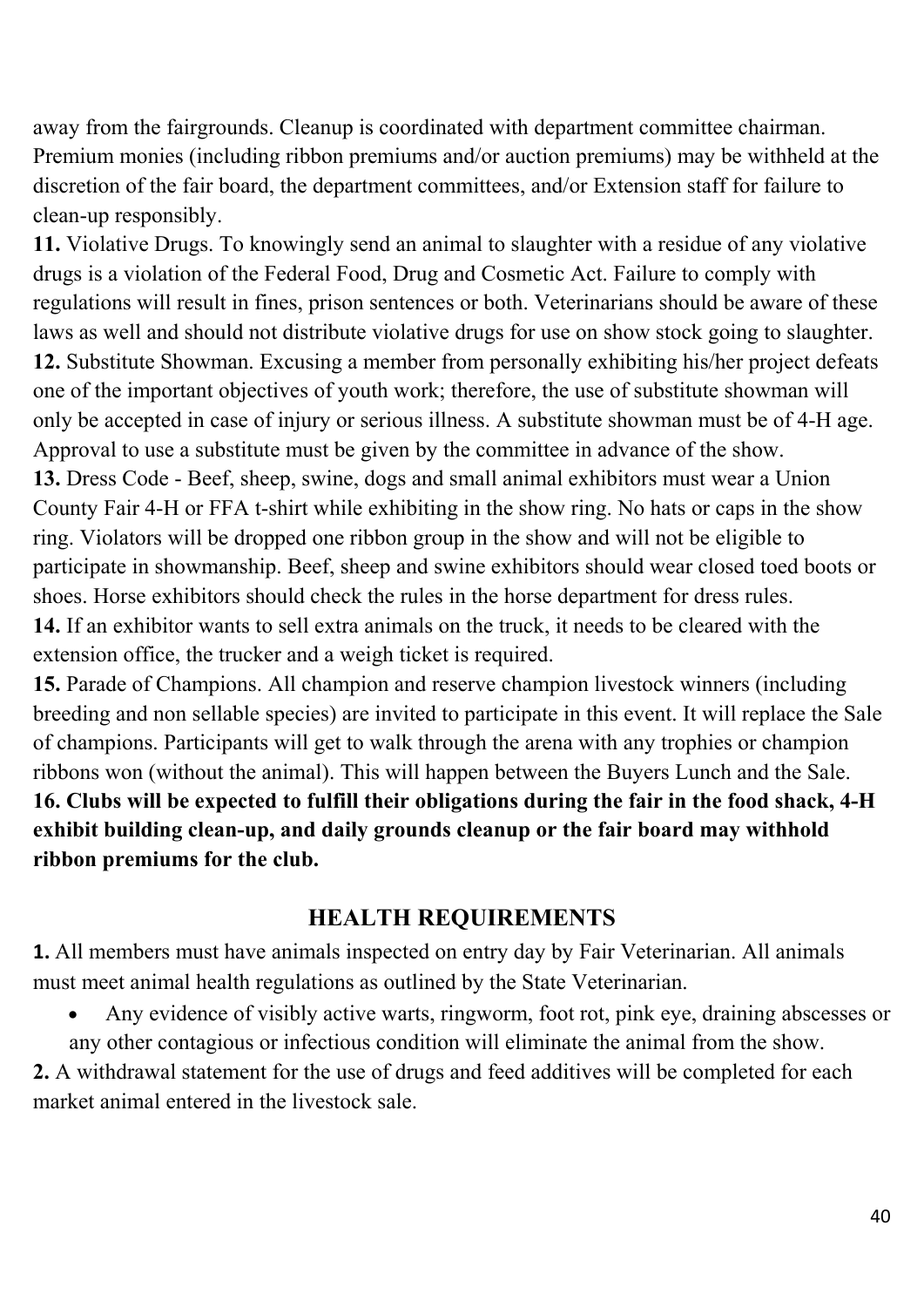away from the fairgrounds. Cleanup is coordinated with department committee chairman. Premium monies (including ribbon premiums and/or auction premiums) may be withheld at the discretion of the fair board, the department committees, and/or Extension staff for failure to clean-up responsibly.

**11.** Violative Drugs. To knowingly send an animal to slaughter with a residue of any violative drugs is a violation of the Federal Food, Drug and Cosmetic Act. Failure to comply with regulations will result in fines, prison sentences or both. Veterinarians should be aware of these laws as well and should not distribute violative drugs for use on show stock going to slaughter.

**12.** Substitute Showman. Excusing a member from personally exhibiting his/her project defeats one of the important objectives of youth work; therefore, the use of substitute showman will only be accepted in case of injury or serious illness. A substitute showman must be of 4-H age. Approval to use a substitute must be given by the committee in advance of the show.

**13.** Dress Code - Beef, sheep, swine, dogs and small animal exhibitors must wear a Union County Fair 4-H or FFA t-shirt while exhibiting in the show ring. No hats or caps in the show ring. Violators will be dropped one ribbon group in the show and will not be eligible to participate in showmanship. Beef, sheep and swine exhibitors should wear closed toed boots or shoes. Horse exhibitors should check the rules in the horse department for dress rules.

**14.** If an exhibitor wants to sell extra animals on the truck, it needs to be cleared with the extension office, the trucker and a weigh ticket is required.

**15.** Parade of Champions. All champion and reserve champion livestock winners (including breeding and non sellable species) are invited to participate in this event. It will replace the Sale of champions. Participants will get to walk through the arena with any trophies or champion ribbons won (without the animal). This will happen between the Buyers Lunch and the Sale.

**16. Clubs will be expected to fulfill their obligations during the fair in the food shack, 4-H exhibit building clean-up, and daily grounds cleanup or the fair board may withhold ribbon premiums for the club.**

## HEALTH REQUIREMENTS

**1.** All members must have animals inspected on entry day by Fair Veterinarian. All animals must meet animal health regulations as outlined by the State Veterinarian.

- Any evidence of visibly active warts, ringworm, foot rot, pink eye, draining abscesses or any other contagious or infectious condition will eliminate the animal from the show.

**2.** A withdrawal statement for the use of drugs and feed additives will be completed for each market animal entered in the livestock sale.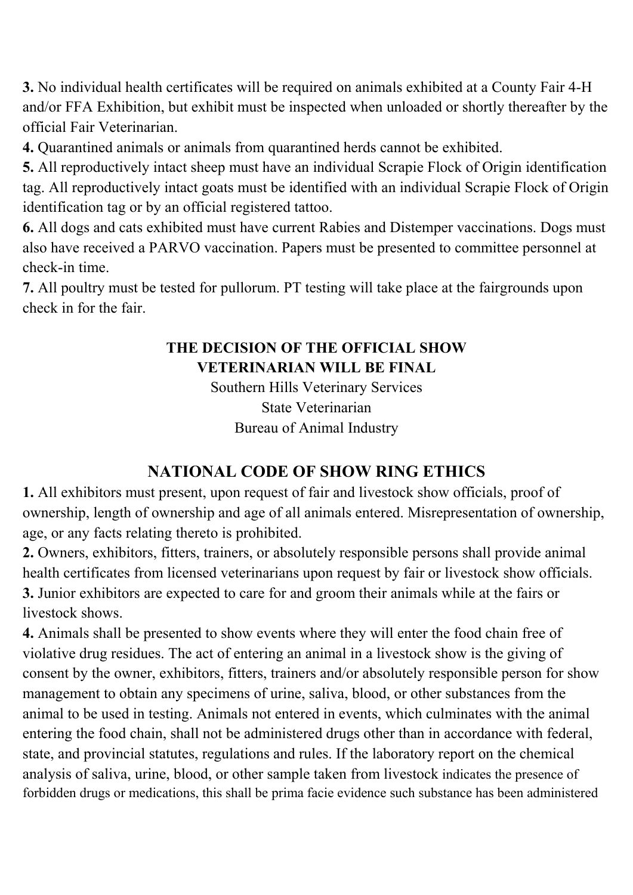**3.** No individual health certificates will be required on animals exhibited at a County Fair 4-H and/or FFA Exhibition, but exhibit must be inspected when unloaded or shortly thereafter by the official Fair Veterinarian.

**4.** Quarantined animals or animals from quarantined herds cannot be exhibited.

**5.** All reproductively intact sheep must have an individual Scrapie Flock of Origin identification tag. All reproductively intact goats must be identified with an individual Scrapie Flock of Origin identification tag or by an official registered tattoo.

**6.** All dogs and cats exhibited must have current Rabies and Distemper vaccinations. Dogs must also have received a PARVO vaccination. Papers must be presented to committee personnel at check-in time.

**7.** All poultry must be tested for pullorum. PT testing will take place at the fairgrounds upon check in for the fair.

**THE DECISION OF THE OFFICIAL SHOW VETERINARIAN WILL BE FINAL**

Southern Hills Veterinary Services
State Veterinarian
Bureau of Animal Industry

## NATIONAL CODE OF SHOW RING ETHICS

**1.** All exhibitors must present, upon request of fair and livestock show officials, proof of ownership, length of ownership and age of all animals entered. Misrepresentation of ownership, age, or any facts relating thereto is prohibited.

**2.** Owners, exhibitors, fitters, trainers, or absolutely responsible persons shall provide animal health certificates from licensed veterinarians upon request by fair or livestock show officials.

**3.** Junior exhibitors are expected to care for and groom their animals while at the fairs or livestock shows.

**4.** Animals shall be presented to show events where they will enter the food chain free of violative drug residues. The act of entering an animal in a livestock show is the giving of consent by the owner, exhibitors, fitters, trainers and/or absolutely responsible person for show management to obtain any specimens of urine, saliva, blood, or other substances from the animal to be used in testing. Animals not entered in events, which culminates with the animal entering the food chain, shall not be administered drugs other than in accordance with federal, state, and provincial statutes, regulations and rules. If the laboratory report on the chemical analysis of saliva, urine, blood, or other sample taken from livestock indicates the presence of forbidden drugs or medications, this shall be prima facie evidence such substance has been administered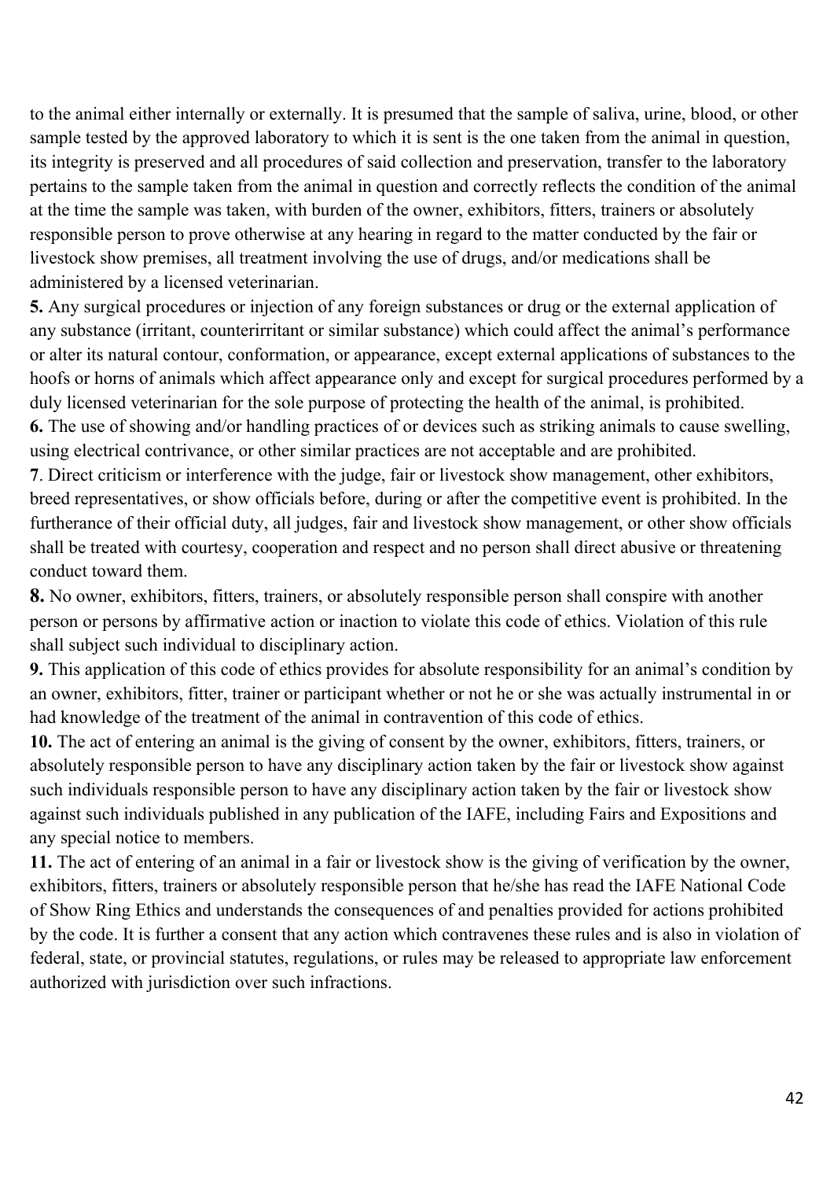to the animal either internally or externally. It is presumed that the sample of saliva, urine, blood, or other sample tested by the approved laboratory to which it is sent is the one taken from the animal in question, its integrity is preserved and all procedures of said collection and preservation, transfer to the laboratory pertains to the sample taken from the animal in question and correctly reflects the condition of the animal at the time the sample was taken, with burden of the owner, exhibitors, fitters, trainers or absolutely responsible person to prove otherwise at any hearing in regard to the matter conducted by the fair or livestock show premises, all treatment involving the use of drugs, and/or medications shall be administered by a licensed veterinarian.

**5.** Any surgical procedures or injection of any foreign substances or drug or the external application of any substance (irritant, counterirritant or similar substance) which could affect the animal's performance or alter its natural contour, conformation, or appearance, except external applications of substances to the hoofs or horns of animals which affect appearance only and except for surgical procedures performed by a duly licensed veterinarian for the sole purpose of protecting the health of the animal, is prohibited.

**6.** The use of showing and/or handling practices of or devices such as striking animals to cause swelling, using electrical contrivance, or other similar practices are not acceptable and are prohibited.

**7**. Direct criticism or interference with the judge, fair or livestock show management, other exhibitors, breed representatives, or show officials before, during or after the competitive event is prohibited. In the furtherance of their official duty, all judges, fair and livestock show management, or other show officials shall be treated with courtesy, cooperation and respect and no person shall direct abusive or threatening conduct toward them.

**8.** No owner, exhibitors, fitters, trainers, or absolutely responsible person shall conspire with another person or persons by affirmative action or inaction to violate this code of ethics. Violation of this rule shall subject such individual to disciplinary action.

**9.** This application of this code of ethics provides for absolute responsibility for an animal's condition by an owner, exhibitors, fitter, trainer or participant whether or not he or she was actually instrumental in or had knowledge of the treatment of the animal in contravention of this code of ethics.

**10.** The act of entering an animal is the giving of consent by the owner, exhibitors, fitters, trainers, or absolutely responsible person to have any disciplinary action taken by the fair or livestock show against such individuals responsible person to have any disciplinary action taken by the fair or livestock show against such individuals published in any publication of the IAFE, including Fairs and Expositions and any special notice to members.

**11.** The act of entering of an animal in a fair or livestock show is the giving of verification by the owner, exhibitors, fitters, trainers or absolutely responsible person that he/she has read the IAFE National Code of Show Ring Ethics and understands the consequences of and penalties provided for actions prohibited by the code. It is further a consent that any action which contravenes these rules and is also in violation of federal, state, or provincial statutes, regulations, or rules may be released to appropriate law enforcement authorized with jurisdiction over such infractions.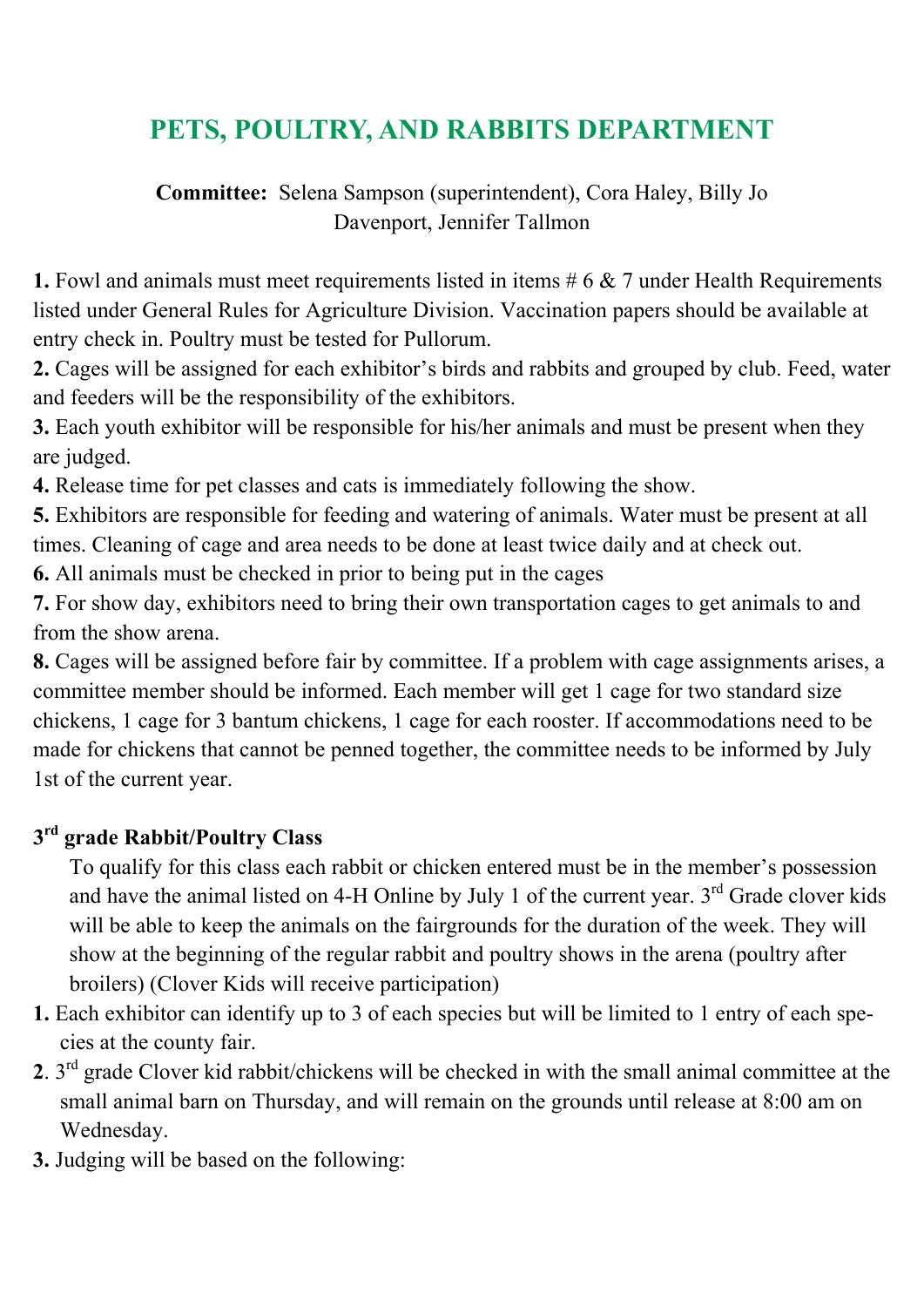## PETS, POULTRY, AND RABBITS DEPARTMENT

**Committee:** Selena Sampson (superintendent), Cora Haley, Billy Jo Davenport, Jennifer Tallmon

**1.** Fowl and animals must meet requirements listed in items # 6 & 7 under Health Requirements listed under General Rules for Agriculture Division. Vaccination papers should be available at entry check in. Poultry must be tested for Pullorum.
**2.** Cages will be assigned for each exhibitor's birds and rabbits and grouped by club. Feed, water and feeders will be the responsibility of the exhibitors.
**3.** Each youth exhibitor will be responsible for his/her animals and must be present when they are judged.
**4.** Release time for pet classes and cats is immediately following the show.
**5.** Exhibitors are responsible for feeding and watering of animals. Water must be present at all times. Cleaning of cage and area needs to be done at least twice daily and at check out.
**6.** All animals must be checked in prior to being put in the cages
**7.** For show day, exhibitors need to bring their own transportation cages to get animals to and from the show arena.
**8.** Cages will be assigned before fair by committee. If a problem with cage assignments arises, a committee member should be informed. Each member will get 1 cage for two standard size chickens, 1 cage for 3 bantum chickens, 1 cage for each rooster. If accommodations need to be made for chickens that cannot be penned together, the committee needs to be informed by July 1st of the current year.

### 3rd grade Rabbit/Poultry Class

To qualify for this class each rabbit or chicken entered must be in the member's possession and have the animal listed on 4-H Online by July 1 of the current year. 3rd Grade clover kids will be able to keep the animals on the fairgrounds for the duration of the week. They will show at the beginning of the regular rabbit and poultry shows in the arena (poultry after broilers) (Clover Kids will receive participation)

**1.** Each exhibitor can identify up to 3 of each species but will be limited to 1 entry of each species at the county fair.
**2**. 3rd grade Clover kid rabbit/chickens will be checked in with the small animal committee at the small animal barn on Thursday, and will remain on the grounds until release at 8:00 am on Wednesday.
**3.** Judging will be based on the following: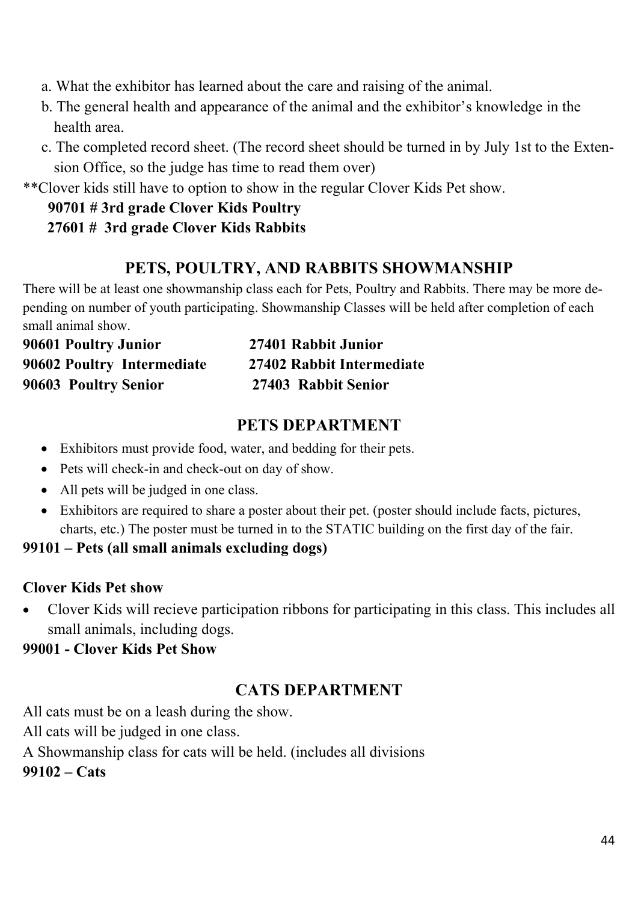a. What the exhibitor has learned about the care and raising of the animal.

b. The general health and appearance of the animal and the exhibitor's knowledge in the health area.

c. The completed record sheet. (The record sheet should be turned in by July 1st to the Extension Office, so the judge has time to read them over)

**Clover kids still have to option to show in the regular Clover Kids Pet show.

**90701 # 3rd grade Clover Kids Poultry**

**27601 # 3rd grade Clover Kids Rabbits**

## PETS, POULTRY, AND RABBITS SHOWMANSHIP

There will be at least one showmanship class each for Pets, Poultry and Rabbits. There may be more depending on number of youth participating. Showmanship Classes will be held after completion of each small animal show.

**90601 Poultry Junior**

**90602 Poultry Intermediate**

**90603 Poultry Senior**

**27401 Rabbit Junior**

**27402 Rabbit Intermediate**

**27403 Rabbit Senior**

## PETS DEPARTMENT

- Exhibitors must provide food, water, and bedding for their pets.
- Pets will check-in and check-out on day of show.
- All pets will be judged in one class.
- Exhibitors are required to share a poster about their pet. (poster should include facts, pictures, charts, etc.) The poster must be turned in to the STATIC building on the first day of the fair.

**99101 – Pets (all small animals excluding dogs)**

**Clover Kids Pet show**

- Clover Kids will recieve participation ribbons for participating in this class. This includes all small animals, including dogs.

**99001 - Clover Kids Pet Show**

## CATS DEPARTMENT

All cats must be on a leash during the show.

All cats will be judged in one class.

A Showmanship class for cats will be held. (includes all divisions

**99102 – Cats**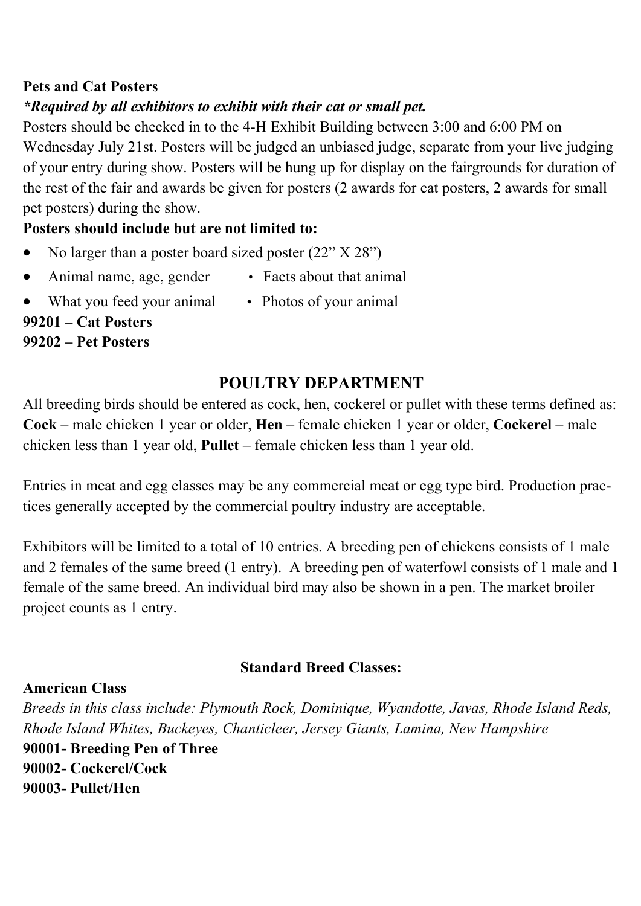**Pets and Cat Posters**

***\*Required by all exhibitors to exhibit with their cat or small pet.***

Posters should be checked in to the 4-H Exhibit Building between 3:00 and 6:00 PM on Wednesday July 21st. Posters will be judged an unbiased judge, separate from your live judging of your entry during show. Posters will be hung up for display on the fairgrounds for duration of the rest of the fair and awards be given for posters (2 awards for cat posters, 2 awards for small pet posters) during the show.

**Posters should include but are not limited to:**

- No larger than a poster board sized poster (22" X 28")
- Animal name, age, gender
- Facts about that animal
- What you feed your animal
- Photos of your animal

**99201 – Cat Posters**
**99202 – Pet Posters**

## POULTRY DEPARTMENT

All breeding birds should be entered as cock, hen, cockerel or pullet with these terms defined as: **Cock** – male chicken 1 year or older, **Hen** – female chicken 1 year or older, **Cockerel** – male chicken less than 1 year old, **Pullet** – female chicken less than 1 year old.

Entries in meat and egg classes may be any commercial meat or egg type bird. Production practices generally accepted by the commercial poultry industry are acceptable.

Exhibitors will be limited to a total of 10 entries. A breeding pen of chickens consists of 1 male and 2 females of the same breed (1 entry). A breeding pen of waterfowl consists of 1 male and 1 female of the same breed. An individual bird may also be shown in a pen. The market broiler project counts as 1 entry.

### Standard Breed Classes:

**American Class**

*Breeds in this class include: Plymouth Rock, Dominique, Wyandotte, Javas, Rhode Island Reds, Rhode Island Whites, Buckeyes, Chanticleer, Jersey Giants, Lamina, New Hampshire*

**90001- Breeding Pen of Three**
**90002- Cockerel/Cock**
**90003- Pullet/Hen**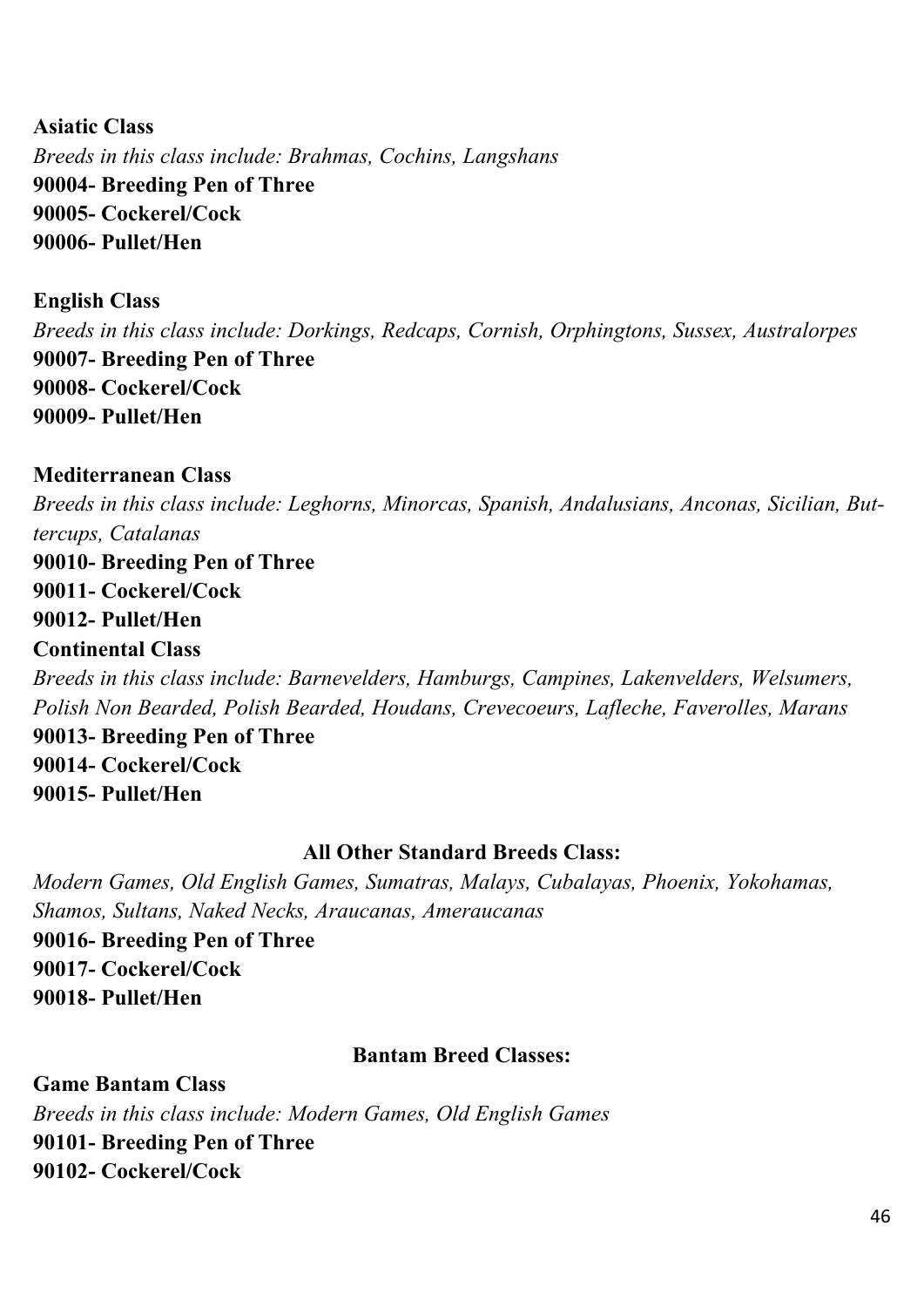**Asiatic Class**

*Breeds in this class include: Brahmas, Cochins, Langshans*

**90004- Breeding Pen of Three**
**90005- Cockerel/Cock**
**90006- Pullet/Hen**

**English Class**

*Breeds in this class include: Dorkings, Redcaps, Cornish, Orphingtons, Sussex, Australorpes*

**90007- Breeding Pen of Three**
**90008- Cockerel/Cock**
**90009- Pullet/Hen**

**Mediterranean Class**

*Breeds in this class include: Leghorns, Minorcas, Spanish, Andalusians, Anconas, Sicilian, Buttercups, Catalanas*

**90010- Breeding Pen of Three**
**90011- Cockerel/Cock**
**90012- Pullet/Hen**

**Continental Class**

*Breeds in this class include: Barnevelders, Hamburgs, Campines, Lakenvelders, Welsumers, Polish Non Bearded, Polish Bearded, Houdans, Crevecoeurs, Lafleche, Faverolles, Marans*

**90013- Breeding Pen of Three**
**90014- Cockerel/Cock**
**90015- Pullet/Hen**

**All Other Standard Breeds Class:**

*Modern Games, Old English Games, Sumatras, Malays, Cubalayas, Phoenix, Yokohamas, Shamos, Sultans, Naked Necks, Araucanas, Ameraucanas*

**90016- Breeding Pen of Three**
**90017- Cockerel/Cock**
**90018- Pullet/Hen**

**Bantam Breed Classes:**

**Game Bantam Class**

*Breeds in this class include: Modern Games, Old English Games*

**90101- Breeding Pen of Three**
**90102- Cockerel/Cock**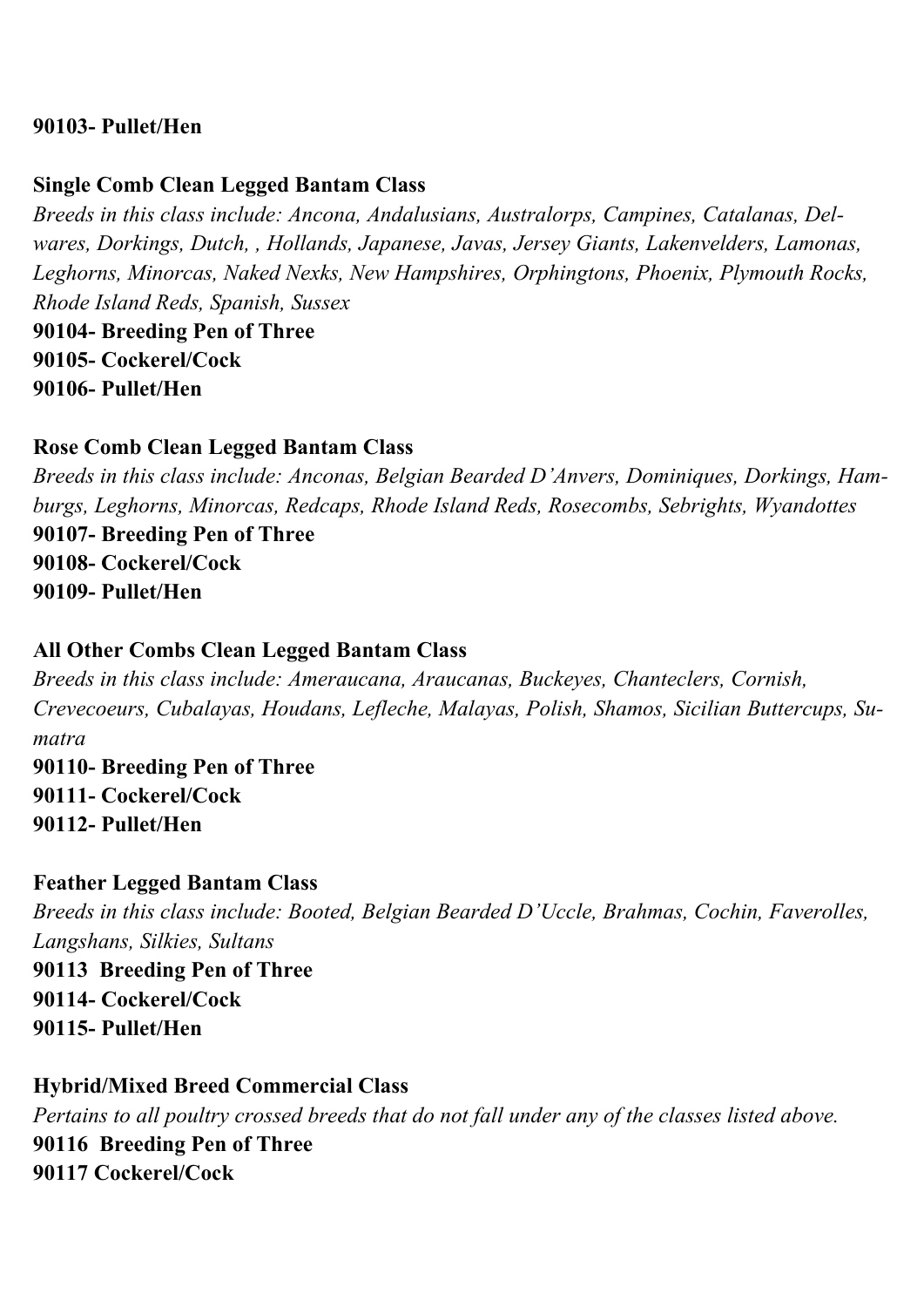**90103- Pullet/Hen**

**Single Comb Clean Legged Bantam Class**

*Breeds in this class include: Ancona, Andalusians, Australorps, Campines, Catalanas, Delwares, Dorkings, Dutch, , Hollands, Japanese, Javas, Jersey Giants, Lakenvelders, Lamonas, Leghorns, Minorcas, Naked Nexks, New Hampshires, Orphingtons, Phoenix, Plymouth Rocks, Rhode Island Reds, Spanish, Sussex*

**90104- Breeding Pen of Three**
**90105- Cockerel/Cock**
**90106- Pullet/Hen**

**Rose Comb Clean Legged Bantam Class**

*Breeds in this class include: Anconas, Belgian Bearded D'Anvers, Dominiques, Dorkings, Hamburgs, Leghorns, Minorcas, Redcaps, Rhode Island Reds, Rosecombs, Sebrights, Wyandottes*

**90107- Breeding Pen of Three**
**90108- Cockerel/Cock**
**90109- Pullet/Hen**

**All Other Combs Clean Legged Bantam Class**

*Breeds in this class include: Ameraucana, Araucanas, Buckeyes, Chanteclers, Cornish, Crevecoeurs, Cubalayas, Houdans, Lefleche, Malayas, Polish, Shamos, Sicilian Buttercups, Sumatra*

**90110- Breeding Pen of Three**
**90111- Cockerel/Cock**
**90112- Pullet/Hen**

**Feather Legged Bantam Class**

*Breeds in this class include: Booted, Belgian Bearded D'Uccle, Brahmas, Cochin, Faverolles, Langshans, Silkies, Sultans*

**90113 Breeding Pen of Three**
**90114- Cockerel/Cock**
**90115- Pullet/Hen**

**Hybrid/Mixed Breed Commercial Class**

*Pertains to all poultry crossed breeds that do not fall under any of the classes listed above.*

**90116 Breeding Pen of Three**
**90117 Cockerel/Cock**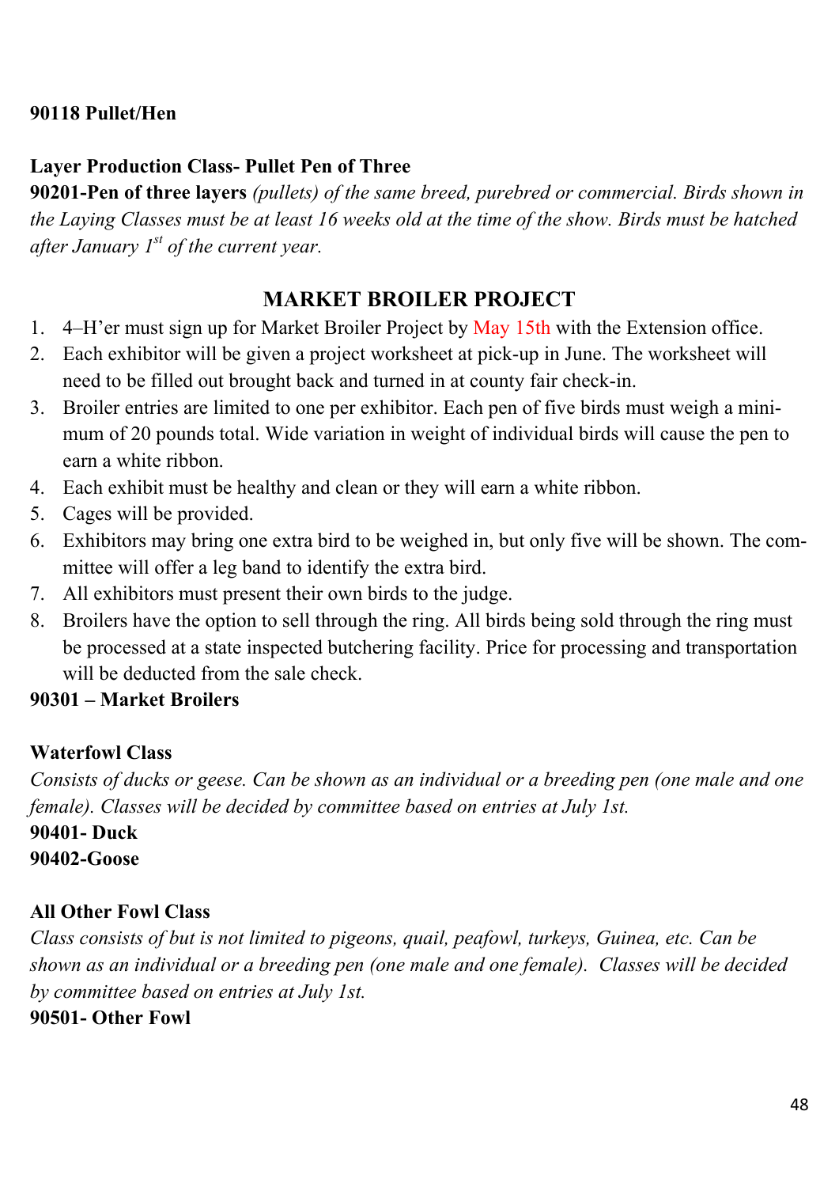**90118 Pullet/Hen**

**Layer Production Class- Pullet Pen of Three**

**90201-Pen of three layers** *(pullets) of the same breed, purebred or commercial. Birds shown in the Laying Classes must be at least 16 weeks old at the time of the show. Birds must be hatched after January 1st of the current year.*

## MARKET BROILER PROJECT

1. 4–H'er must sign up for Market Broiler Project by May 15th with the Extension office.
2. Each exhibitor will be given a project worksheet at pick-up in June. The worksheet will need to be filled out brought back and turned in at county fair check-in.
3. Broiler entries are limited to one per exhibitor. Each pen of five birds must weigh a minimum of 20 pounds total. Wide variation in weight of individual birds will cause the pen to earn a white ribbon.
4. Each exhibit must be healthy and clean or they will earn a white ribbon.
5. Cages will be provided.
6. Exhibitors may bring one extra bird to be weighed in, but only five will be shown. The committee will offer a leg band to identify the extra bird.
7. All exhibitors must present their own birds to the judge.
8. Broilers have the option to sell through the ring. All birds being sold through the ring must be processed at a state inspected butchering facility. Price for processing and transportation will be deducted from the sale check.

**90301 – Market Broilers**

**Waterfowl Class**

*Consists of ducks or geese. Can be shown as an individual or a breeding pen (one male and one female). Classes will be decided by committee based on entries at July 1st.*

**90401- Duck**
**90402-Goose**

**All Other Fowl Class**

*Class consists of but is not limited to pigeons, quail, peafowl, turkeys, Guinea, etc. Can be shown as an individual or a breeding pen (one male and one female). Classes will be decided by committee based on entries at July 1st.*

**90501- Other Fowl**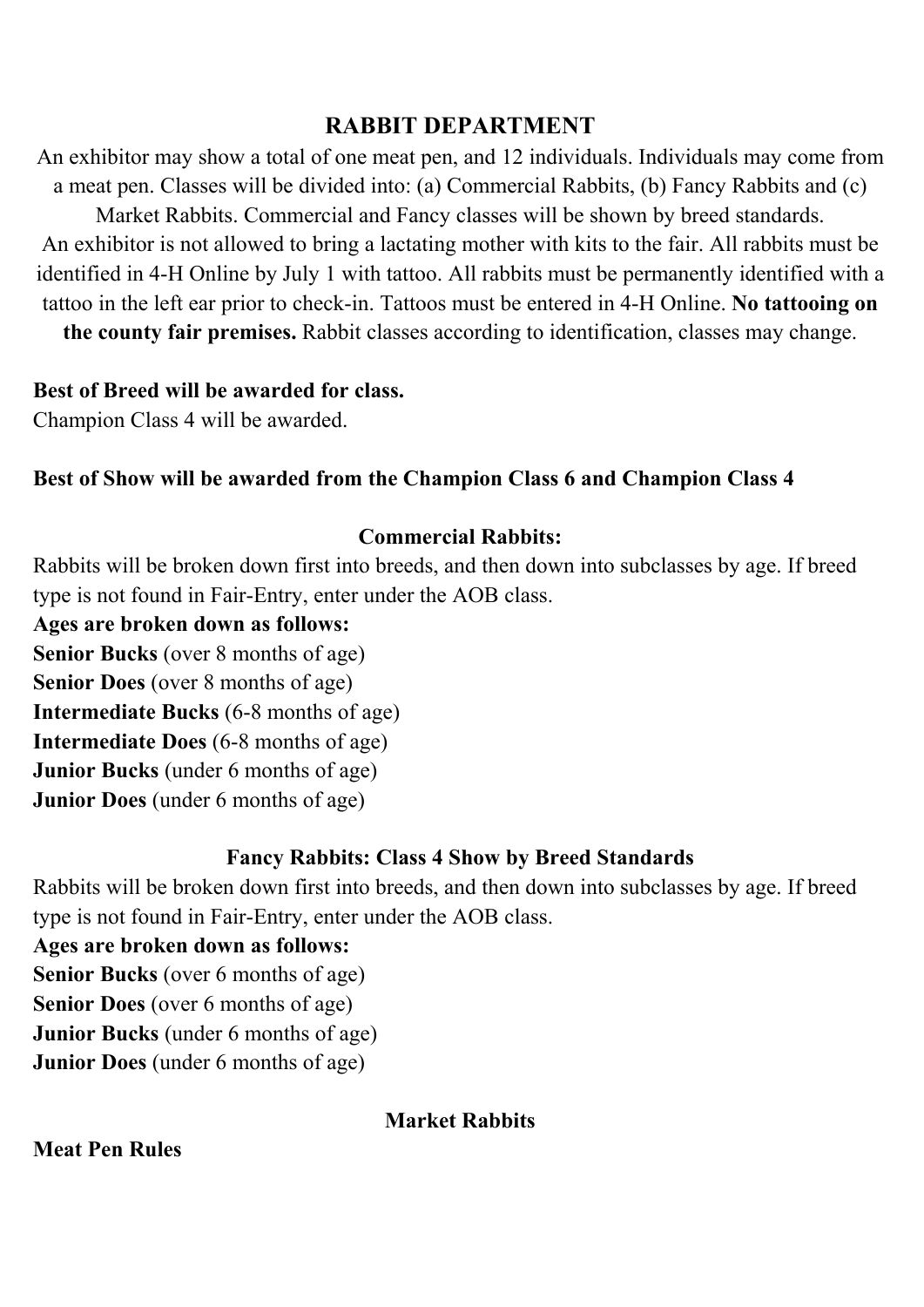## RABBIT DEPARTMENT

An exhibitor may show a total of one meat pen, and 12 individuals. Individuals may come from a meat pen. Classes will be divided into: (a) Commercial Rabbits, (b) Fancy Rabbits and (c) Market Rabbits. Commercial and Fancy classes will be shown by breed standards. An exhibitor is not allowed to bring a lactating mother with kits to the fair. All rabbits must be identified in 4-H Online by July 1 with tattoo. All rabbits must be permanently identified with a tattoo in the left ear prior to check-in. Tattoos must be entered in 4-H Online. **No tattooing on the county fair premises.** Rabbit classes according to identification, classes may change.

**Best of Breed will be awarded for class.**

Champion Class 4 will be awarded.

**Best of Show will be awarded from the Champion Class 6 and Champion Class 4**

### Commercial Rabbits:

Rabbits will be broken down first into breeds, and then down into subclasses by age. If breed type is not found in Fair-Entry, enter under the AOB class.

**Ages are broken down as follows:**

**Senior Bucks** (over 8 months of age)
**Senior Does** (over 8 months of age)
**Intermediate Bucks** (6-8 months of age)
**Intermediate Does** (6-8 months of age)
**Junior Bucks** (under 6 months of age)
**Junior Does** (under 6 months of age)

### Fancy Rabbits: Class 4 Show by Breed Standards

Rabbits will be broken down first into breeds, and then down into subclasses by age. If breed type is not found in Fair-Entry, enter under the AOB class.

**Ages are broken down as follows:**

**Senior Bucks** (over 6 months of age)
**Senior Does** (over 6 months of age)
**Junior Bucks** (under 6 months of age)
**Junior Does** (under 6 months of age)

### Market Rabbits

**Meat Pen Rules**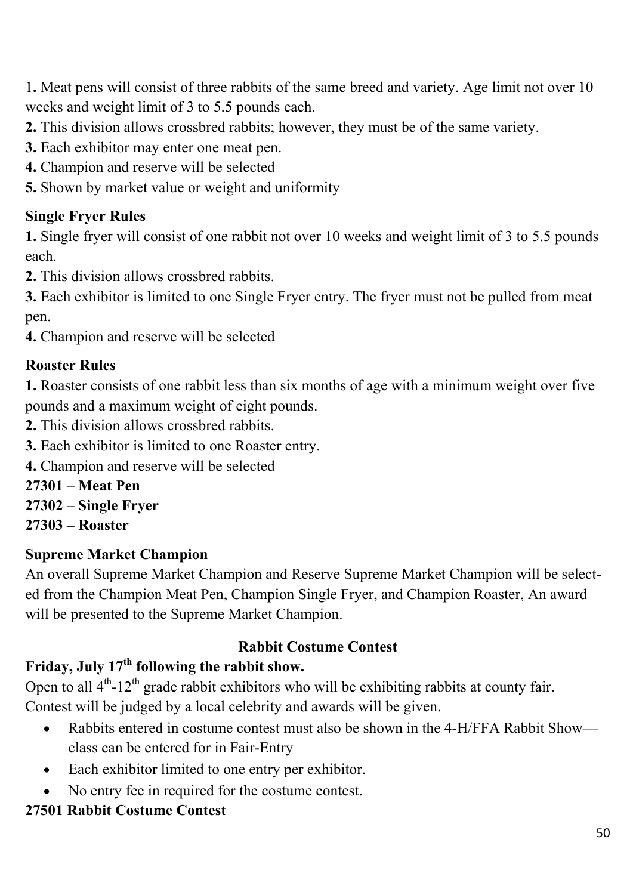1**.** Meat pens will consist of three rabbits of the same breed and variety. Age limit not over 10 weeks and weight limit of 3 to 5.5 pounds each.

**2.** This division allows crossbred rabbits; however, they must be of the same variety.

**3.** Each exhibitor may enter one meat pen.

**4.** Champion and reserve will be selected

**5.** Shown by market value or weight and uniformity

**Single Fryer Rules**

**1.** Single fryer will consist of one rabbit not over 10 weeks and weight limit of 3 to 5.5 pounds each.

**2.** This division allows crossbred rabbits.

**3.** Each exhibitor is limited to one Single Fryer entry. The fryer must not be pulled from meat pen.

**4.** Champion and reserve will be selected

**Roaster Rules**

**1.** Roaster consists of one rabbit less than six months of age with a minimum weight over five pounds and a maximum weight of eight pounds.

**2.** This division allows crossbred rabbits.

**3.** Each exhibitor is limited to one Roaster entry.

**4.** Champion and reserve will be selected

**27301 – Meat Pen**

**27302 – Single Fryer**

**27303 – Roaster**

**Supreme Market Champion**

An overall Supreme Market Champion and Reserve Supreme Market Champion will be selected from the Champion Meat Pen, Champion Single Fryer, and Champion Roaster, An award will be presented to the Supreme Market Champion.

**Rabbit Costume Contest**

**Friday, July 17th following the rabbit show.**

Open to all 4th-12th grade rabbit exhibitors who will be exhibiting rabbits at county fair. Contest will be judged by a local celebrity and awards will be given.

- Rabbits entered in costume contest must also be shown in the 4-H/FFA Rabbit Show—class can be entered for in Fair-Entry
- Each exhibitor limited to one entry per exhibitor.
- No entry fee in required for the costume contest.

**27501 Rabbit Costume Contest**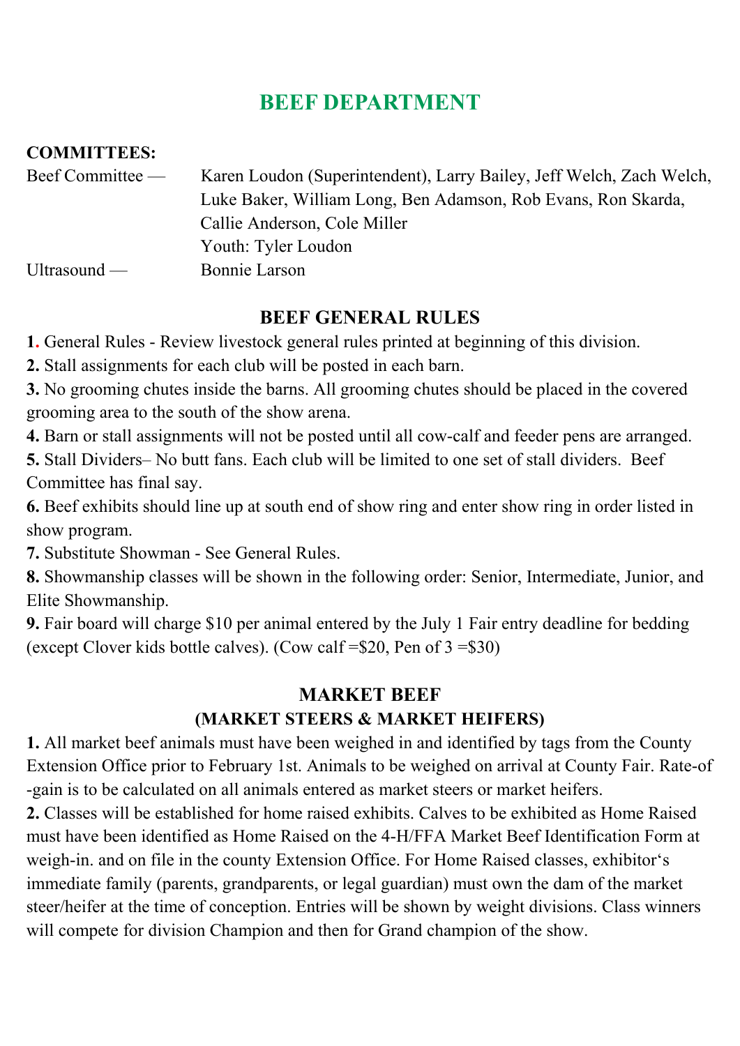# BEEF DEPARTMENT

**COMMITTEES:**

Beef Committee — Karen Loudon (Superintendent), Larry Bailey, Jeff Welch, Zach Welch, Luke Baker, William Long, Ben Adamson, Rob Evans, Ron Skarda, Callie Anderson, Cole Miller
Youth: Tyler Loudon

Ultrasound — Bonnie Larson

## BEEF GENERAL RULES

**1.** General Rules - Review livestock general rules printed at beginning of this division.
**2.** Stall assignments for each club will be posted in each barn.
**3.** No grooming chutes inside the barns. All grooming chutes should be placed in the covered grooming area to the south of the show arena.
**4.** Barn or stall assignments will not be posted until all cow-calf and feeder pens are arranged.
**5.** Stall Dividers– No butt fans. Each club will be limited to one set of stall dividers. Beef Committee has final say.
**6.** Beef exhibits should line up at south end of show ring and enter show ring in order listed in show program.
**7.** Substitute Showman - See General Rules.
**8.** Showmanship classes will be shown in the following order: Senior, Intermediate, Junior, and Elite Showmanship.
**9.** Fair board will charge $10 per animal entered by the July 1 Fair entry deadline for bedding (except Clover kids bottle calves). (Cow calf =$20, Pen of 3 =$30)

## MARKET BEEF
## (MARKET STEERS & MARKET HEIFERS)

**1.** All market beef animals must have been weighed in and identified by tags from the County Extension Office prior to February 1st. Animals to be weighed on arrival at County Fair. Rate-of-gain is to be calculated on all animals entered as market steers or market heifers.
**2.** Classes will be established for home raised exhibits. Calves to be exhibited as Home Raised must have been identified as Home Raised on the 4-H/FFA Market Beef Identification Form at weigh-in. and on file in the county Extension Office. For Home Raised classes, exhibitor's immediate family (parents, grandparents, or legal guardian) must own the dam of the market steer/heifer at the time of conception. Entries will be shown by weight divisions. Class winners will compete for division Champion and then for Grand champion of the show.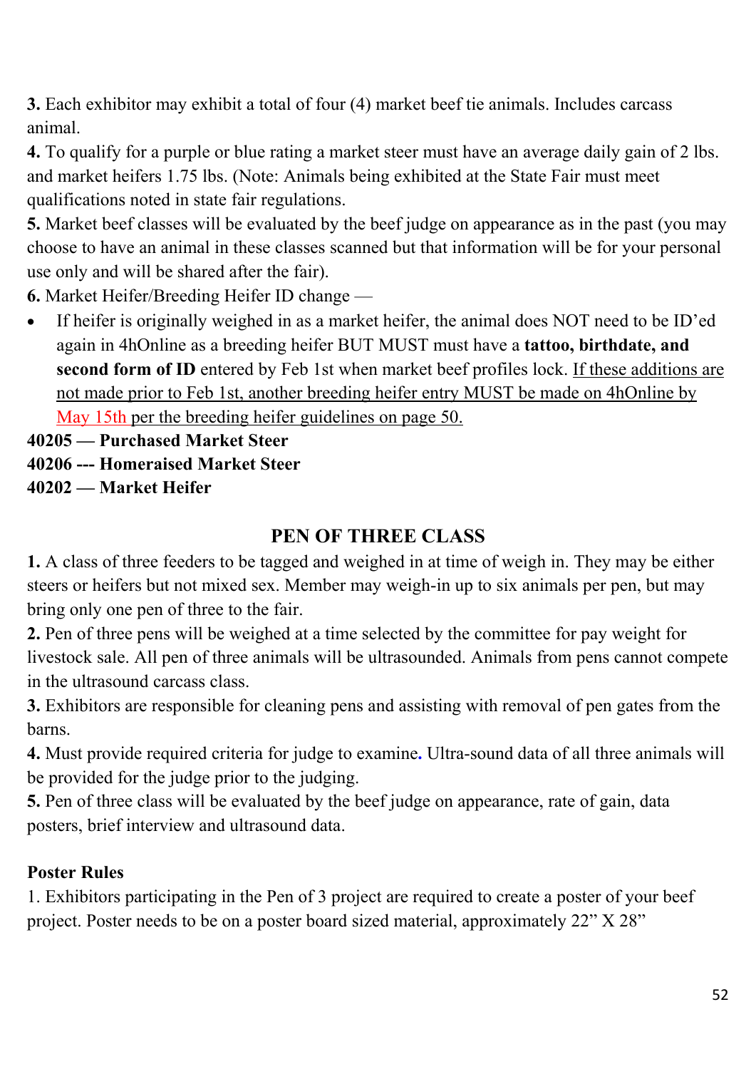**3.** Each exhibitor may exhibit a total of four (4) market beef tie animals. Includes carcass animal.

**4.** To qualify for a purple or blue rating a market steer must have an average daily gain of 2 lbs. and market heifers 1.75 lbs. (Note: Animals being exhibited at the State Fair must meet qualifications noted in state fair regulations.

**5.** Market beef classes will be evaluated by the beef judge on appearance as in the past (you may choose to have an animal in these classes scanned but that information will be for your personal use only and will be shared after the fair).

**6.** Market Heifer/Breeding Heifer ID change —

- If heifer is originally weighed in as a market heifer, the animal does NOT need to be ID'ed again in 4hOnline as a breeding heifer BUT MUST must have a **tattoo, birthdate, and second form of ID** entered by Feb 1st when market beef profiles lock. If these additions are not made prior to Feb 1st, another breeding heifer entry MUST be made on 4hOnline by May 15th per the breeding heifer guidelines on page 50.

**40205 — Purchased Market Steer**

**40206 --- Homeraised Market Steer**

**40202 — Market Heifer**

## PEN OF THREE CLASS

**1.** A class of three feeders to be tagged and weighed in at time of weigh in. They may be either steers or heifers but not mixed sex. Member may weigh-in up to six animals per pen, but may bring only one pen of three to the fair.

**2.** Pen of three pens will be weighed at a time selected by the committee for pay weight for livestock sale. All pen of three animals will be ultrasounded. Animals from pens cannot compete in the ultrasound carcass class.

**3.** Exhibitors are responsible for cleaning pens and assisting with removal of pen gates from the barns.

**4.** Must provide required criteria for judge to examine**.** Ultra-sound data of all three animals will be provided for the judge prior to the judging.

**5.** Pen of three class will be evaluated by the beef judge on appearance, rate of gain, data posters, brief interview and ultrasound data.

**Poster Rules**

1. Exhibitors participating in the Pen of 3 project are required to create a poster of your beef project. Poster needs to be on a poster board sized material, approximately 22" X 28"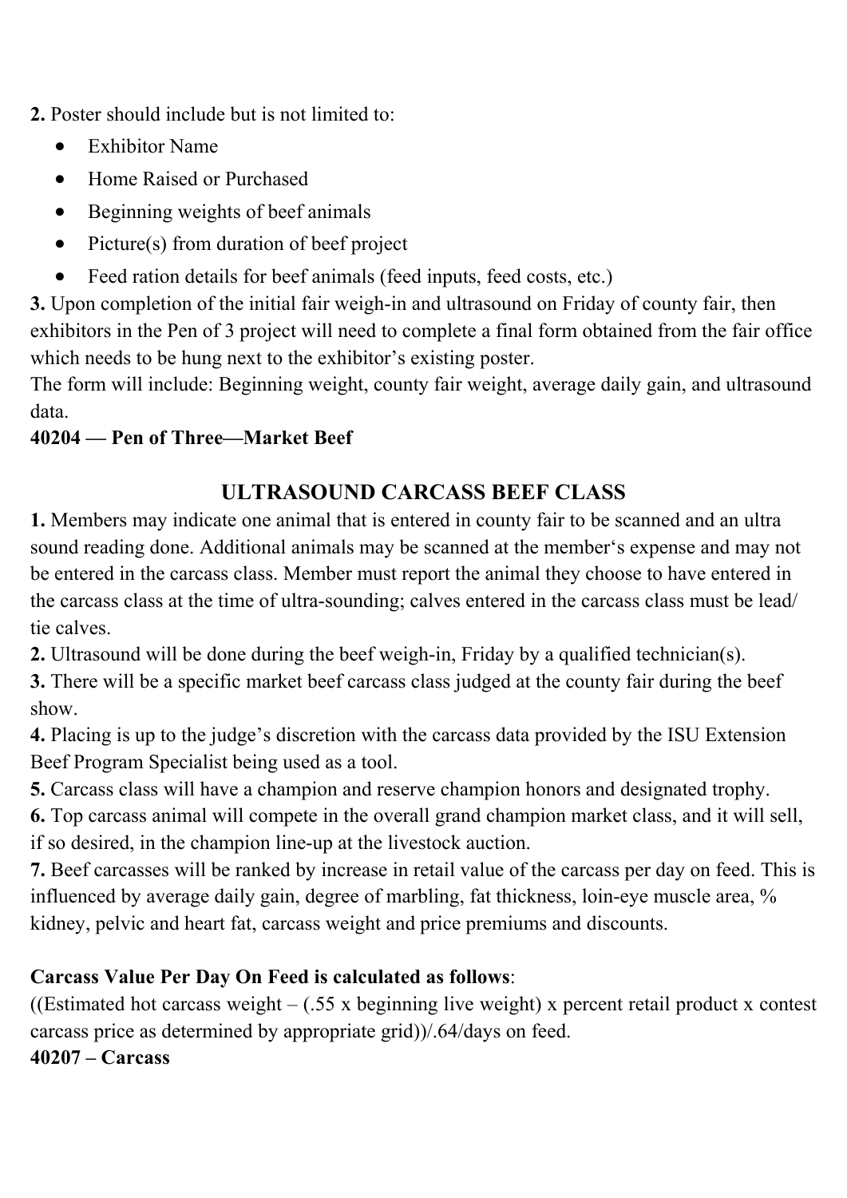**2.** Poster should include but is not limited to:

- Exhibitor Name
- Home Raised or Purchased
- Beginning weights of beef animals
- Picture(s) from duration of beef project
- Feed ration details for beef animals (feed inputs, feed costs, etc.)

**3.** Upon completion of the initial fair weigh-in and ultrasound on Friday of county fair, then exhibitors in the Pen of 3 project will need to complete a final form obtained from the fair office which needs to be hung next to the exhibitor's existing poster.

The form will include: Beginning weight, county fair weight, average daily gain, and ultrasound data.

**40204 — Pen of Three—Market Beef**

## ULTRASOUND CARCASS BEEF CLASS

**1.** Members may indicate one animal that is entered in county fair to be scanned and an ultra sound reading done. Additional animals may be scanned at the member's expense and may not be entered in the carcass class. Member must report the animal they choose to have entered in the carcass class at the time of ultra-sounding; calves entered in the carcass class must be lead/ tie calves.

**2.** Ultrasound will be done during the beef weigh-in, Friday by a qualified technician(s).

**3.** There will be a specific market beef carcass class judged at the county fair during the beef show.

**4.** Placing is up to the judge's discretion with the carcass data provided by the ISU Extension Beef Program Specialist being used as a tool.

**5.** Carcass class will have a champion and reserve champion honors and designated trophy.

**6.** Top carcass animal will compete in the overall grand champion market class, and it will sell, if so desired, in the champion line-up at the livestock auction.

**7.** Beef carcasses will be ranked by increase in retail value of the carcass per day on feed. This is influenced by average daily gain, degree of marbling, fat thickness, loin-eye muscle area, % kidney, pelvic and heart fat, carcass weight and price premiums and discounts.

**Carcass Value Per Day On Feed is calculated as follows**:

((Estimated hot carcass weight – (.55 x beginning live weight) x percent retail product x contest carcass price as determined by appropriate grid))/.64/days on feed.

**40207 – Carcass**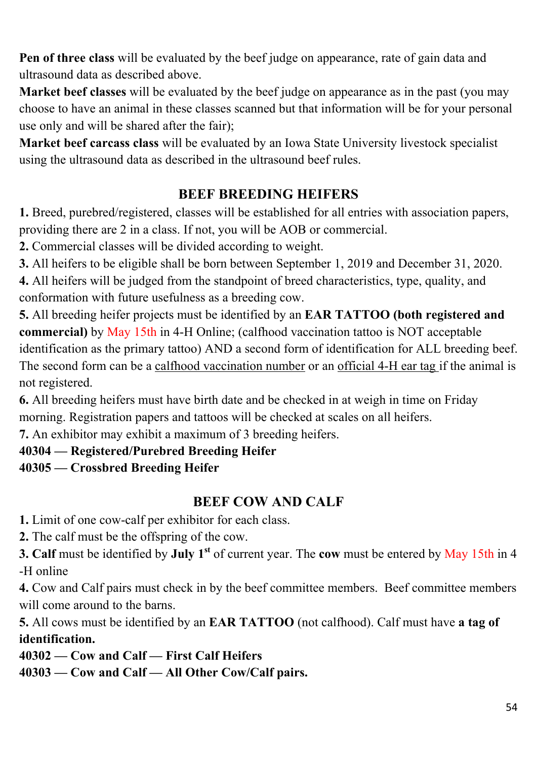**Pen of three class** will be evaluated by the beef judge on appearance, rate of gain data and ultrasound data as described above.

**Market beef classes** will be evaluated by the beef judge on appearance as in the past (you may choose to have an animal in these classes scanned but that information will be for your personal use only and will be shared after the fair);

**Market beef carcass class** will be evaluated by an Iowa State University livestock specialist using the ultrasound data as described in the ultrasound beef rules.

## BEEF BREEDING HEIFERS

**1.** Breed, purebred/registered, classes will be established for all entries with association papers, providing there are 2 in a class. If not, you will be AOB or commercial.

**2.** Commercial classes will be divided according to weight.

**3.** All heifers to be eligible shall be born between September 1, 2019 and December 31, 2020.

**4.** All heifers will be judged from the standpoint of breed characteristics, type, quality, and conformation with future usefulness as a breeding cow.

**5.** All breeding heifer projects must be identified by an **EAR TATTOO (both registered and commercial)** by May 15th in 4-H Online; (calfhood vaccination tattoo is NOT acceptable identification as the primary tattoo) AND a second form of identification for ALL breeding beef. The second form can be a calfhood vaccination number or an official 4-H ear tag if the animal is not registered.

**6.** All breeding heifers must have birth date and be checked in at weigh in time on Friday morning. Registration papers and tattoos will be checked at scales on all heifers.

**7.** An exhibitor may exhibit a maximum of 3 breeding heifers.

**40304 — Registered/Purebred Breeding Heifer**

**40305 — Crossbred Breeding Heifer**

## BEEF COW AND CALF

**1.** Limit of one cow-calf per exhibitor for each class.

**2.** The calf must be the offspring of the cow.

**3. Calf** must be identified by **July 1st** of current year. The **cow** must be entered by May 15th in 4-H online

**4.** Cow and Calf pairs must check in by the beef committee members. Beef committee members will come around to the barns.

**5.** All cows must be identified by an **EAR TATTOO** (not calfhood). Calf must have **a tag of identification.**

**40302 — Cow and Calf — First Calf Heifers**

**40303 — Cow and Calf — All Other Cow/Calf pairs.**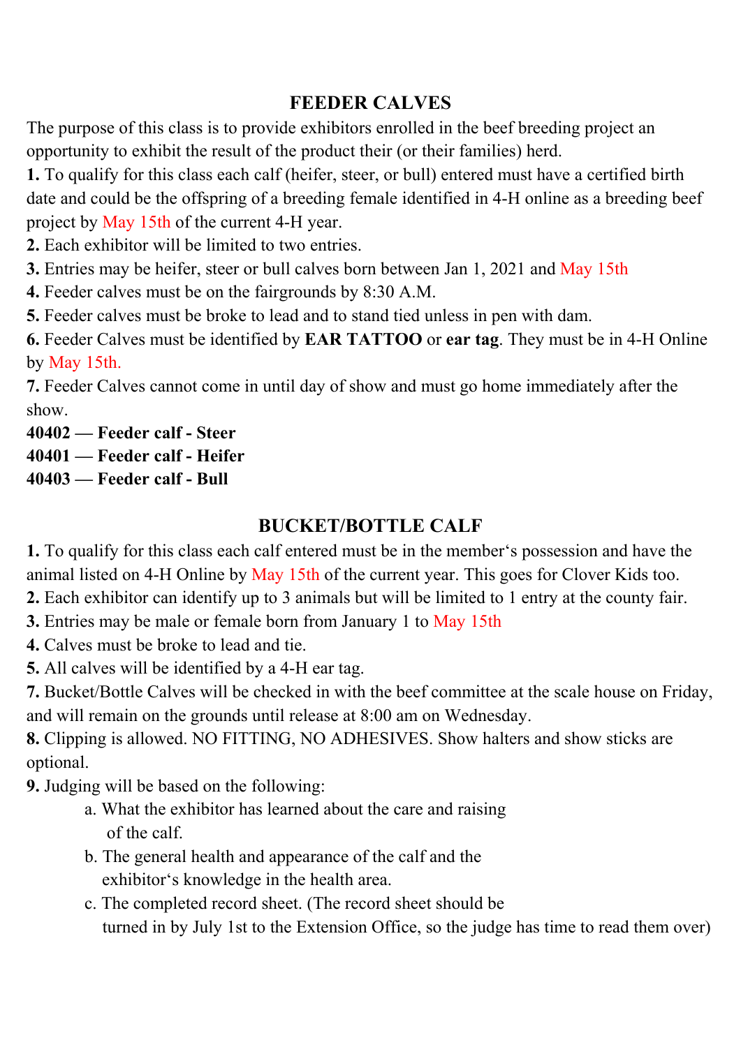## FEEDER CALVES

The purpose of this class is to provide exhibitors enrolled in the beef breeding project an opportunity to exhibit the result of the product their (or their families) herd.

**1.** To qualify for this class each calf (heifer, steer, or bull) entered must have a certified birth date and could be the offspring of a breeding female identified in 4-H online as a breeding beef project by May 15th of the current 4-H year.

**2.** Each exhibitor will be limited to two entries.

**3.** Entries may be heifer, steer or bull calves born between Jan 1, 2021 and May 15th

**4.** Feeder calves must be on the fairgrounds by 8:30 A.M.

**5.** Feeder calves must be broke to lead and to stand tied unless in pen with dam.

**6.** Feeder Calves must be identified by **EAR TATTOO** or **ear tag**. They must be in 4-H Online by May 15th.

**7.** Feeder Calves cannot come in until day of show and must go home immediately after the show.

**40402 — Feeder calf - Steer**

**40401 — Feeder calf - Heifer**

**40403 — Feeder calf - Bull**

## BUCKET/BOTTLE CALF

**1.** To qualify for this class each calf entered must be in the member's possession and have the animal listed on 4-H Online by May 15th of the current year. This goes for Clover Kids too.

**2.** Each exhibitor can identify up to 3 animals but will be limited to 1 entry at the county fair.

**3.** Entries may be male or female born from January 1 to May 15th

**4.** Calves must be broke to lead and tie.

**5.** All calves will be identified by a 4-H ear tag.

**7.** Bucket/Bottle Calves will be checked in with the beef committee at the scale house on Friday, and will remain on the grounds until release at 8:00 am on Wednesday.

**8.** Clipping is allowed. NO FITTING, NO ADHESIVES. Show halters and show sticks are optional.

**9.** Judging will be based on the following:

a. What the exhibitor has learned about the care and raising of the calf.

b. The general health and appearance of the calf and the exhibitor's knowledge in the health area.

c. The completed record sheet. (The record sheet should be turned in by July 1st to the Extension Office, so the judge has time to read them over)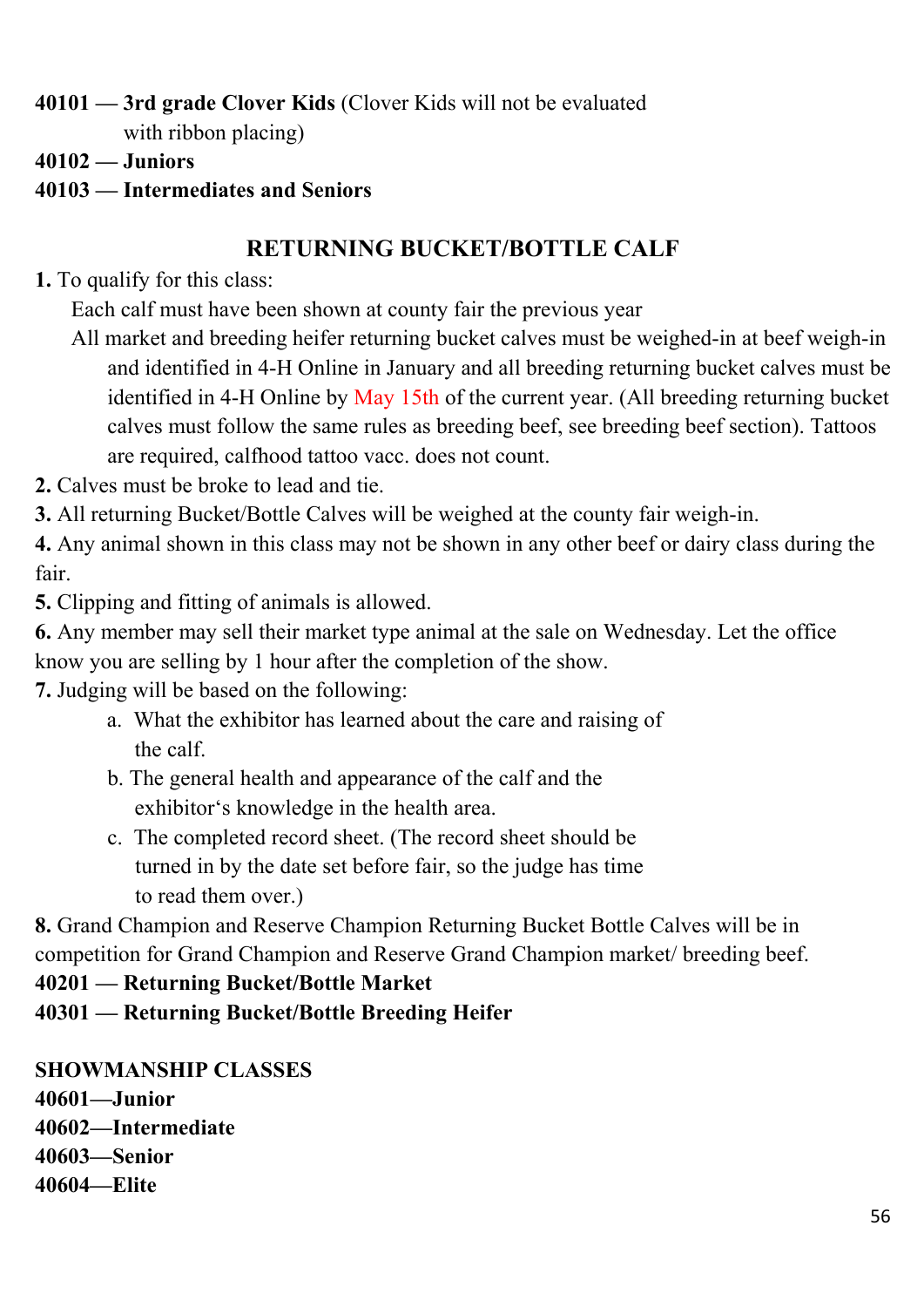**40101 — 3rd grade Clover Kids** (Clover Kids will not be evaluated with ribbon placing)

**40102 — Juniors**

**40103 — Intermediates and Seniors**

## RETURNING BUCKET/BOTTLE CALF

**1.** To qualify for this class:

Each calf must have been shown at county fair the previous year

All market and breeding heifer returning bucket calves must be weighed-in at beef weigh-in and identified in 4-H Online in January and all breeding returning bucket calves must be identified in 4-H Online by May 15th of the current year. (All breeding returning bucket calves must follow the same rules as breeding beef, see breeding beef section). Tattoos are required, calfhood tattoo vacc. does not count.

**2.** Calves must be broke to lead and tie.

**3.** All returning Bucket/Bottle Calves will be weighed at the county fair weigh-in.

**4.** Any animal shown in this class may not be shown in any other beef or dairy class during the fair.

**5.** Clipping and fitting of animals is allowed.

**6.** Any member may sell their market type animal at the sale on Wednesday. Let the office know you are selling by 1 hour after the completion of the show.

**7.** Judging will be based on the following:

a. What the exhibitor has learned about the care and raising of the calf.

b. The general health and appearance of the calf and the exhibitor's knowledge in the health area.

c. The completed record sheet. (The record sheet should be turned in by the date set before fair, so the judge has time to read them over.)

**8.** Grand Champion and Reserve Champion Returning Bucket Bottle Calves will be in competition for Grand Champion and Reserve Grand Champion market/ breeding beef.

**40201 — Returning Bucket/Bottle Market**

**40301 — Returning Bucket/Bottle Breeding Heifer**

**SHOWMANSHIP CLASSES**

**40601—Junior**

**40602—Intermediate**

**40603—Senior**

**40604—Elite**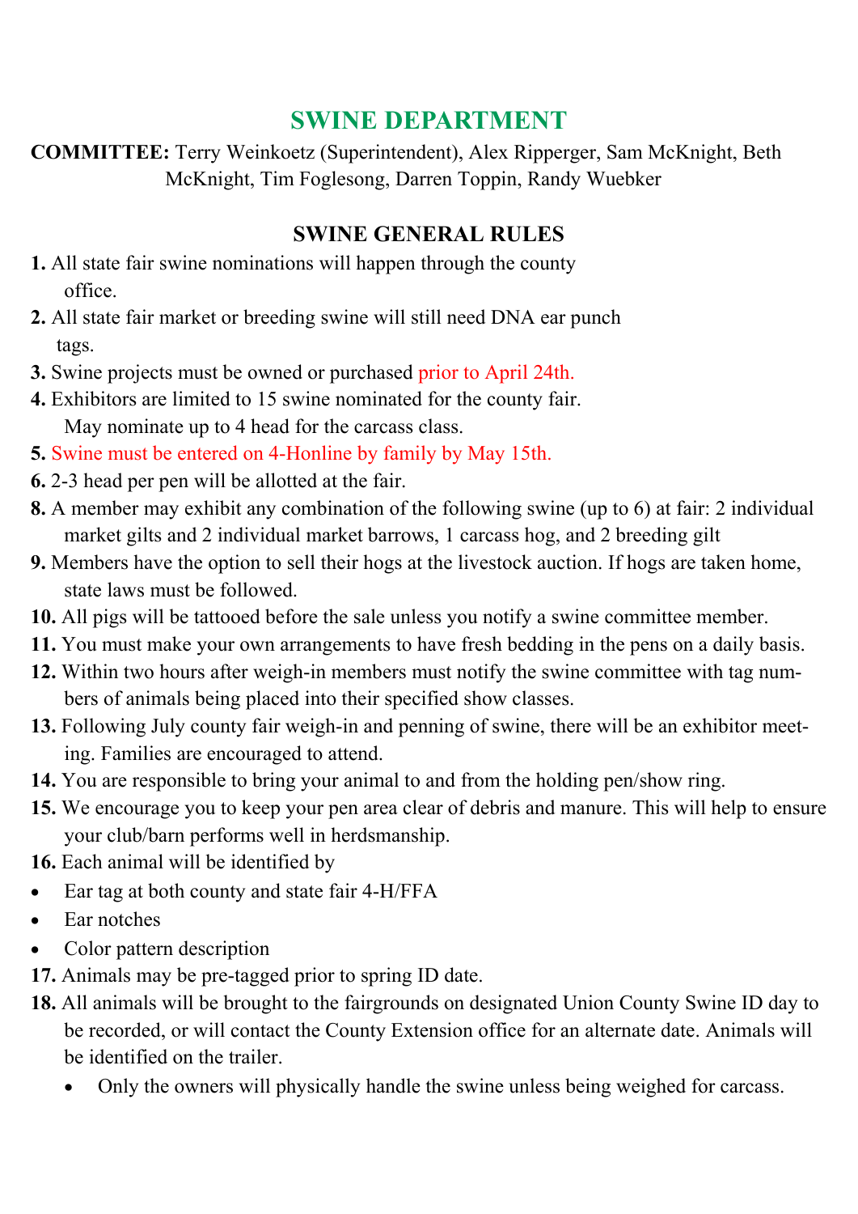# SWINE DEPARTMENT

**COMMITTEE:** Terry Weinkoetz (Superintendent), Alex Ripperger, Sam McKnight, Beth McKnight, Tim Foglesong, Darren Toppin, Randy Wuebker

## SWINE GENERAL RULES

**1.** All state fair swine nominations will happen through the county office.

**2.** All state fair market or breeding swine will still need DNA ear punch tags.

**3.** Swine projects must be owned or purchased prior to April 24th.

**4.** Exhibitors are limited to 15 swine nominated for the county fair. May nominate up to 4 head for the carcass class.

**5.** Swine must be entered on 4-Honline by family by May 15th.

**6.** 2-3 head per pen will be allotted at the fair.

**8.** A member may exhibit any combination of the following swine (up to 6) at fair: 2 individual market gilts and 2 individual market barrows, 1 carcass hog, and 2 breeding gilt

**9.** Members have the option to sell their hogs at the livestock auction. If hogs are taken home, state laws must be followed.

**10.** All pigs will be tattooed before the sale unless you notify a swine committee member.

**11.** You must make your own arrangements to have fresh bedding in the pens on a daily basis.

**12.** Within two hours after weigh-in members must notify the swine committee with tag numbers of animals being placed into their specified show classes.

**13.** Following July county fair weigh-in and penning of swine, there will be an exhibitor meeting. Families are encouraged to attend.

**14.** You are responsible to bring your animal to and from the holding pen/show ring.

**15.** We encourage you to keep your pen area clear of debris and manure. This will help to ensure your club/barn performs well in herdsmanship.

**16.** Each animal will be identified by

- Ear tag at both county and state fair 4-H/FFA
- Ear notches
- Color pattern description

**17.** Animals may be pre-tagged prior to spring ID date.

**18.** All animals will be brought to the fairgrounds on designated Union County Swine ID day to be recorded, or will contact the County Extension office for an alternate date. Animals will be identified on the trailer.

- Only the owners will physically handle the swine unless being weighed for carcass.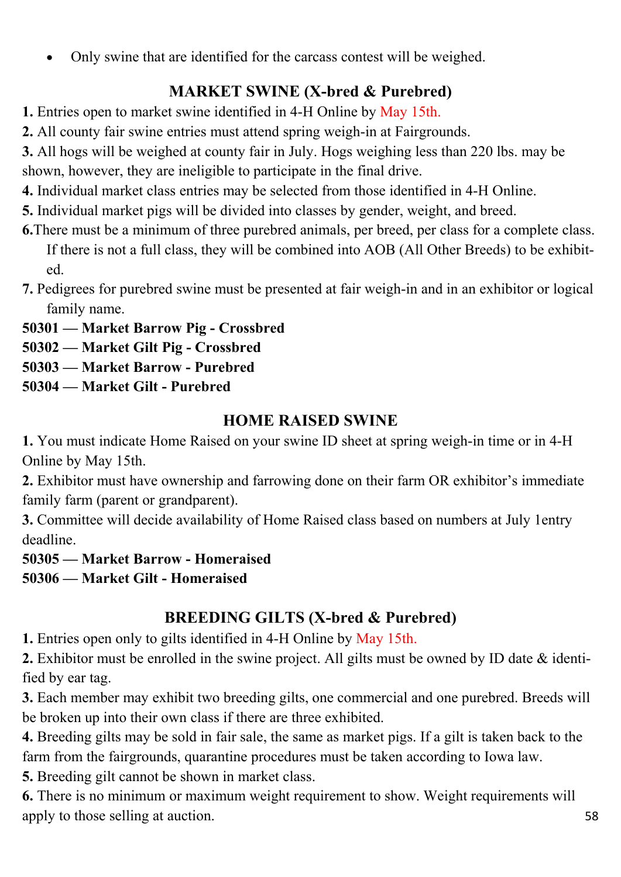- Only swine that are identified for the carcass contest will be weighed.

## MARKET SWINE (X-bred & Purebred)

**1.** Entries open to market swine identified in 4-H Online by May 15th.
**2.** All county fair swine entries must attend spring weigh-in at Fairgrounds.
**3.** All hogs will be weighed at county fair in July. Hogs weighing less than 220 lbs. may be shown, however, they are ineligible to participate in the final drive.
**4.** Individual market class entries may be selected from those identified in 4-H Online.
**5.** Individual market pigs will be divided into classes by gender, weight, and breed.
**6.**There must be a minimum of three purebred animals, per breed, per class for a complete class. If there is not a full class, they will be combined into AOB (All Other Breeds) to be exhibited.
**7.** Pedigrees for purebred swine must be presented at fair weigh-in and in an exhibitor or logical family name.

**50301 — Market Barrow Pig - Crossbred**
**50302 — Market Gilt Pig - Crossbred**
**50303 — Market Barrow - Purebred**
**50304 — Market Gilt - Purebred**

## HOME RAISED SWINE

**1.** You must indicate Home Raised on your swine ID sheet at spring weigh-in time or in 4-H Online by May 15th.
**2.** Exhibitor must have ownership and farrowing done on their farm OR exhibitor's immediate family farm (parent or grandparent).
**3.** Committee will decide availability of Home Raised class based on numbers at July 1entry deadline.

**50305 — Market Barrow - Homeraised**
**50306 — Market Gilt - Homeraised**

## BREEDING GILTS (X-bred & Purebred)

**1.** Entries open only to gilts identified in 4-H Online by May 15th.
**2.** Exhibitor must be enrolled in the swine project. All gilts must be owned by ID date & identified by ear tag.
**3.** Each member may exhibit two breeding gilts, one commercial and one purebred. Breeds will be broken up into their own class if there are three exhibited.
**4.** Breeding gilts may be sold in fair sale, the same as market pigs. If a gilt is taken back to the farm from the fairgrounds, quarantine procedures must be taken according to Iowa law.
**5.** Breeding gilt cannot be shown in market class.
**6.** There is no minimum or maximum weight requirement to show. Weight requirements will apply to those selling at auction.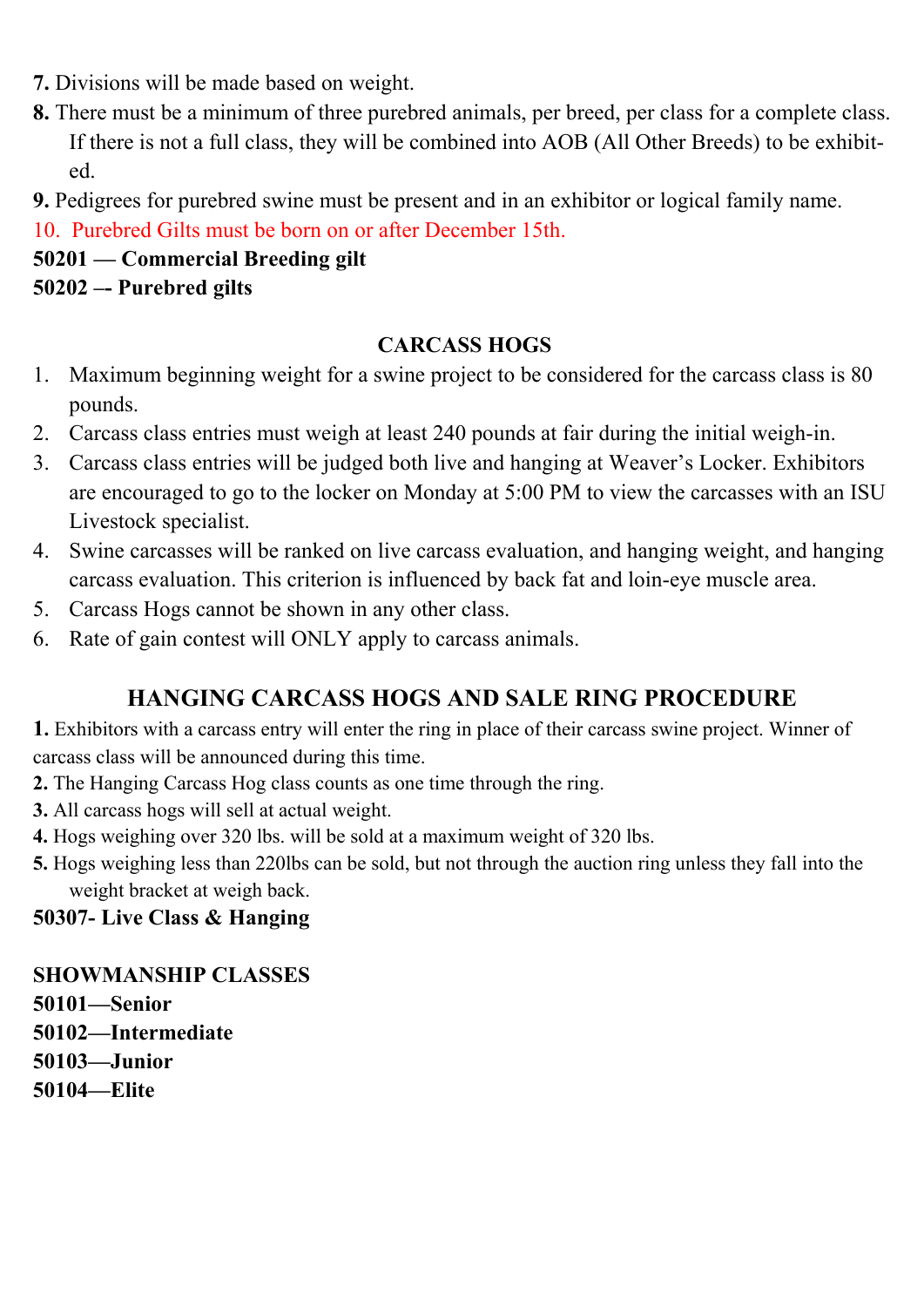7. Divisions will be made based on weight.
8. There must be a minimum of three purebred animals, per breed, per class for a complete class. If there is not a full class, they will be combined into AOB (All Other Breeds) to be exhibited.
9. Pedigrees for purebred swine must be present and in an exhibitor or logical family name.
10. Purebred Gilts must be born on or after December 15th.

**50201 — Commercial Breeding gilt**

**50202 –- Purebred gilts**

## CARCASS HOGS

1. Maximum beginning weight for a swine project to be considered for the carcass class is 80 pounds.
2. Carcass class entries must weigh at least 240 pounds at fair during the initial weigh-in.
3. Carcass class entries will be judged both live and hanging at Weaver's Locker. Exhibitors are encouraged to go to the locker on Monday at 5:00 PM to view the carcasses with an ISU Livestock specialist.
4. Swine carcasses will be ranked on live carcass evaluation, and hanging weight, and hanging carcass evaluation. This criterion is influenced by back fat and loin-eye muscle area.
5. Carcass Hogs cannot be shown in any other class.
6. Rate of gain contest will ONLY apply to carcass animals.

## HANGING CARCASS HOGS AND SALE RING PROCEDURE

1. Exhibitors with a carcass entry will enter the ring in place of their carcass swine project. Winner of carcass class will be announced during this time.
2. The Hanging Carcass Hog class counts as one time through the ring.
3. All carcass hogs will sell at actual weight.
4. Hogs weighing over 320 lbs. will be sold at a maximum weight of 320 lbs.
5. Hogs weighing less than 220lbs can be sold, but not through the auction ring unless they fall into the weight bracket at weigh back.

**50307- Live Class & Hanging**

**SHOWMANSHIP CLASSES**

**50101—Senior**

**50102—Intermediate**

**50103—Junior**

**50104—Elite**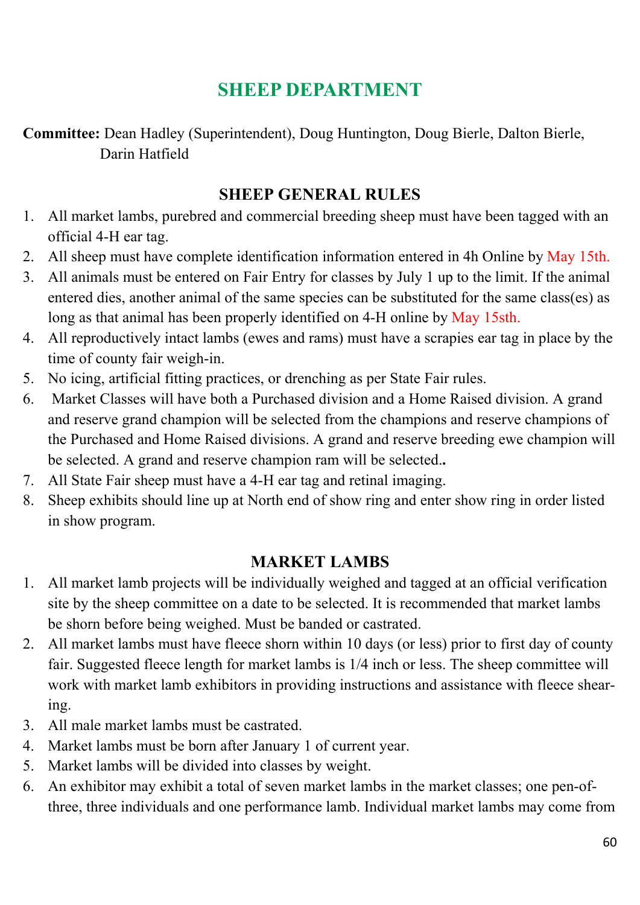# SHEEP DEPARTMENT

**Committee:** Dean Hadley (Superintendent), Doug Huntington, Doug Bierle, Dalton Bierle, Darin Hatfield

## SHEEP GENERAL RULES

1. All market lambs, purebred and commercial breeding sheep must have been tagged with an official 4-H ear tag.
2. All sheep must have complete identification information entered in 4h Online by May 15th.
3. All animals must be entered on Fair Entry for classes by July 1 up to the limit. If the animal entered dies, another animal of the same species can be substituted for the same class(es) as long as that animal has been properly identified on 4-H online by May 15sth.
4. All reproductively intact lambs (ewes and rams) must have a scrapies ear tag in place by the time of county fair weigh-in.
5. No icing, artificial fitting practices, or drenching as per State Fair rules.
6. Market Classes will have both a Purchased division and a Home Raised division. A grand and reserve grand champion will be selected from the champions and reserve champions of the Purchased and Home Raised divisions. A grand and reserve breeding ewe champion will be selected. A grand and reserve champion ram will be selected**.**
7. All State Fair sheep must have a 4-H ear tag and retinal imaging.
8. Sheep exhibits should line up at North end of show ring and enter show ring in order listed in show program.

## MARKET LAMBS

1. All market lamb projects will be individually weighed and tagged at an official verification site by the sheep committee on a date to be selected. It is recommended that market lambs be shorn before being weighed. Must be banded or castrated.
2. All market lambs must have fleece shorn within 10 days (or less) prior to first day of county fair. Suggested fleece length for market lambs is 1/4 inch or less. The sheep committee will work with market lamb exhibitors in providing instructions and assistance with fleece shearing.
3. All male market lambs must be castrated.
4. Market lambs must be born after January 1 of current year.
5. Market lambs will be divided into classes by weight.
6. An exhibitor may exhibit a total of seven market lambs in the market classes; one pen-of-three, three individuals and one performance lamb. Individual market lambs may come from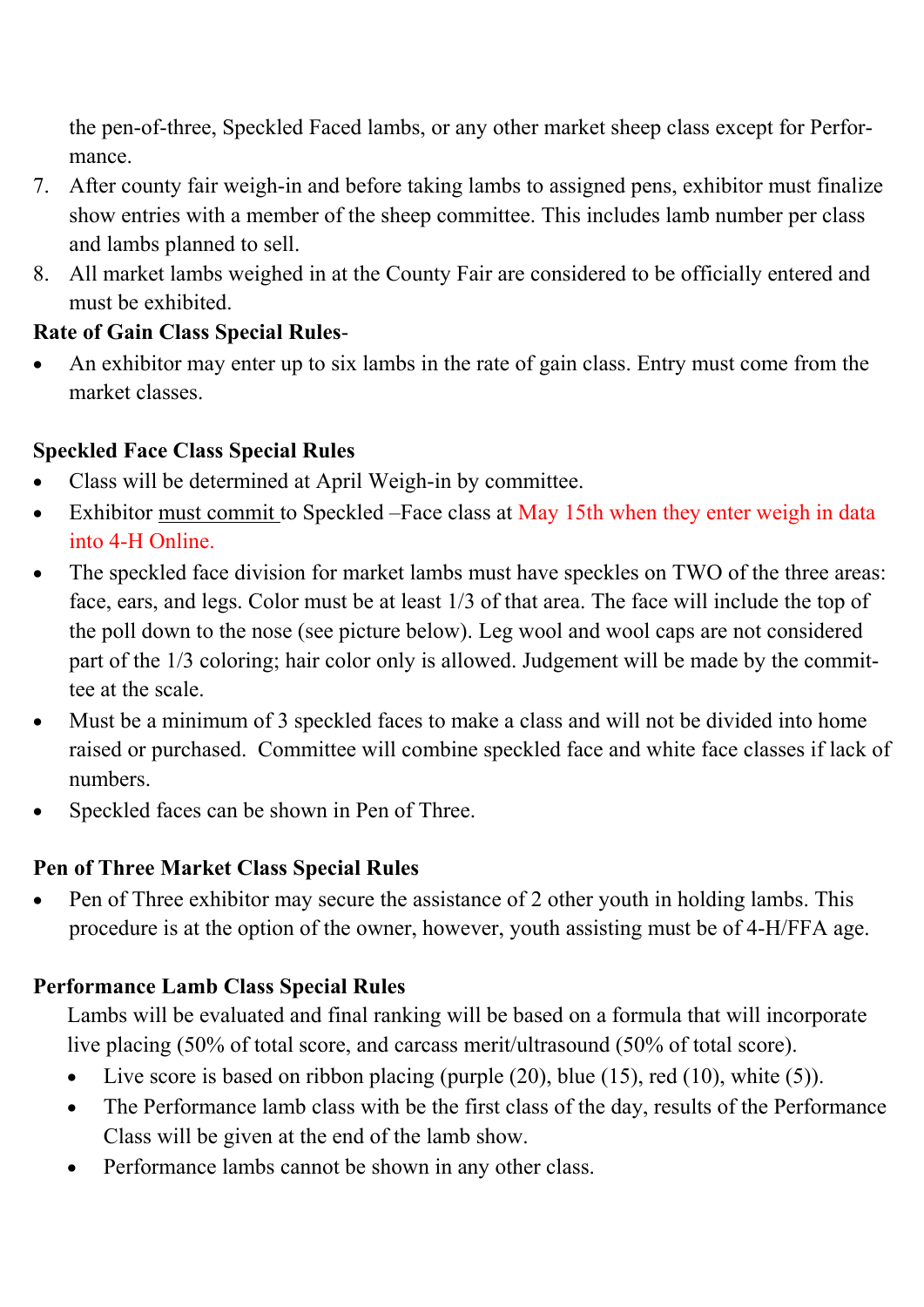the pen-of-three, Speckled Faced lambs, or any other market sheep class except for Performance.

7. After county fair weigh-in and before taking lambs to assigned pens, exhibitor must finalize show entries with a member of the sheep committee. This includes lamb number per class and lambs planned to sell.
8. All market lambs weighed in at the County Fair are considered to be officially entered and must be exhibited.

**Rate of Gain Class Special Rules**-

- An exhibitor may enter up to six lambs in the rate of gain class. Entry must come from the market classes.

**Speckled Face Class Special Rules**

- Class will be determined at April Weigh-in by committee.
- Exhibitor <u>must commit</u> to Speckled –Face class at May 15th when they enter weigh in data into 4-H Online.
- The speckled face division for market lambs must have speckles on TWO of the three areas: face, ears, and legs. Color must be at least 1/3 of that area. The face will include the top of the poll down to the nose (see picture below). Leg wool and wool caps are not considered part of the 1/3 coloring; hair color only is allowed. Judgement will be made by the committee at the scale.
- Must be a minimum of 3 speckled faces to make a class and will not be divided into home raised or purchased. Committee will combine speckled face and white face classes if lack of numbers.
- Speckled faces can be shown in Pen of Three.

**Pen of Three Market Class Special Rules**

- Pen of Three exhibitor may secure the assistance of 2 other youth in holding lambs. This procedure is at the option of the owner, however, youth assisting must be of 4-H/FFA age.

**Performance Lamb Class Special Rules**

Lambs will be evaluated and final ranking will be based on a formula that will incorporate live placing (50% of total score, and carcass merit/ultrasound (50% of total score).

- Live score is based on ribbon placing (purple (20), blue (15), red (10), white (5)).
- The Performance lamb class with be the first class of the day, results of the Performance Class will be given at the end of the lamb show.
- Performance lambs cannot be shown in any other class.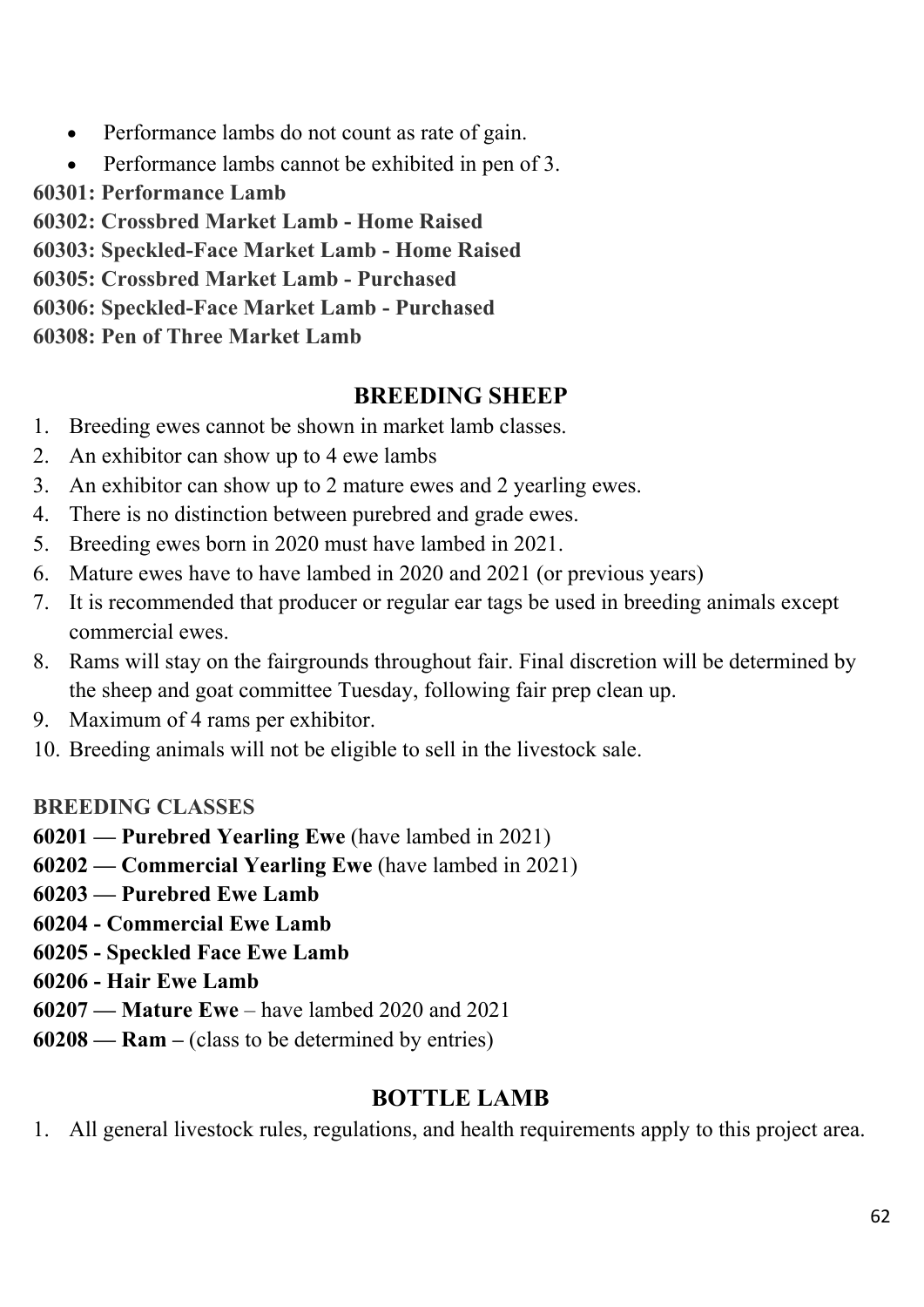- Performance lambs do not count as rate of gain.
- Performance lambs cannot be exhibited in pen of 3.

**60301: Performance Lamb**
**60302: Crossbred Market Lamb - Home Raised**
**60303: Speckled-Face Market Lamb - Home Raised**
**60305: Crossbred Market Lamb - Purchased**
**60306: Speckled-Face Market Lamb - Purchased**
**60308: Pen of Three Market Lamb**

## BREEDING SHEEP

1. Breeding ewes cannot be shown in market lamb classes.
2. An exhibitor can show up to 4 ewe lambs
3. An exhibitor can show up to 2 mature ewes and 2 yearling ewes.
4. There is no distinction between purebred and grade ewes.
5. Breeding ewes born in 2020 must have lambed in 2021.
6. Mature ewes have to have lambed in 2020 and 2021 (or previous years)
7. It is recommended that producer or regular ear tags be used in breeding animals except commercial ewes.
8. Rams will stay on the fairgrounds throughout fair. Final discretion will be determined by the sheep and goat committee Tuesday, following fair prep clean up.
9. Maximum of 4 rams per exhibitor.
10. Breeding animals will not be eligible to sell in the livestock sale.

**BREEDING CLASSES**

**60201 — Purebred Yearling Ewe** (have lambed in 2021)
**60202 — Commercial Yearling Ewe** (have lambed in 2021)
**60203 — Purebred Ewe Lamb**
**60204 - Commercial Ewe Lamb**
**60205 - Speckled Face Ewe Lamb**
**60206 - Hair Ewe Lamb**
**60207 — Mature Ewe** – have lambed 2020 and 2021
**60208 — Ram –** (class to be determined by entries)

## BOTTLE LAMB

1. All general livestock rules, regulations, and health requirements apply to this project area.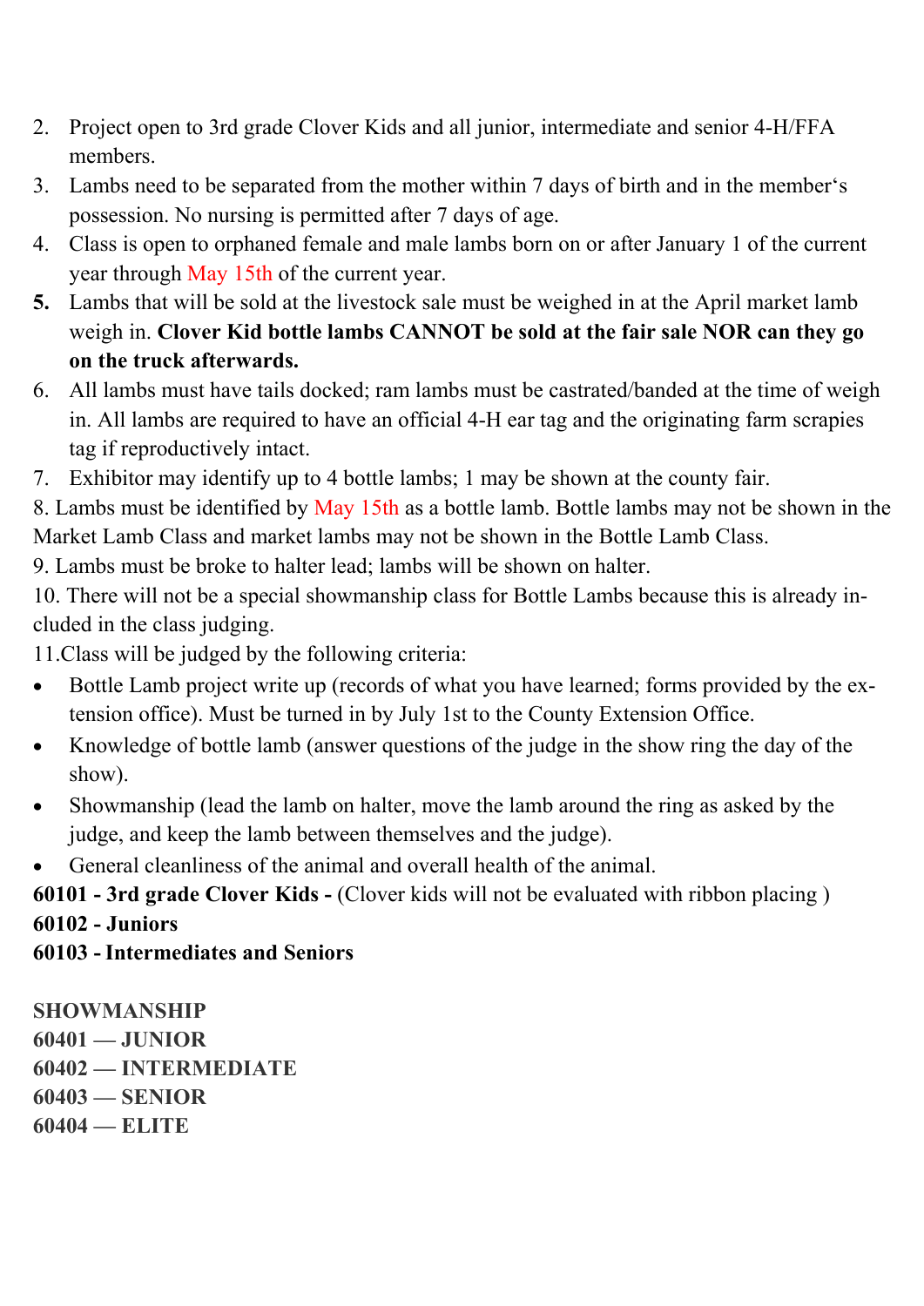2. Project open to 3rd grade Clover Kids and all junior, intermediate and senior 4-H/FFA members.
3. Lambs need to be separated from the mother within 7 days of birth and in the member's possession. No nursing is permitted after 7 days of age.
4. Class is open to orphaned female and male lambs born on or after January 1 of the current year through May 15th of the current year.
5. Lambs that will be sold at the livestock sale must be weighed in at the April market lamb weigh in. **Clover Kid bottle lambs CANNOT be sold at the fair sale NOR can they go on the truck afterwards.**
6. All lambs must have tails docked; ram lambs must be castrated/banded at the time of weigh in. All lambs are required to have an official 4-H ear tag and the originating farm scrapies tag if reproductively intact.
7. Exhibitor may identify up to 4 bottle lambs; 1 may be shown at the county fair.

8. Lambs must be identified by May 15th as a bottle lamb. Bottle lambs may not be shown in the Market Lamb Class and market lambs may not be shown in the Bottle Lamb Class.

9. Lambs must be broke to halter lead; lambs will be shown on halter.

10. There will not be a special showmanship class for Bottle Lambs because this is already included in the class judging.

11. Class will be judged by the following criteria:

- Bottle Lamb project write up (records of what you have learned; forms provided by the extension office). Must be turned in by July 1st to the County Extension Office.
- Knowledge of bottle lamb (answer questions of the judge in the show ring the day of the show).
- Showmanship (lead the lamb on halter, move the lamb around the ring as asked by the judge, and keep the lamb between themselves and the judge).
- General cleanliness of the animal and overall health of the animal.

**60101 - 3rd grade Clover Kids -** (Clover kids will not be evaluated with ribbon placing )
**60102 - Juniors**
**60103 - Intermediates and Seniors**

**SHOWMANSHIP**
**60401 — JUNIOR**
**60402 — INTERMEDIATE**
**60403 — SENIOR**
**60404 — ELITE**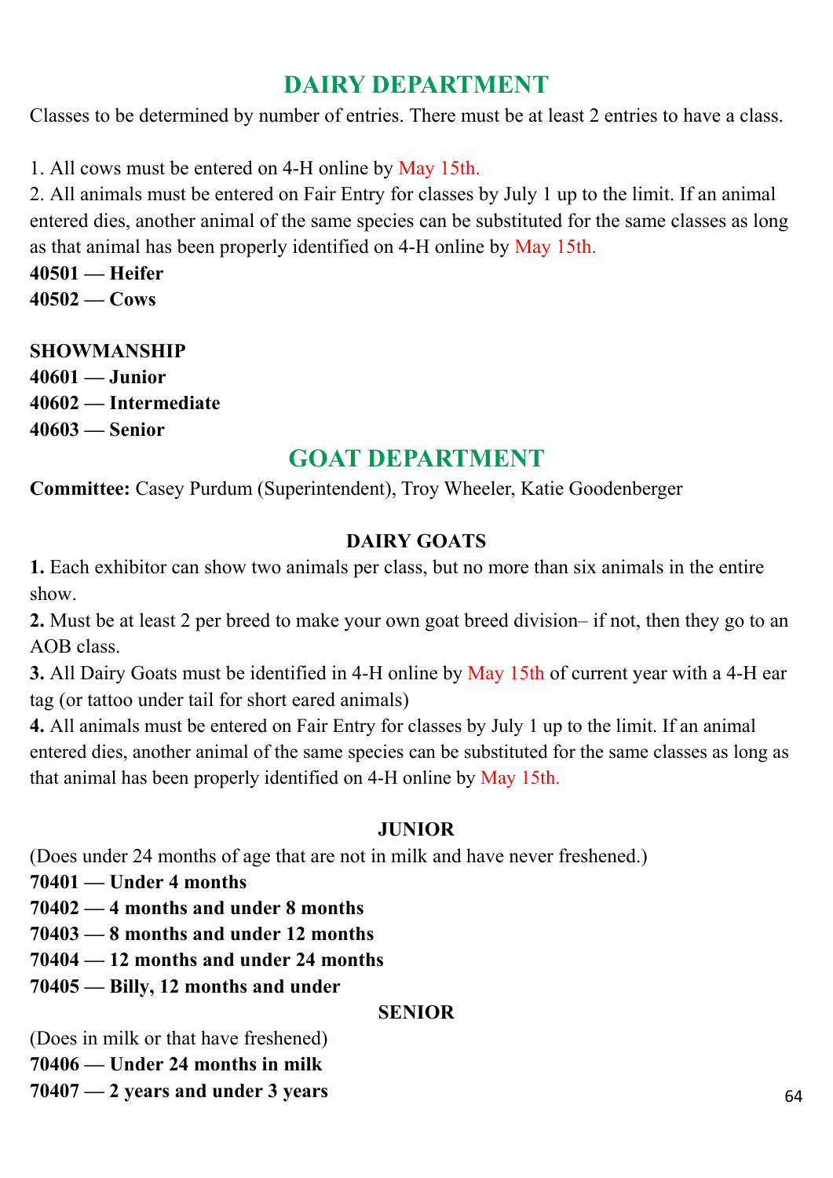## DAIRY DEPARTMENT

Classes to be determined by number of entries. There must be at least 2 entries to have a class.

1. All cows must be entered on 4-H online by May 15th.
2. All animals must be entered on Fair Entry for classes by July 1 up to the limit. If an animal entered dies, another animal of the same species can be substituted for the same classes as long as that animal has been properly identified on 4-H online by May 15th.

**40501 — Heifer**
**40502 — Cows**

**SHOWMANSHIP**
**40601 — Junior**
**40602 — Intermediate**
**40603 — Senior**

## GOAT DEPARTMENT

**Committee:** Casey Purdum (Superintendent), Troy Wheeler, Katie Goodenberger

### DAIRY GOATS

**1.** Each exhibitor can show two animals per class, but no more than six animals in the entire show.
**2.** Must be at least 2 per breed to make your own goat breed division– if not, then they go to an AOB class.
**3.** All Dairy Goats must be identified in 4-H online by May 15th of current year with a 4-H ear tag (or tattoo under tail for short eared animals)
**4.** All animals must be entered on Fair Entry for classes by July 1 up to the limit. If an animal entered dies, another animal of the same species can be substituted for the same classes as long as that animal has been properly identified on 4-H online by May 15th.

### JUNIOR

(Does under 24 months of age that are not in milk and have never freshened.)
**70401 — Under 4 months**
**70402 — 4 months and under 8 months**
**70403 — 8 months and under 12 months**
**70404 — 12 months and under 24 months**
**70405 — Billy, 12 months and under**

### SENIOR

(Does in milk or that have freshened)
**70406 — Under 24 months in milk**
**70407 — 2 years and under 3 years**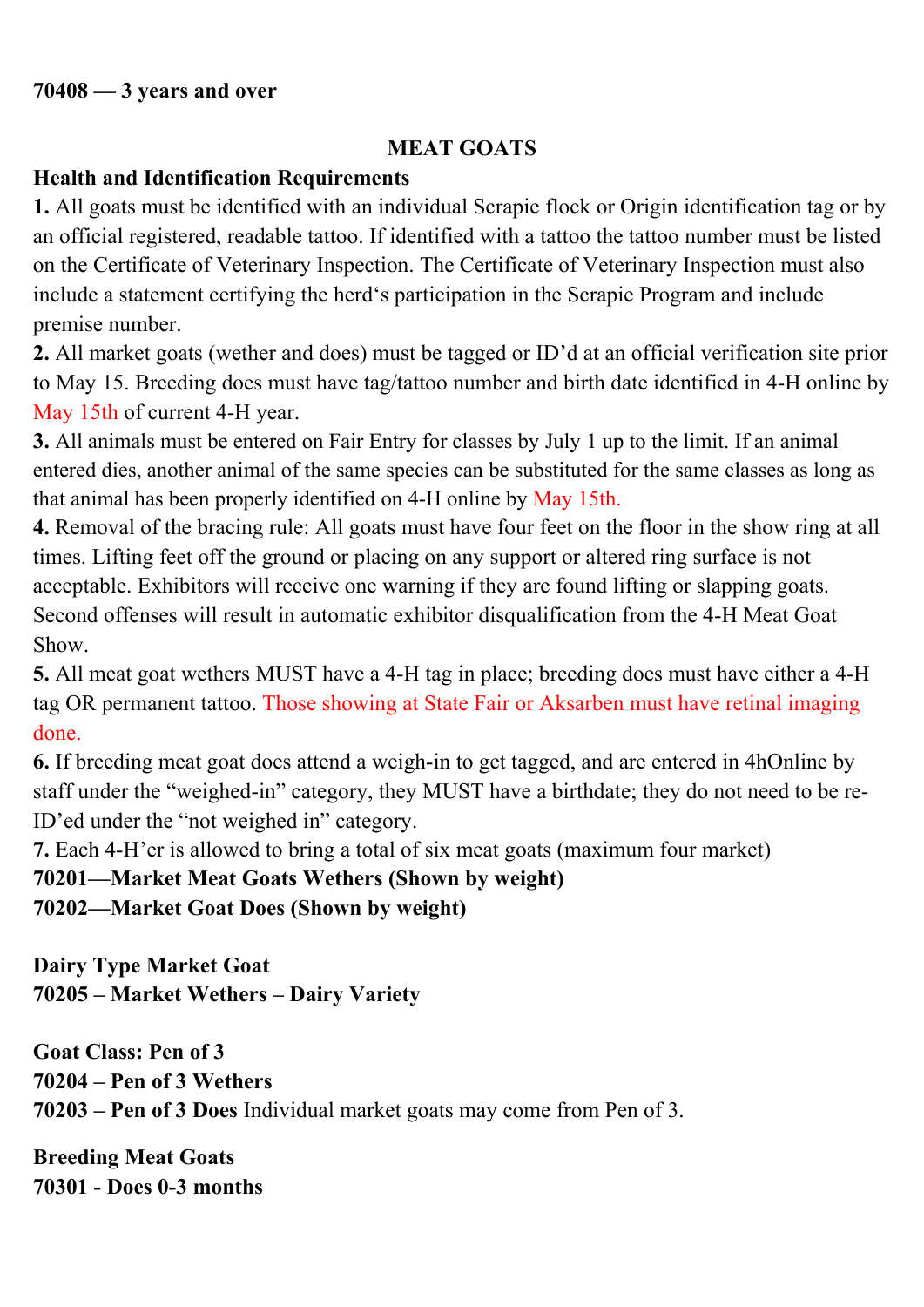**70408 — 3 years and over**

## MEAT GOATS

**Health and Identification Requirements**

**1.** All goats must be identified with an individual Scrapie flock or Origin identification tag or by an official registered, readable tattoo. If identified with a tattoo the tattoo number must be listed on the Certificate of Veterinary Inspection. The Certificate of Veterinary Inspection must also include a statement certifying the herd's participation in the Scrapie Program and include premise number.

**2.** All market goats (wether and does) must be tagged or ID'd at an official verification site prior to May 15. Breeding does must have tag/tattoo number and birth date identified in 4-H online by May 15th of current 4-H year.

**3.** All animals must be entered on Fair Entry for classes by July 1 up to the limit. If an animal entered dies, another animal of the same species can be substituted for the same classes as long as that animal has been properly identified on 4-H online by May 15th.

**4.** Removal of the bracing rule: All goats must have four feet on the floor in the show ring at all times. Lifting feet off the ground or placing on any support or altered ring surface is not acceptable. Exhibitors will receive one warning if they are found lifting or slapping goats. Second offenses will result in automatic exhibitor disqualification from the 4-H Meat Goat Show.

**5.** All meat goat wethers MUST have a 4-H tag in place; breeding does must have either a 4-H tag OR permanent tattoo. Those showing at State Fair or Aksarben must have retinal imaging done.

**6.** If breeding meat goat does attend a weigh-in to get tagged, and are entered in 4hOnline by staff under the "weighed-in" category, they MUST have a birthdate; they do not need to be re-ID'ed under the "not weighed in" category.

**7.** Each 4-H'er is allowed to bring a total of six meat goats (maximum four market)

**70201—Market Meat Goats Wethers (Shown by weight)**
**70202—Market Goat Does (Shown by weight)**

**Dairy Type Market Goat**
**70205 – Market Wethers – Dairy Variety**

**Goat Class: Pen of 3**
**70204 – Pen of 3 Wethers**
**70203 – Pen of 3 Does** Individual market goats may come from Pen of 3.

**Breeding Meat Goats**
**70301 - Does 0-3 months**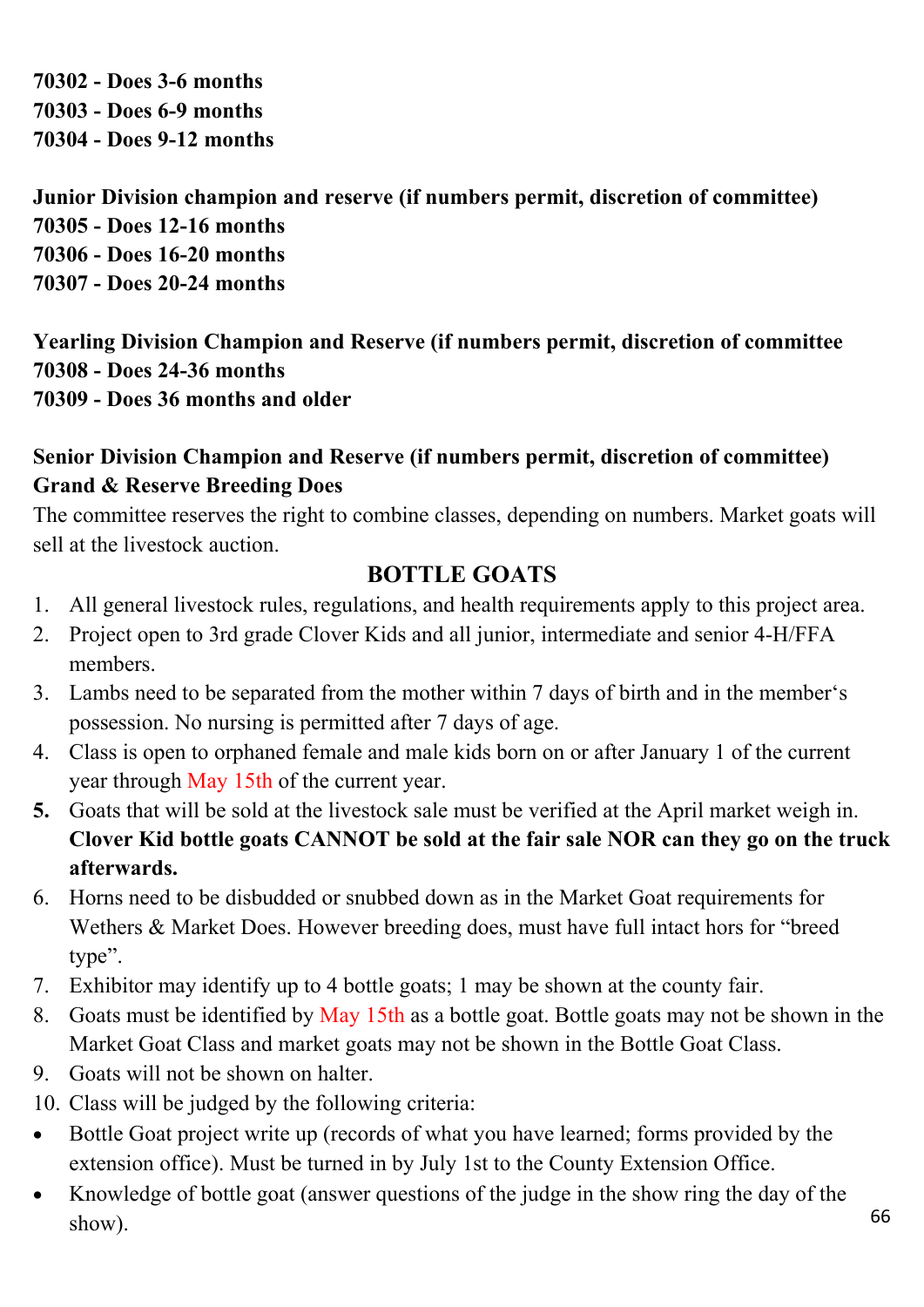**70302 - Does 3-6 months**
**70303 - Does 6-9 months**
**70304 - Does 9-12 months**

**Junior Division champion and reserve (if numbers permit, discretion of committee)**
**70305 - Does 12-16 months**
**70306 - Does 16-20 months**
**70307 - Does 20-24 months**

**Yearling Division Champion and Reserve (if numbers permit, discretion of committee**
**70308 - Does 24-36 months**
**70309 - Does 36 months and older**

**Senior Division Champion and Reserve (if numbers permit, discretion of committee)**
**Grand & Reserve Breeding Does**
The committee reserves the right to combine classes, depending on numbers. Market goats will sell at the livestock auction.

## BOTTLE GOATS

1. All general livestock rules, regulations, and health requirements apply to this project area.
2. Project open to 3rd grade Clover Kids and all junior, intermediate and senior 4-H/FFA members.
3. Lambs need to be separated from the mother within 7 days of birth and in the member's possession. No nursing is permitted after 7 days of age.
4. Class is open to orphaned female and male kids born on or after January 1 of the current year through May 15th of the current year.
5. Goats that will be sold at the livestock sale must be verified at the April market weigh in. **Clover Kid bottle goats CANNOT be sold at the fair sale NOR can they go on the truck afterwards.**
6. Horns need to be disbudded or snubbed down as in the Market Goat requirements for Wethers & Market Does. However breeding does, must have full intact hors for "breed type".
7. Exhibitor may identify up to 4 bottle goats; 1 may be shown at the county fair.
8. Goats must be identified by May 15th as a bottle goat. Bottle goats may not be shown in the Market Goat Class and market goats may not be shown in the Bottle Goat Class.
9. Goats will not be shown on halter.
10. Class will be judged by the following criteria:

- Bottle Goat project write up (records of what you have learned; forms provided by the extension office). Must be turned in by July 1st to the County Extension Office.
- Knowledge of bottle goat (answer questions of the judge in the show ring the day of the show).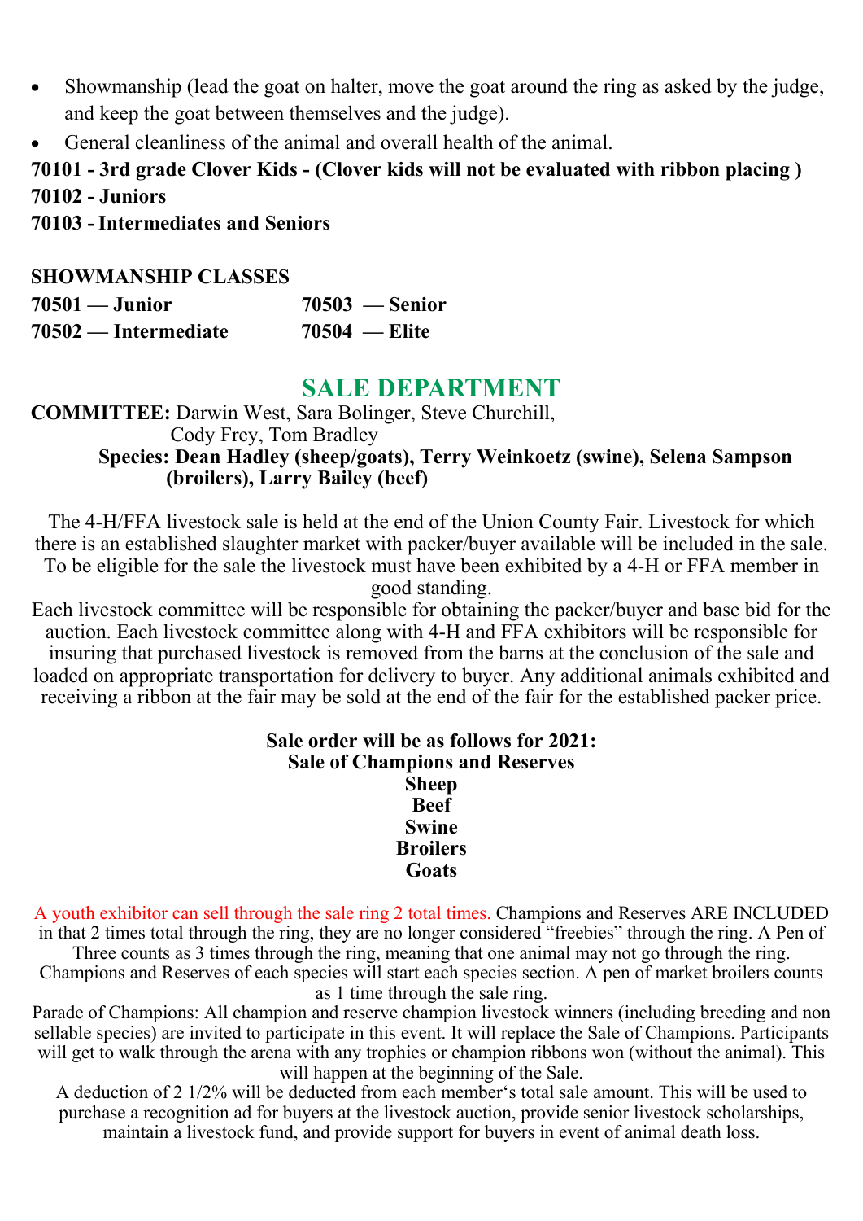- Showmanship (lead the goat on halter, move the goat around the ring as asked by the judge, and keep the goat between themselves and the judge).
- General cleanliness of the animal and overall health of the animal.

**70101 - 3rd grade Clover Kids - (Clover kids will not be evaluated with ribbon placing )**
**70102 - Juniors**
**70103 - Intermediates and Seniors**

**SHOWMANSHIP CLASSES**

**70501 — Junior**
**70502 — Intermediate**
**70503 — Senior**
**70504 — Elite**

## SALE DEPARTMENT

**COMMITTEE:** Darwin West, Sara Bolinger, Steve Churchill, Cody Frey, Tom Bradley
**Species: Dean Hadley (sheep/goats), Terry Weinkoetz (swine), Selena Sampson (broilers), Larry Bailey (beef)**

The 4-H/FFA livestock sale is held at the end of the Union County Fair. Livestock for which there is an established slaughter market with packer/buyer available will be included in the sale. To be eligible for the sale the livestock must have been exhibited by a 4-H or FFA member in good standing.

Each livestock committee will be responsible for obtaining the packer/buyer and base bid for the auction. Each livestock committee along with 4-H and FFA exhibitors will be responsible for insuring that purchased livestock is removed from the barns at the conclusion of the sale and loaded on appropriate transportation for delivery to buyer. Any additional animals exhibited and receiving a ribbon at the fair may be sold at the end of the fair for the established packer price.

**Sale order will be as follows for 2021:**
**Sale of Champions and Reserves**
**Sheep**
**Beef**
**Swine**
**Broilers**
**Goats**

A youth exhibitor can sell through the sale ring 2 total times. Champions and Reserves ARE INCLUDED in that 2 times total through the ring, they are no longer considered "freebies" through the ring. A Pen of Three counts as 3 times through the ring, meaning that one animal may not go through the ring. Champions and Reserves of each species will start each species section. A pen of market broilers counts as 1 time through the sale ring.

Parade of Champions: All champion and reserve champion livestock winners (including breeding and non sellable species) are invited to participate in this event. It will replace the Sale of Champions. Participants will get to walk through the arena with any trophies or champion ribbons won (without the animal). This will happen at the beginning of the Sale.

A deduction of 2 1/2% will be deducted from each member's total sale amount. This will be used to purchase a recognition ad for buyers at the livestock auction, provide senior livestock scholarships, maintain a livestock fund, and provide support for buyers in event of animal death loss.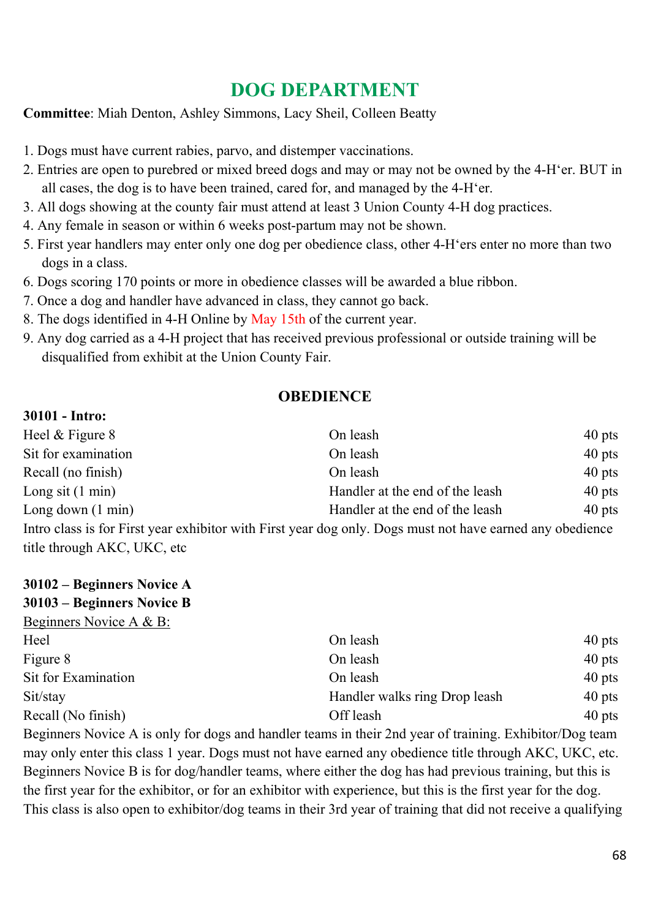# DOG DEPARTMENT

**Committee**: Miah Denton, Ashley Simmons, Lacy Sheil, Colleen Beatty

1. Dogs must have current rabies, parvo, and distemper vaccinations.
2. Entries are open to purebred or mixed breed dogs and may or may not be owned by the 4-H'er. BUT in all cases, the dog is to have been trained, cared for, and managed by the 4-H'er.
3. All dogs showing at the county fair must attend at least 3 Union County 4-H dog practices.
4. Any female in season or within 6 weeks post-partum may not be shown.
5. First year handlers may enter only one dog per obedience class, other 4-H'ers enter no more than two dogs in a class.
6. Dogs scoring 170 points or more in obedience classes will be awarded a blue ribbon.
7. Once a dog and handler have advanced in class, they cannot go back.
8. The dogs identified in 4-H Online by May 15th of the current year.
9. Any dog carried as a 4-H project that has received previous professional or outside training will be disqualified from exhibit at the Union County Fair.

## OBEDIENCE

**30101 - Intro:**

| | | |
|---|---|---|
| Heel & Figure 8 | On leash | 40 pts |
| Sit for examination | On leash | 40 pts |
| Recall (no finish) | On leash | 40 pts |
| Long sit (1 min) | Handler at the end of the leash | 40 pts |
| Long down (1 min) | Handler at the end of the leash | 40 pts |

Intro class is for First year exhibitor with First year dog only. Dogs must not have earned any obedience title through AKC, UKC, etc

**30102 – Beginners Novice A**
**30103 – Beginners Novice B**

Beginners Novice A & B:

| | | |
|---|---|---|
| Heel | On leash | 40 pts |
| Figure 8 | On leash | 40 pts |
| Sit for Examination | On leash | 40 pts |
| Sit/stay | Handler walks ring Drop leash | 40 pts |
| Recall (No finish) | Off leash | 40 pts |

Beginners Novice A is only for dogs and handler teams in their 2nd year of training. Exhibitor/Dog team may only enter this class 1 year. Dogs must not have earned any obedience title through AKC, UKC, etc. Beginners Novice B is for dog/handler teams, where either the dog has had previous training, but this is the first year for the exhibitor, or for an exhibitor with experience, but this is the first year for the dog. This class is also open to exhibitor/dog teams in their 3rd year of training that did not receive a qualifying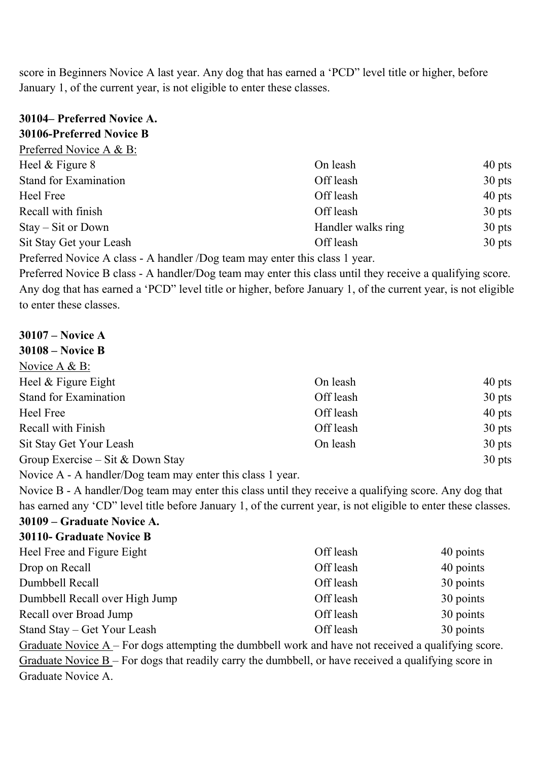score in Beginners Novice A last year. Any dog that has earned a 'PCD" level title or higher, before January 1, of the current year, is not eligible to enter these classes.

**30104– Preferred Novice A.**
**30106-Preferred Novice B**

Preferred Novice A & B:

| | | |
|---|---|---|
| Heel & Figure 8 | On leash | 40 pts |
| Stand for Examination | Off leash | 30 pts |
| Heel Free | Off leash | 40 pts |
| Recall with finish | Off leash | 30 pts |
| Stay – Sit or Down | Handler walks ring | 30 pts |
| Sit Stay Get your Leash | Off leash | 30 pts |

Preferred Novice A class - A handler /Dog team may enter this class 1 year.

Preferred Novice B class - A handler/Dog team may enter this class until they receive a qualifying score. Any dog that has earned a 'PCD" level title or higher, before January 1, of the current year, is not eligible to enter these classes.

**30107 – Novice A**
**30108 – Novice B**

Novice A & B:

| | | |
|---|---|---|
| Heel & Figure Eight | On leash | 40 pts |
| Stand for Examination | Off leash | 30 pts |
| Heel Free | Off leash | 40 pts |
| Recall with Finish | Off leash | 30 pts |
| Sit Stay Get Your Leash | On leash | 30 pts |
| Group Exercise – Sit & Down Stay | | 30 pts |

Novice A - A handler/Dog team may enter this class 1 year.

Novice B - A handler/Dog team may enter this class until they receive a qualifying score. Any dog that has earned any 'CD" level title before January 1, of the current year, is not eligible to enter these classes.

**30109 – Graduate Novice A.**
**30110- Graduate Novice B**

| | | |
|---|---|---|
| Heel Free and Figure Eight | Off leash | 40 points |
| Drop on Recall | Off leash | 40 points |
| Dumbbell Recall | Off leash | 30 points |
| Dumbbell Recall over High Jump | Off leash | 30 points |
| Recall over Broad Jump | Off leash | 30 points |
| Stand Stay – Get Your Leash | Off leash | 30 points |

Graduate Novice A – For dogs attempting the dumbbell work and have not received a qualifying score.

Graduate Novice B – For dogs that readily carry the dumbbell, or have received a qualifying score in Graduate Novice A.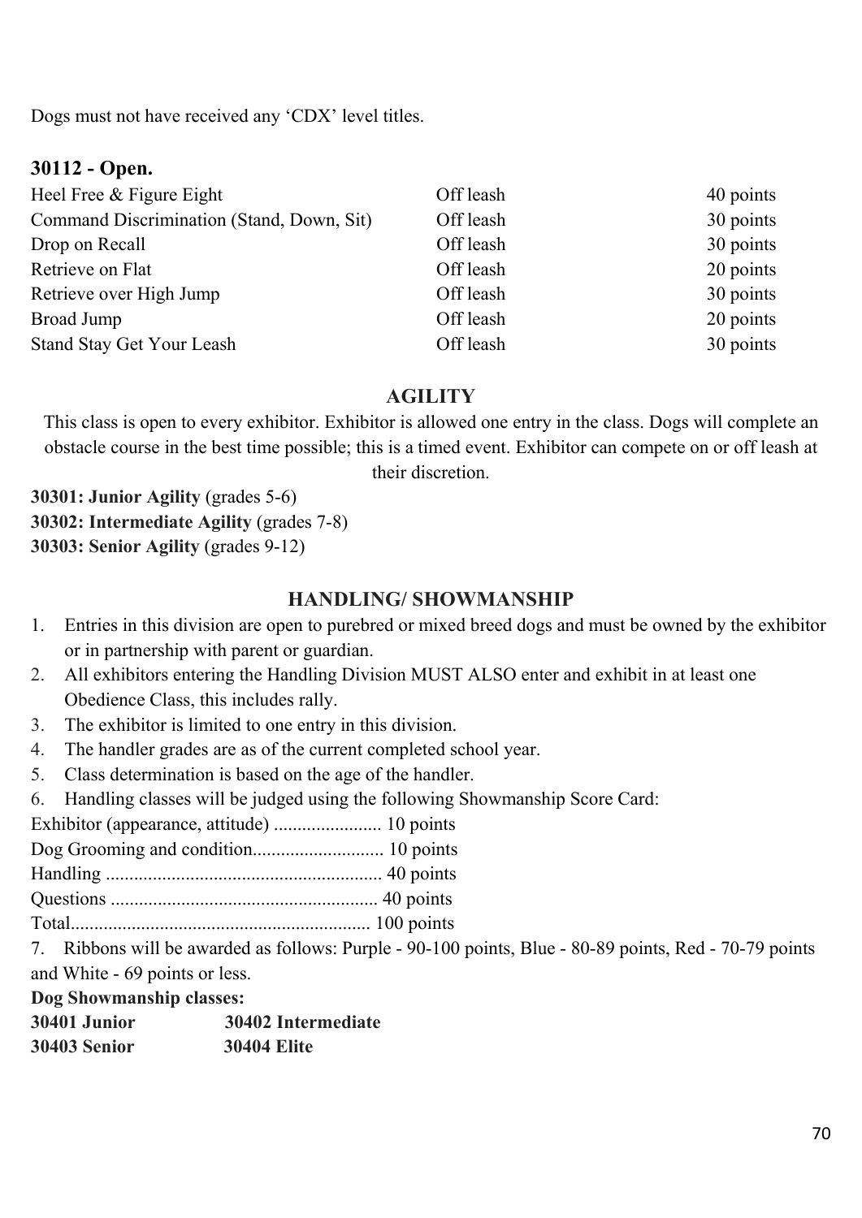Dogs must not have received any 'CDX' level titles.

### 30112 - Open.

| | | |
|---|---|---|
| Heel Free & Figure Eight | Off leash | 40 points |
| Command Discrimination (Stand, Down, Sit) | Off leash | 30 points |
| Drop on Recall | Off leash | 30 points |
| Retrieve on Flat | Off leash | 20 points |
| Retrieve over High Jump | Off leash | 30 points |
| Broad Jump | Off leash | 20 points |
| Stand Stay Get Your Leash | Off leash | 30 points |

## AGILITY

This class is open to every exhibitor. Exhibitor is allowed one entry in the class. Dogs will complete an obstacle course in the best time possible; this is a timed event. Exhibitor can compete on or off leash at their discretion.

**30301: Junior Agility** (grades 5-6)
**30302: Intermediate Agility** (grades 7-8)
**30303: Senior Agility** (grades 9-12)

## HANDLING/ SHOWMANSHIP

1. Entries in this division are open to purebred or mixed breed dogs and must be owned by the exhibitor or in partnership with parent or guardian.
2. All exhibitors entering the Handling Division MUST ALSO enter and exhibit in at least one Obedience Class, this includes rally.
3. The exhibitor is limited to one entry in this division.
4. The handler grades are as of the current completed school year.
5. Class determination is based on the age of the handler.
6. Handling classes will be judged using the following Showmanship Score Card:

Exhibitor (appearance, attitude) ...................... 10 points
Dog Grooming and condition........................... 10 points
Handling .......................................................... 40 points
Questions ........................................................ 40 points
Total............................................................... 100 points

7. Ribbons will be awarded as follows: Purple - 90-100 points, Blue - 80-89 points, Red - 70-79 points and White - 69 points or less.

**Dog Showmanship classes:**

**30401 Junior** **30402 Intermediate**
**30403 Senior** **30404 Elite**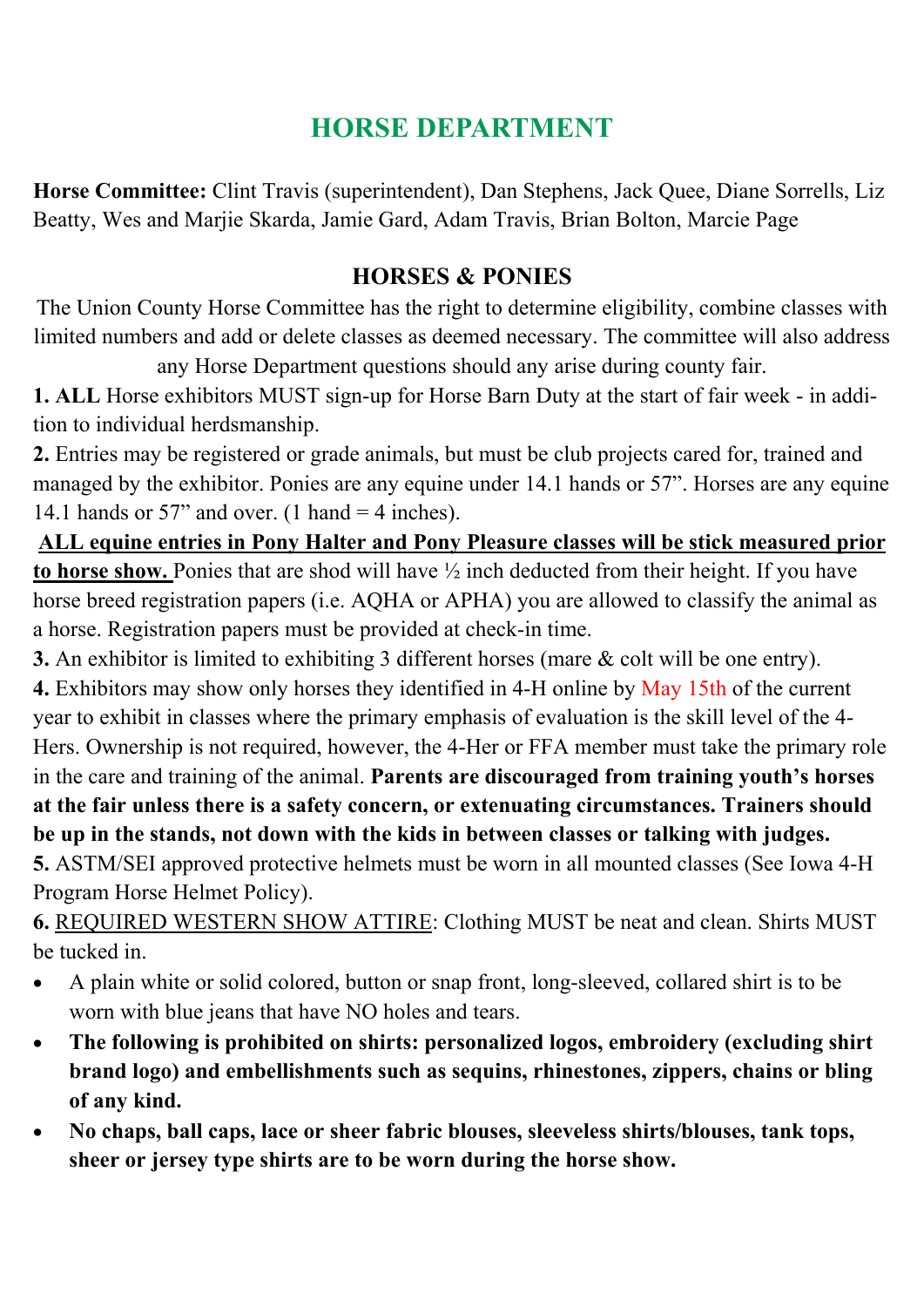# HORSE DEPARTMENT

**Horse Committee:** Clint Travis (superintendent), Dan Stephens, Jack Quee, Diane Sorrells, Liz Beatty, Wes and Marjie Skarda, Jamie Gard, Adam Travis, Brian Bolton, Marcie Page

## HORSES & PONIES

The Union County Horse Committee has the right to determine eligibility, combine classes with limited numbers and add or delete classes as deemed necessary. The committee will also address any Horse Department questions should any arise during county fair.

**1. ALL** Horse exhibitors MUST sign-up for Horse Barn Duty at the start of fair week - in addition to individual herdsmanship.

**2.** Entries may be registered or grade animals, but must be club projects cared for, trained and managed by the exhibitor. Ponies are any equine under 14.1 hands or 57". Horses are any equine 14.1 hands or 57" and over. (1 hand = 4 inches).

**ALL equine entries in Pony Halter and Pony Pleasure classes will be stick measured prior to horse show.** Ponies that are shod will have ½ inch deducted from their height. If you have horse breed registration papers (i.e. AQHA or APHA) you are allowed to classify the animal as a horse. Registration papers must be provided at check-in time.

**3.** An exhibitor is limited to exhibiting 3 different horses (mare & colt will be one entry).

**4.** Exhibitors may show only horses they identified in 4-H online by May 15th of the current year to exhibit in classes where the primary emphasis of evaluation is the skill level of the 4-Hers. Ownership is not required, however, the 4-Her or FFA member must take the primary role in the care and training of the animal. **Parents are discouraged from training youth's horses at the fair unless there is a safety concern, or extenuating circumstances. Trainers should be up in the stands, not down with the kids in between classes or talking with judges.**

**5.** ASTM/SEI approved protective helmets must be worn in all mounted classes (See Iowa 4-H Program Horse Helmet Policy).

**6.** REQUIRED WESTERN SHOW ATTIRE: Clothing MUST be neat and clean. Shirts MUST be tucked in.

- A plain white or solid colored, button or snap front, long-sleeved, collared shirt is to be worn with blue jeans that have NO holes and tears.
- **The following is prohibited on shirts: personalized logos, embroidery (excluding shirt brand logo) and embellishments such as sequins, rhinestones, zippers, chains or bling of any kind.**
- **No chaps, ball caps, lace or sheer fabric blouses, sleeveless shirts/blouses, tank tops, sheer or jersey type shirts are to be worn during the horse show.**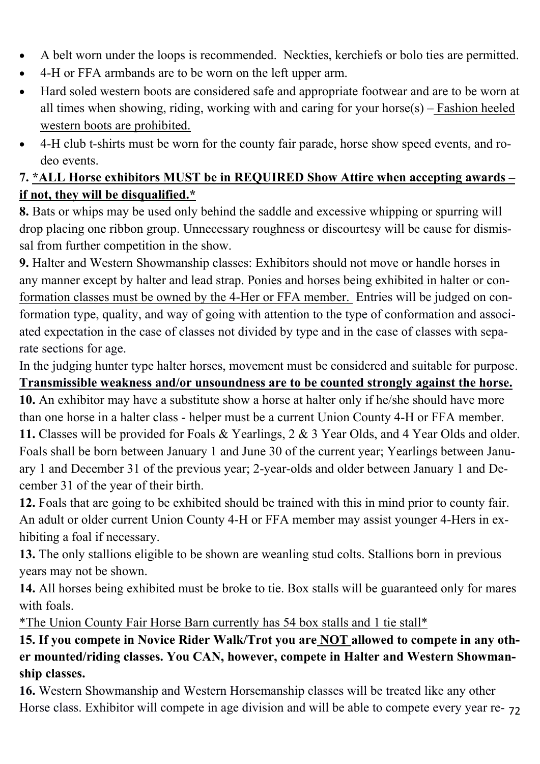- A belt worn under the loops is recommended.  Neckties, kerchiefs or bolo ties are permitted.
- 4-H or FFA armbands are to be worn on the left upper arm.
- Hard soled western boots are considered safe and appropriate footwear and are to be worn at all times when showing, riding, working with and caring for your horse(s) – Fashion heeled western boots are prohibited.
- 4-H club t-shirts must be worn for the county fair parade, horse show speed events, and rodeo events.

**7. \*ALL Horse exhibitors MUST be in REQUIRED Show Attire when accepting awards – if not, they will be disqualified.\***

**8.** Bats or whips may be used only behind the saddle and excessive whipping or spurring will drop placing one ribbon group. Unnecessary roughness or discourtesy will be cause for dismissal from further competition in the show.

**9.** Halter and Western Showmanship classes: Exhibitors should not move or handle horses in any manner except by halter and lead strap. Ponies and horses being exhibited in halter or conformation classes must be owned by the 4-Her or FFA member.  Entries will be judged on conformation type, quality, and way of going with attention to the type of conformation and associated expectation in the case of classes not divided by type and in the case of classes with separate sections for age.

In the judging hunter type halter horses, movement must be considered and suitable for purpose. **Transmissible weakness and/or unsoundness are to be counted strongly against the horse.**

**10.** An exhibitor may have a substitute show a horse at halter only if he/she should have more than one horse in a halter class - helper must be a current Union County 4-H or FFA member.

**11.** Classes will be provided for Foals & Yearlings, 2 & 3 Year Olds, and 4 Year Olds and older. Foals shall be born between January 1 and June 30 of the current year; Yearlings between January 1 and December 31 of the previous year; 2-year-olds and older between January 1 and December 31 of the year of their birth.

**12.** Foals that are going to be exhibited should be trained with this in mind prior to county fair. An adult or older current Union County 4-H or FFA member may assist younger 4-Hers in exhibiting a foal if necessary.

**13.** The only stallions eligible to be shown are weanling stud colts. Stallions born in previous years may not be shown.

**14.** All horses being exhibited must be broke to tie. Box stalls will be guaranteed only for mares with foals.

*The Union County Fair Horse Barn currently has 54 box stalls and 1 tie stall*

**15. If you compete in Novice Rider Walk/Trot you are NOT allowed to compete in any other mounted/riding classes. You CAN, however, compete in Halter and Western Showmanship classes.**

**16.** Western Showmanship and Western Horsemanship classes will be treated like any other Horse class. Exhibitor will compete in age division and will be able to compete every year re-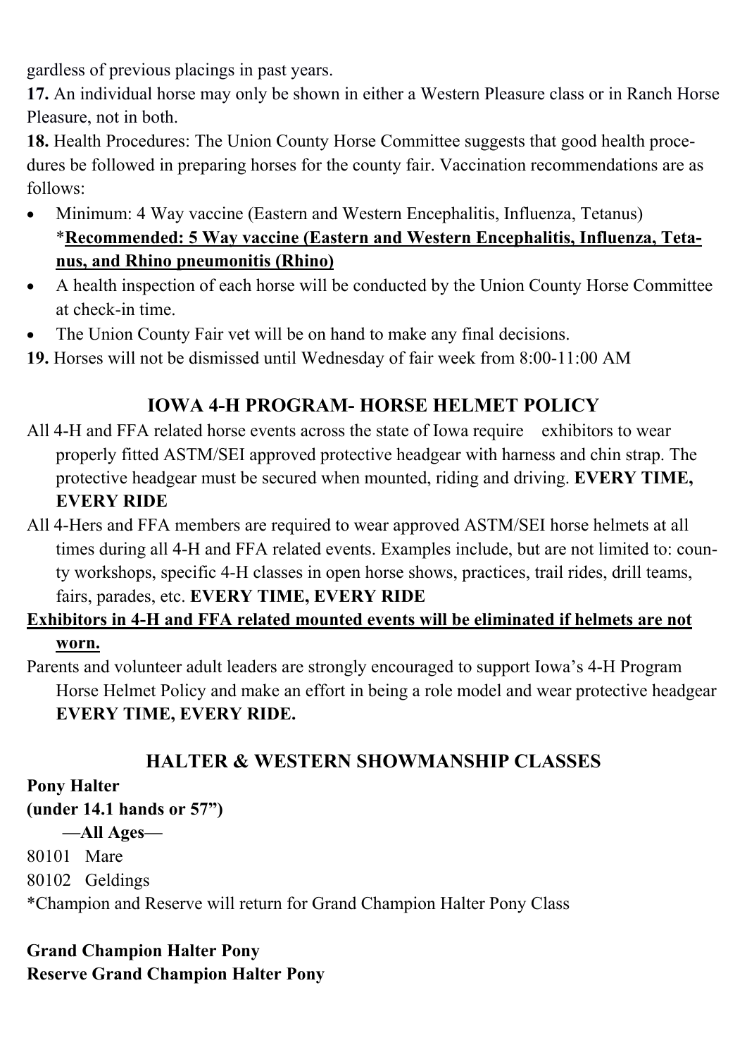gardless of previous placings in past years.

**17.** An individual horse may only be shown in either a Western Pleasure class or in Ranch Horse Pleasure, not in both.

**18.** Health Procedures: The Union County Horse Committee suggests that good health procedures be followed in preparing horses for the county fair. Vaccination recommendations are as follows:

- Minimum: 4 Way vaccine (Eastern and Western Encephalitis, Influenza, Tetanus) *<u>**Recommended: 5 Way vaccine (Eastern and Western Encephalitis, Influenza, Tetanus, and Rhino pneumonitis (Rhino)**</u>
- A health inspection of each horse will be conducted by the Union County Horse Committee at check-in time.
- The Union County Fair vet will be on hand to make any final decisions.

**19.** Horses will not be dismissed until Wednesday of fair week from 8:00-11:00 AM

## IOWA 4-H PROGRAM- HORSE HELMET POLICY

All 4-H and FFA related horse events across the state of Iowa require exhibitors to wear properly fitted ASTM/SEI approved protective headgear with harness and chin strap. The protective headgear must be secured when mounted, riding and driving. **EVERY TIME, EVERY RIDE**

All 4-Hers and FFA members are required to wear approved ASTM/SEI horse helmets at all times during all 4-H and FFA related events. Examples include, but are not limited to: county workshops, specific 4-H classes in open horse shows, practices, trail rides, drill teams, fairs, parades, etc. **EVERY TIME, EVERY RIDE**

<u>**Exhibitors in 4-H and FFA related mounted events will be eliminated if helmets are not worn.**</u>

Parents and volunteer adult leaders are strongly encouraged to support Iowa's 4-H Program Horse Helmet Policy and make an effort in being a role model and wear protective headgear **EVERY TIME, EVERY RIDE.**

## HALTER & WESTERN SHOWMANSHIP CLASSES

**Pony Halter**
**(under 14.1 hands or 57")**

**—All Ages—**

80101 Mare
80102 Geldings

*Champion and Reserve will return for Grand Champion Halter Pony Class

**Grand Champion Halter Pony**
**Reserve Grand Champion Halter Pony**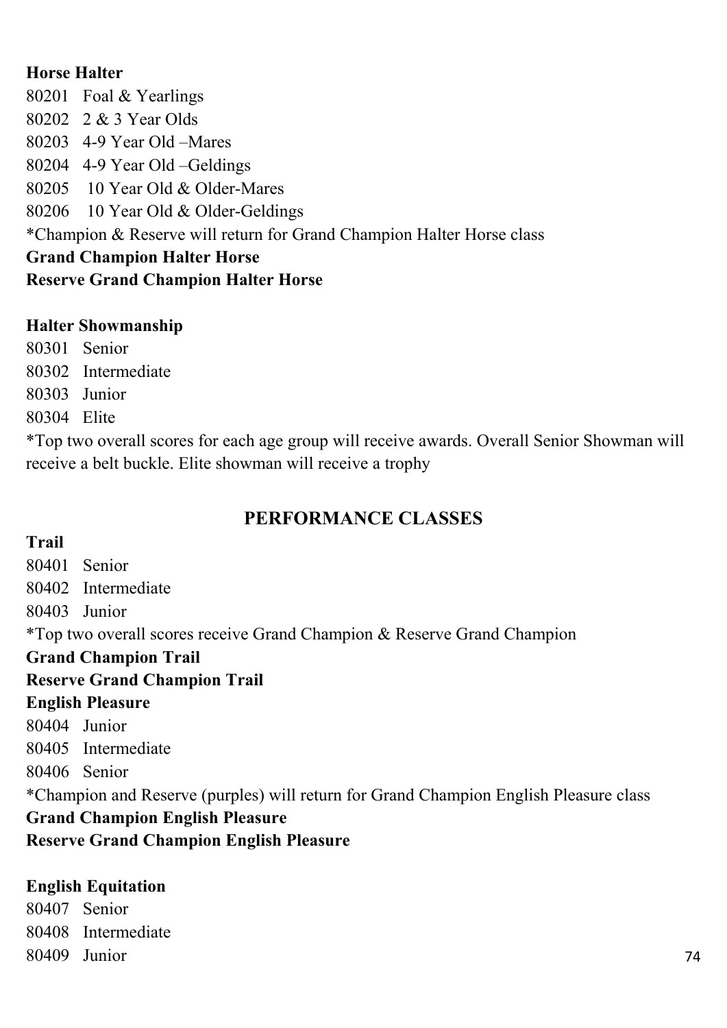**Horse Halter**

80201 Foal & Yearlings
80202 2 & 3 Year Olds
80203 4-9 Year Old –Mares
80204 4-9 Year Old –Geldings
80205 10 Year Old & Older-Mares
80206 10 Year Old & Older-Geldings
*Champion & Reserve will return for Grand Champion Halter Horse class
**Grand Champion Halter Horse**
**Reserve Grand Champion Halter Horse**

**Halter Showmanship**

80301 Senior
80302 Intermediate
80303 Junior
80304 Elite
*Top two overall scores for each age group will receive awards. Overall Senior Showman will receive a belt buckle. Elite showman will receive a trophy

## PERFORMANCE CLASSES

**Trail**

80401 Senior
80402 Intermediate
80403 Junior
*Top two overall scores receive Grand Champion & Reserve Grand Champion
**Grand Champion Trail**
**Reserve Grand Champion Trail**

**English Pleasure**

80404 Junior
80405 Intermediate
80406 Senior
*Champion and Reserve (purples) will return for Grand Champion English Pleasure class
**Grand Champion English Pleasure**
**Reserve Grand Champion English Pleasure**

**English Equitation**

80407 Senior
80408 Intermediate
80409 Junior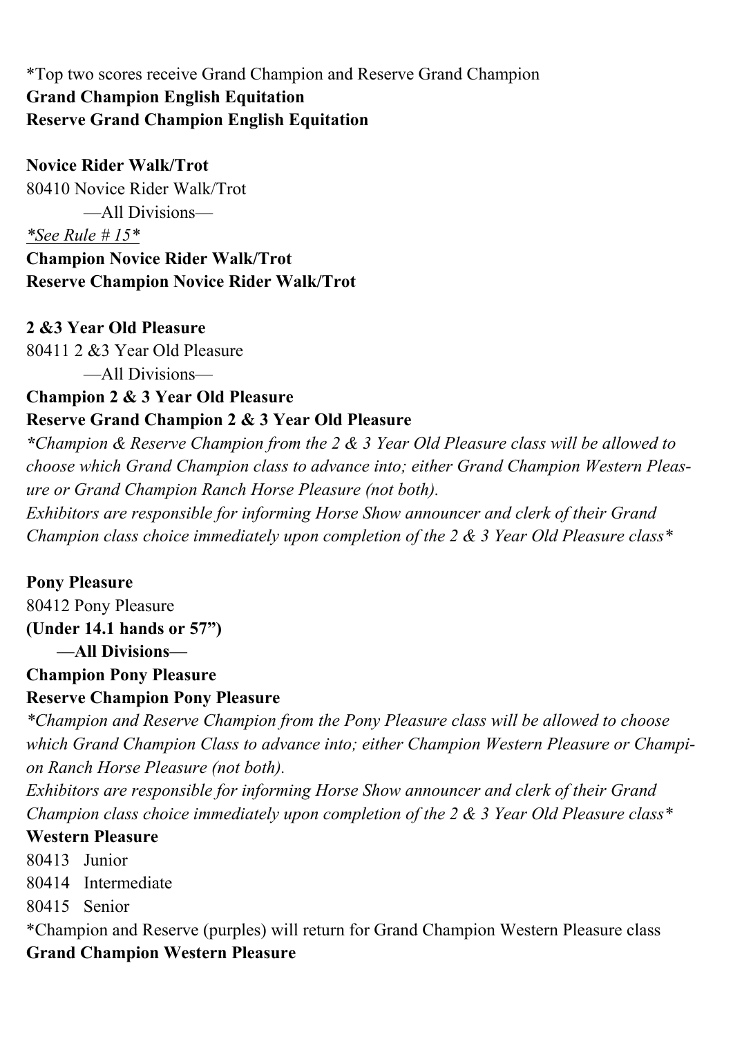*Top two scores receive Grand Champion and Reserve Grand Champion

**Grand Champion English Equitation**

**Reserve Grand Champion English Equitation**

**Novice Rider Walk/Trot**

80410 Novice Rider Walk/Trot

—All Divisions—

*<u>*See Rule # 15*</u>*

**Champion Novice Rider Walk/Trot**

**Reserve Champion Novice Rider Walk/Trot**

**2 &3 Year Old Pleasure**

80411 2 &3 Year Old Pleasure

—All Divisions—

**Champion 2 & 3 Year Old Pleasure**

**Reserve Grand Champion 2 & 3 Year Old Pleasure**

***Champion & Reserve Champion from the 2 & 3 Year Old Pleasure class will be allowed to choose which Grand Champion class to advance into; either Grand Champion Western Pleasure or Grand Champion Ranch Horse Pleasure (not both).*

*Exhibitors are responsible for informing Horse Show announcer and clerk of their Grand Champion class choice immediately upon completion of the 2 & 3 Year Old Pleasure class**

**Pony Pleasure**

80412 Pony Pleasure

**(Under 14.1 hands or 57")**

**—All Divisions—**

**Champion Pony Pleasure**

**Reserve Champion Pony Pleasure**

**Champion and Reserve Champion from the Pony Pleasure class will be allowed to choose which Grand Champion Class to advance into; either Champion Western Pleasure or Champion Ranch Horse Pleasure (not both).*

*Exhibitors are responsible for informing Horse Show announcer and clerk of their Grand Champion class choice immediately upon completion of the 2 & 3 Year Old Pleasure class**

**Western Pleasure**

80413 Junior

80414 Intermediate

80415 Senior

*Champion and Reserve (purples) will return for Grand Champion Western Pleasure class

**Grand Champion Western Pleasure**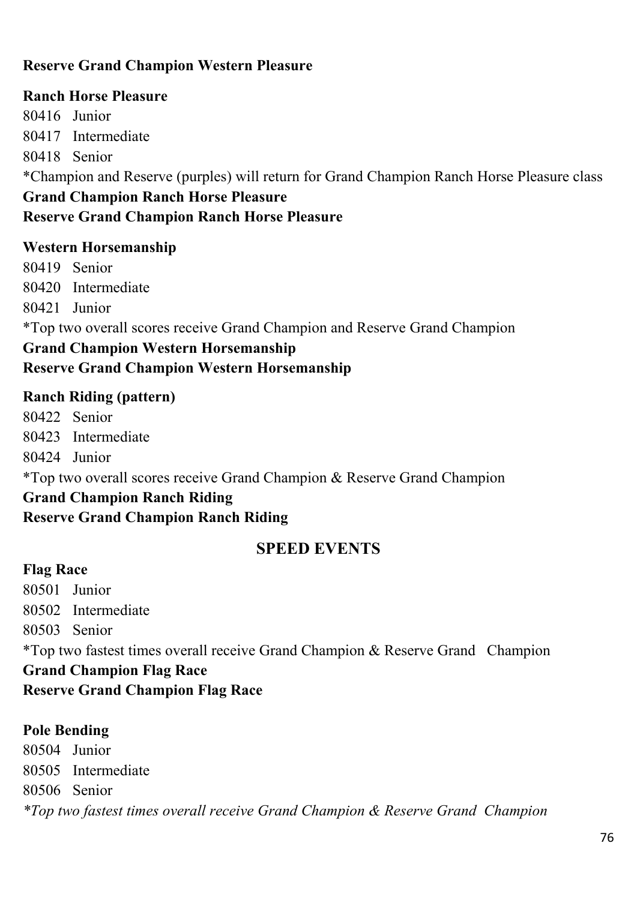**Reserve Grand Champion Western Pleasure**

**Ranch Horse Pleasure**

80416 Junior
80417 Intermediate
80418 Senior
*Champion and Reserve (purples) will return for Grand Champion Ranch Horse Pleasure class
**Grand Champion Ranch Horse Pleasure**
**Reserve Grand Champion Ranch Horse Pleasure**

**Western Horsemanship**

80419 Senior
80420 Intermediate
80421 Junior
*Top two overall scores receive Grand Champion and Reserve Grand Champion
**Grand Champion Western Horsemanship**
**Reserve Grand Champion Western Horsemanship**

**Ranch Riding (pattern)**

80422 Senior
80423 Intermediate
80424 Junior
*Top two overall scores receive Grand Champion & Reserve Grand Champion
**Grand Champion Ranch Riding**
**Reserve Grand Champion Ranch Riding**

## SPEED EVENTS

**Flag Race**

80501 Junior
80502 Intermediate
80503 Senior
*Top two fastest times overall receive Grand Champion & Reserve Grand Champion
**Grand Champion Flag Race**
**Reserve Grand Champion Flag Race**

**Pole Bending**

80504 Junior
80505 Intermediate
80506 Senior
*\*Top two fastest times overall receive Grand Champion & Reserve Grand Champion*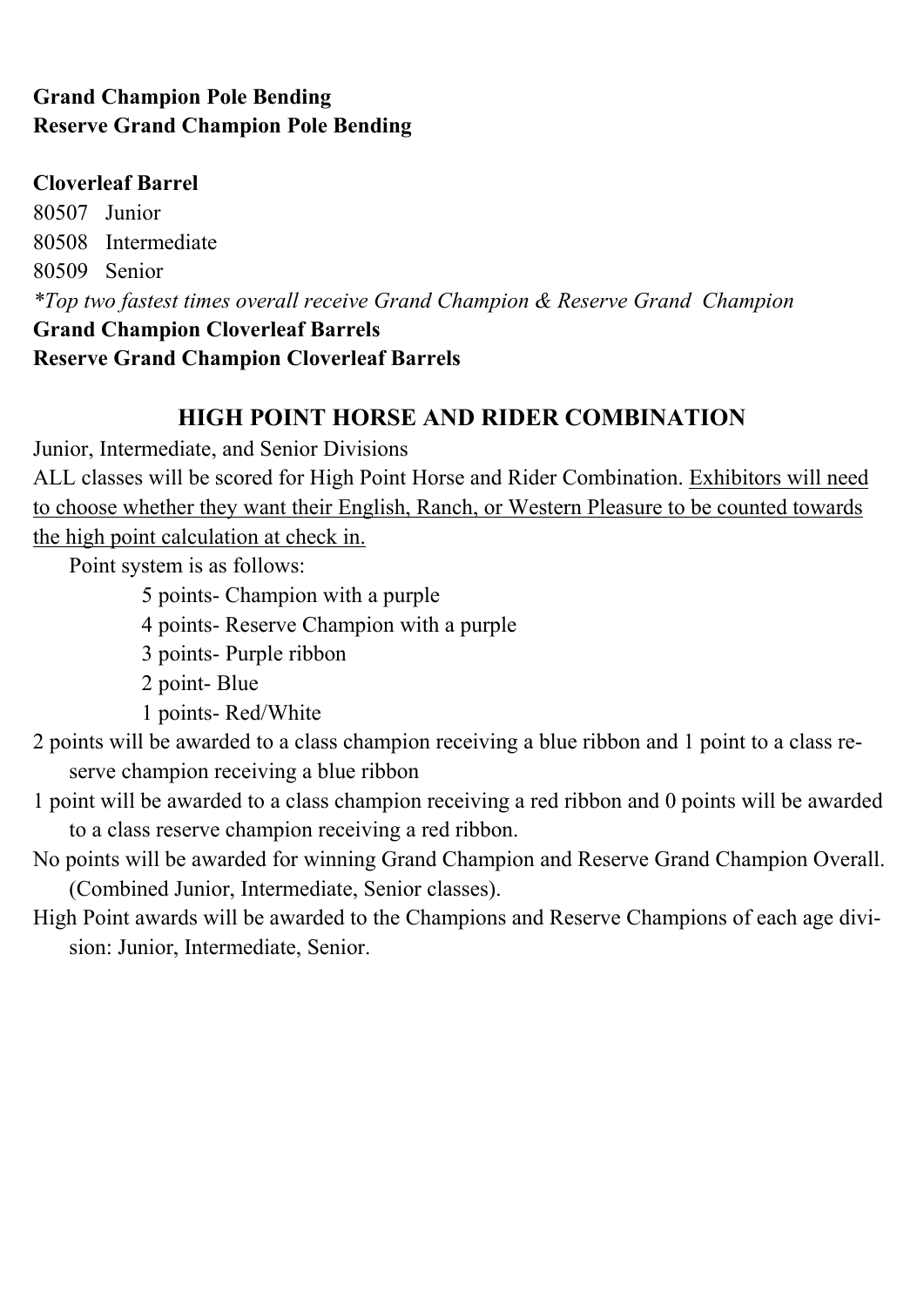**Grand Champion Pole Bending**
**Reserve Grand Champion Pole Bending**

**Cloverleaf Barrel**

80507 Junior
80508 Intermediate
80509 Senior

*\*Top two fastest times overall receive Grand Champion & Reserve Grand Champion*

**Grand Champion Cloverleaf Barrels**
**Reserve Grand Champion Cloverleaf Barrels**

## HIGH POINT HORSE AND RIDER COMBINATION

Junior, Intermediate, and Senior Divisions

ALL classes will be scored for High Point Horse and Rider Combination. Exhibitors will need to choose whether they want their English, Ranch, or Western Pleasure to be counted towards the high point calculation at check in.

Point system is as follows:

- 5 points- Champion with a purple
- 4 points- Reserve Champion with a purple
- 3 points- Purple ribbon
- 2 point- Blue
- 1 points- Red/White

2 points will be awarded to a class champion receiving a blue ribbon and 1 point to a class reserve champion receiving a blue ribbon

1 point will be awarded to a class champion receiving a red ribbon and 0 points will be awarded to a class reserve champion receiving a red ribbon.

No points will be awarded for winning Grand Champion and Reserve Grand Champion Overall. (Combined Junior, Intermediate, Senior classes).

High Point awards will be awarded to the Champions and Reserve Champions of each age division: Junior, Intermediate, Senior.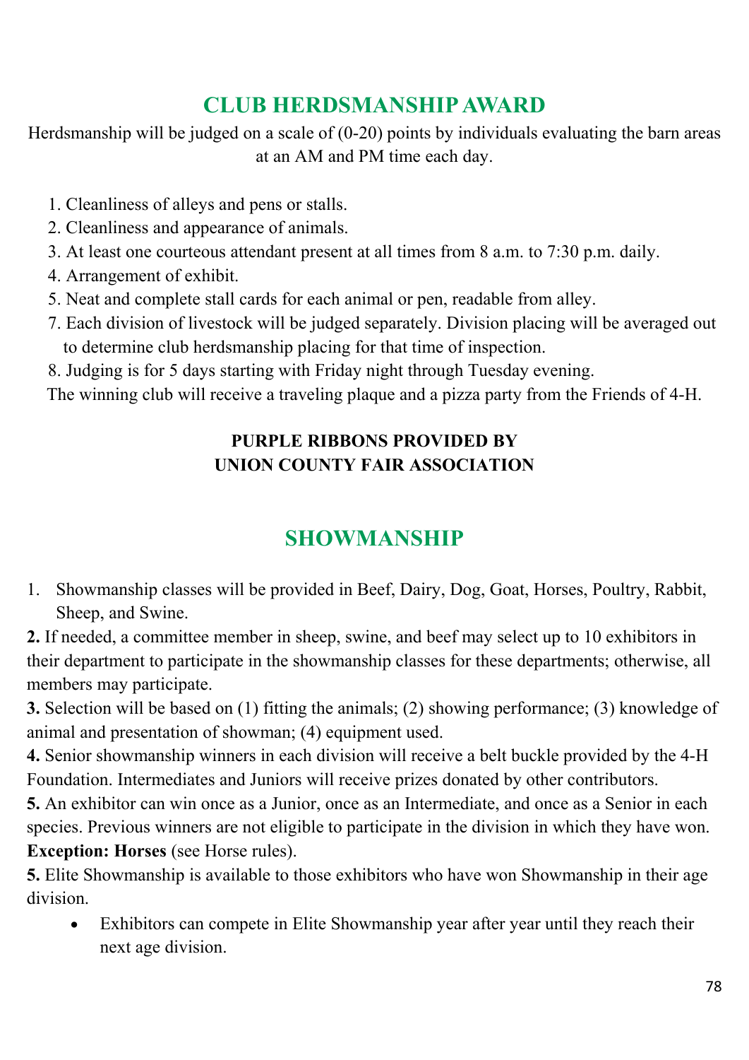## CLUB HERDSMANSHIP AWARD

Herdsmanship will be judged on a scale of (0-20) points by individuals evaluating the barn areas at an AM and PM time each day.

1. Cleanliness of alleys and pens or stalls.
2. Cleanliness and appearance of animals.
3. At least one courteous attendant present at all times from 8 a.m. to 7:30 p.m. daily.
4. Arrangement of exhibit.
5. Neat and complete stall cards for each animal or pen, readable from alley.
7. Each division of livestock will be judged separately. Division placing will be averaged out to determine club herdsmanship placing for that time of inspection.
8. Judging is for 5 days starting with Friday night through Tuesday evening.

The winning club will receive a traveling plaque and a pizza party from the Friends of 4-H.

**PURPLE RIBBONS PROVIDED BY**
**UNION COUNTY FAIR ASSOCIATION**

## SHOWMANSHIP

1. Showmanship classes will be provided in Beef, Dairy, Dog, Goat, Horses, Poultry, Rabbit, Sheep, and Swine.

**2.** If needed, a committee member in sheep, swine, and beef may select up to 10 exhibitors in their department to participate in the showmanship classes for these departments; otherwise, all members may participate.

**3.** Selection will be based on (1) fitting the animals; (2) showing performance; (3) knowledge of animal and presentation of showman; (4) equipment used.

**4.** Senior showmanship winners in each division will receive a belt buckle provided by the 4-H Foundation. Intermediates and Juniors will receive prizes donated by other contributors.

**5.** An exhibitor can win once as a Junior, once as an Intermediate, and once as a Senior in each species. Previous winners are not eligible to participate in the division in which they have won. **Exception: Horses** (see Horse rules).

**5.** Elite Showmanship is available to those exhibitors who have won Showmanship in their age division.

- Exhibitors can compete in Elite Showmanship year after year until they reach their next age division.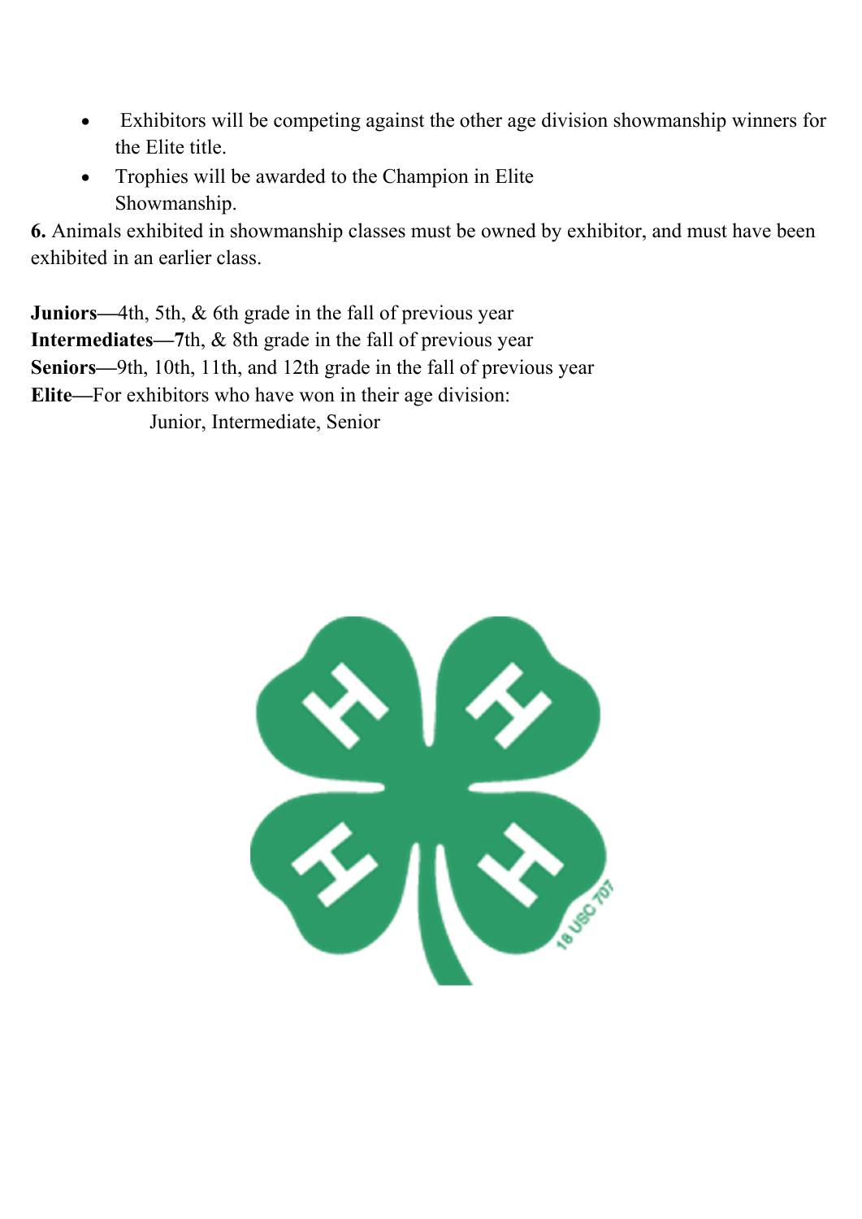- Exhibitors will be competing against the other age division showmanship winners for the Elite title.
- Trophies will be awarded to the Champion in Elite Showmanship.

**6.** Animals exhibited in showmanship classes must be owned by exhibitor, and must have been exhibited in an earlier class.

**Juniors—**4th, 5th, & 6th grade in the fall of previous year
**Intermediates—7**th, & 8th grade in the fall of previous year
**Seniors—**9th, 10th, 11th, and 12th grade in the fall of previous year
**Elite—**For exhibitors who have won in their age division:
Junior, Intermediate, Senior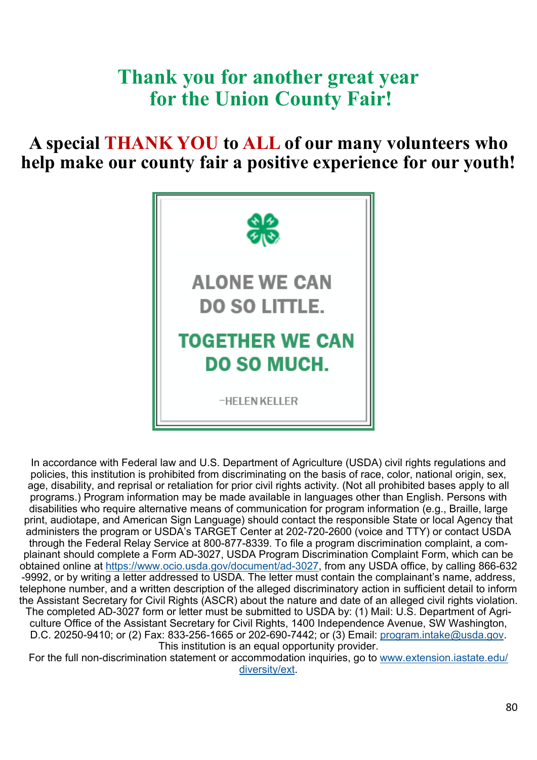# Thank you for another great year for the Union County Fair!

## A special **THANK YOU** to **ALL** of our many volunteers who help make our county fair a positive experience for our youth!

ALONE WE CAN DO SO LITTLE.

TOGETHER WE CAN DO SO MUCH.

–HELEN KELLER

In accordance with Federal law and U.S. Department of Agriculture (USDA) civil rights regulations and policies, this institution is prohibited from discriminating on the basis of race, color, national origin, sex, age, disability, and reprisal or retaliation for prior civil rights activity. (Not all prohibited bases apply to all programs.) Program information may be made available in languages other than English. Persons with disabilities who require alternative means of communication for program information (e.g., Braille, large print, audiotape, and American Sign Language) should contact the responsible State or local Agency that administers the program or USDA's TARGET Center at 202-720-2600 (voice and TTY) or contact USDA through the Federal Relay Service at 800-877-8339. To file a program discrimination complaint, a complainant should complete a Form AD-3027, USDA Program Discrimination Complaint Form, which can be obtained online at https://www.ocio.usda.gov/document/ad-3027, from any USDA office, by calling 866-632-9992, or by writing a letter addressed to USDA. The letter must contain the complainant's name, address, telephone number, and a written description of the alleged discriminatory action in sufficient detail to inform the Assistant Secretary for Civil Rights (ASCR) about the nature and date of an alleged civil rights violation. The completed AD-3027 form or letter must be submitted to USDA by: (1) Mail: U.S. Department of Agriculture Office of the Assistant Secretary for Civil Rights, 1400 Independence Avenue, SW Washington, D.C. 20250-9410; or (2) Fax: 833-256-1665 or 202-690-7442; or (3) Email: program.intake@usda.gov. This institution is an equal opportunity provider.

For the full non-discrimination statement or accommodation inquiries, go to www.extension.iastate.edu/diversity/ext.